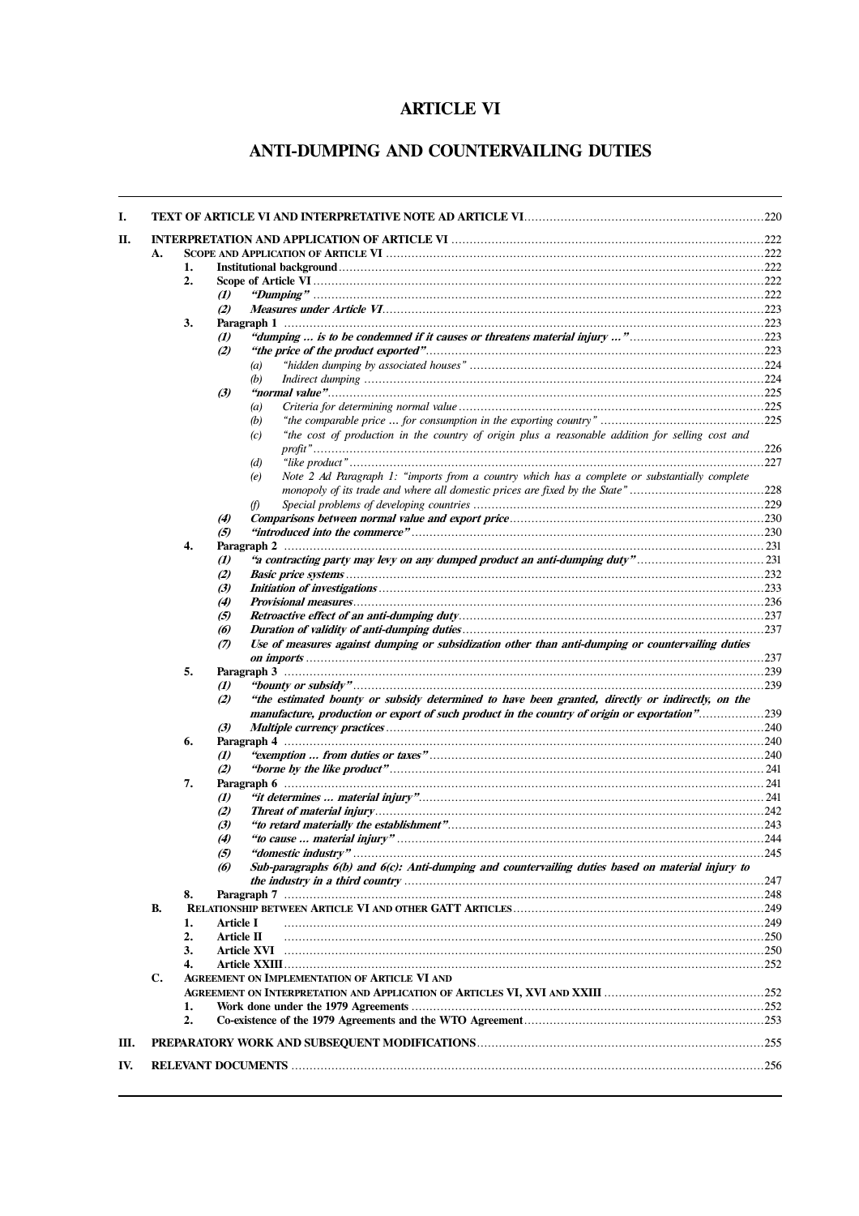# ARTICLE VI

## ANTI-DUMPING AND COUNTERVAILING DUTIES

- **I. TEXT OF ARTICLE VI AND INTERPRETATIVE NOTE AD ARTICLE VI** ....220
- **II. INTERPRETATION AND APPLICATION OF ARTICLE VI** ....222
  - **A. SCOPE AND APPLICATION OF ARTICLE VI** ....222
    - **1. Institutional background** ....222
    - **2. Scope of Article VI** ....222
      - ***(1) "Dumping"*** ....222
      - ***(2) Measures under Article VI*** ....223
    - **3. Paragraph 1** ....223
      - ***(1) "dumping … is to be condemned if it causes or threatens material injury …"*** ....223
      - ***(2) "the price of the product exported"*** ....223
        - *(a) "hidden dumping by associated houses"* ....224
        - *(b) Indirect dumping* ....224
      - ***(3) "normal value"*** ....225
        - *(a) Criteria for determining normal value* ....225
        - *(b) "the comparable price … for consumption in the exporting country"* ....225
        - *(c) "the cost of production in the country of origin plus a reasonable addition for selling cost and profit"* ....226
        - *(d) "like product"* ....227
        - *(e) Note 2 Ad Paragraph 1: "imports from a country which has a complete or substantially complete monopoly of its trade and where all domestic prices are fixed by the State"* ....228
        - *(f) Special problems of developing countries* ....229
      - ***(4) Comparisons between normal value and export price*** ....230
      - ***(5) "introduced into the commerce"*** ....230
    - **4. Paragraph 2** ....231
      - ***(1) "a contracting party may levy on any dumped product an anti-dumping duty"*** ....231
      - ***(2) Basic price systems*** ....232
      - ***(3) Initiation of investigations*** ....233
      - ***(4) Provisional measures*** ....236
      - ***(5) Retroactive effect of an anti-dumping duty*** ....237
      - ***(6) Duration of validity of anti-dumping duties*** ....237
      - ***(7) Use of measures against dumping or subsidization other than anti-dumping or countervailing duties on imports*** ....237
    - **5. Paragraph 3** ....239
      - ***(1) "bounty or subsidy"*** ....239
      - ***(2) "the estimated bounty or subsidy determined to have been granted, directly or indirectly, on the manufacture, production or export of such product in the country of origin or exportation"*** ....239
      - ***(3) Multiple currency practices*** ....240
    - **6. Paragraph 4** ....240
      - ***(1) "exemption … from duties or taxes"*** ....240
      - ***(2) "borne by the like product"*** ....241
    - **7. Paragraph 6** ....241
      - ***(1) "it determines … material injury"*** ....241
      - ***(2) Threat of material injury*** ....242
      - ***(3) "to retard materially the establishment"*** ....243
      - ***(4) "to cause … material injury"*** ....244
      - ***(5) "domestic industry"*** ....245
      - ***(6) Sub-paragraphs 6(b) and 6(c): Anti-dumping and countervailing duties based on material injury to the industry in a third country*** ....247
    - **8. Paragraph 7** ....248
  - **B. RELATIONSHIP BETWEEN ARTICLE VI AND OTHER GATT ARTICLES** ....249
    - **1. Article I** ....249
    - **2. Article II** ....250
    - **3. Article XVI** ....250
    - **4. Article XXIII** ....252
  - **C. AGREEMENT ON IMPLEMENTATION OF ARTICLE VI AND AGREEMENT ON INTERPRETATION AND APPLICATION OF ARTICLES VI, XVI AND XXIII** ....252
    - **1. Work done under the 1979 Agreements** ....252
    - **2. Co-existence of the 1979 Agreements and the WTO Agreement** ....253
- **III. PREPARATORY WORK AND SUBSEQUENT MODIFICATIONS** ....255
- **IV. RELEVANT DOCUMENTS** ....256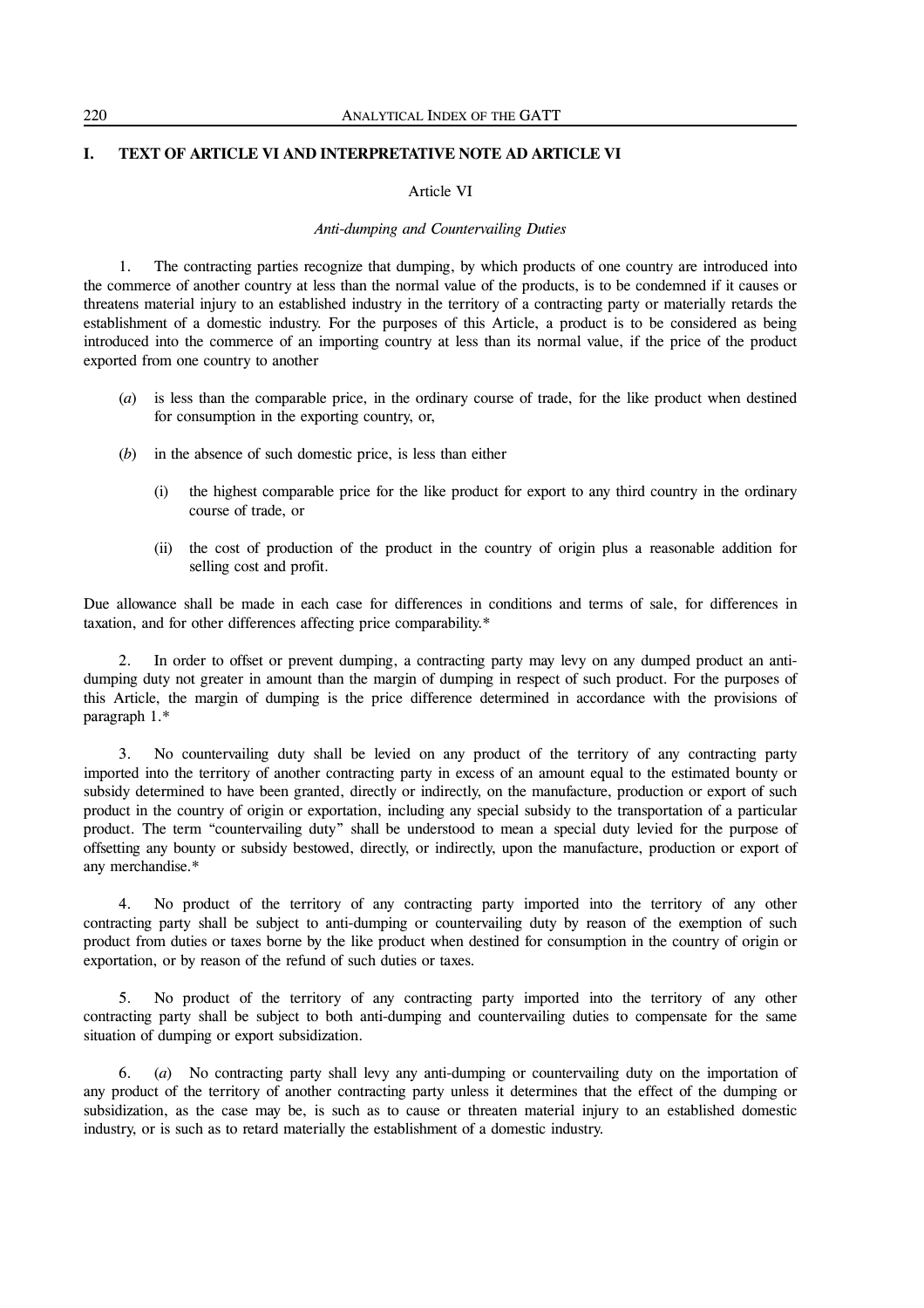## I. TEXT OF ARTICLE VI AND INTERPRETATIVE NOTE AD ARTICLE VI

Article VI

*Anti-dumping and Countervailing Duties*

1. The contracting parties recognize that dumping, by which products of one country are introduced into the commerce of another country at less than the normal value of the products, is to be condemned if it causes or threatens material injury to an established industry in the territory of a contracting party or materially retards the establishment of a domestic industry. For the purposes of this Article, a product is to be considered as being introduced into the commerce of an importing country at less than its normal value, if the price of the product exported from one country to another

- (*a*) is less than the comparable price, in the ordinary course of trade, for the like product when destined for consumption in the exporting country, or,

- (*b*) in the absence of such domestic price, is less than either

  - (i) the highest comparable price for the like product for export to any third country in the ordinary course of trade, or

  - (ii) the cost of production of the product in the country of origin plus a reasonable addition for selling cost and profit.

Due allowance shall be made in each case for differences in conditions and terms of sale, for differences in taxation, and for other differences affecting price comparability.*

2. In order to offset or prevent dumping, a contracting party may levy on any dumped product an anti-dumping duty not greater in amount than the margin of dumping in respect of such product. For the purposes of this Article, the margin of dumping is the price difference determined in accordance with the provisions of paragraph 1.*

3. No countervailing duty shall be levied on any product of the territory of any contracting party imported into the territory of another contracting party in excess of an amount equal to the estimated bounty or subsidy determined to have been granted, directly or indirectly, on the manufacture, production or export of such product in the country of origin or exportation, including any special subsidy to the transportation of a particular product. The term "countervailing duty" shall be understood to mean a special duty levied for the purpose of offsetting any bounty or subsidy bestowed, directly, or indirectly, upon the manufacture, production or export of any merchandise.*

4. No product of the territory of any contracting party imported into the territory of any other contracting party shall be subject to anti-dumping or countervailing duty by reason of the exemption of such product from duties or taxes borne by the like product when destined for consumption in the country of origin or exportation, or by reason of the refund of such duties or taxes.

5. No product of the territory of any contracting party imported into the territory of any other contracting party shall be subject to both anti-dumping and countervailing duties to compensate for the same situation of dumping or export subsidization.

6. (*a*) No contracting party shall levy any anti-dumping or countervailing duty on the importation of any product of the territory of another contracting party unless it determines that the effect of the dumping or subsidization, as the case may be, is such as to cause or threaten material injury to an established domestic industry, or is such as to retard materially the establishment of a domestic industry.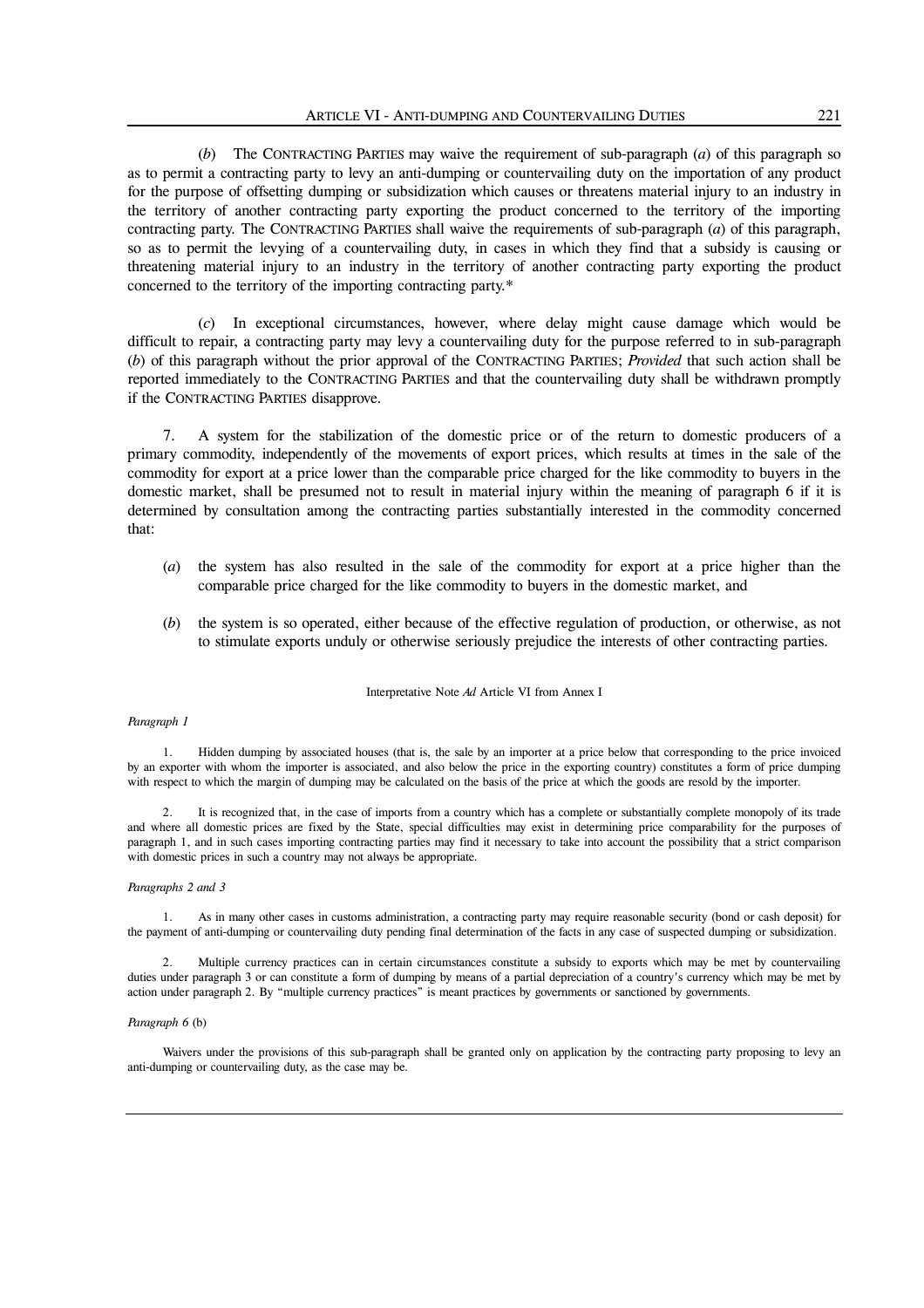(*b*) The CONTRACTING PARTIES may waive the requirement of sub-paragraph (*a*) of this paragraph so as to permit a contracting party to levy an anti-dumping or countervailing duty on the importation of any product for the purpose of offsetting dumping or subsidization which causes or threatens material injury to an industry in the territory of another contracting party exporting the product concerned to the territory of the importing contracting party. The CONTRACTING PARTIES shall waive the requirements of sub-paragraph (*a*) of this paragraph, so as to permit the levying of a countervailing duty, in cases in which they find that a subsidy is causing or threatening material injury to an industry in the territory of another contracting party exporting the product concerned to the territory of the importing contracting party.*

(*c*) In exceptional circumstances, however, where delay might cause damage which would be difficult to repair, a contracting party may levy a countervailing duty for the purpose referred to in sub-paragraph (*b*) of this paragraph without the prior approval of the CONTRACTING PARTIES; *Provided* that such action shall be reported immediately to the CONTRACTING PARTIES and that the countervailing duty shall be withdrawn promptly if the CONTRACTING PARTIES disapprove.

7. A system for the stabilization of the domestic price or of the return to domestic producers of a primary commodity, independently of the movements of export prices, which results at times in the sale of the commodity for export at a price lower than the comparable price charged for the like commodity to buyers in the domestic market, shall be presumed not to result in material injury within the meaning of paragraph 6 if it is determined by consultation among the contracting parties substantially interested in the commodity concerned that:

(*a*) the system has also resulted in the sale of the commodity for export at a price higher than the comparable price charged for the like commodity to buyers in the domestic market, and

(*b*) the system is so operated, either because of the effective regulation of production, or otherwise, as not to stimulate exports unduly or otherwise seriously prejudice the interests of other contracting parties.

Interpretative Note *Ad* Article VI from Annex I

*Paragraph 1*

1. Hidden dumping by associated houses (that is, the sale by an importer at a price below that corresponding to the price invoiced by an exporter with whom the importer is associated, and also below the price in the exporting country) constitutes a form of price dumping with respect to which the margin of dumping may be calculated on the basis of the price at which the goods are resold by the importer.

2. It is recognized that, in the case of imports from a country which has a complete or substantially complete monopoly of its trade and where all domestic prices are fixed by the State, special difficulties may exist in determining price comparability for the purposes of paragraph 1, and in such cases importing contracting parties may find it necessary to take into account the possibility that a strict comparison with domestic prices in such a country may not always be appropriate.

*Paragraphs 2 and 3*

1. As in many other cases in customs administration, a contracting party may require reasonable security (bond or cash deposit) for the payment of anti-dumping or countervailing duty pending final determination of the facts in any case of suspected dumping or subsidization.

2. Multiple currency practices can in certain circumstances constitute a subsidy to exports which may be met by countervailing duties under paragraph 3 or can constitute a form of dumping by means of a partial depreciation of a country's currency which may be met by action under paragraph 2. By "multiple currency practices" is meant practices by governments or sanctioned by governments.

*Paragraph 6* (b)

Waivers under the provisions of this sub-paragraph shall be granted only on application by the contracting party proposing to levy an anti-dumping or countervailing duty, as the case may be.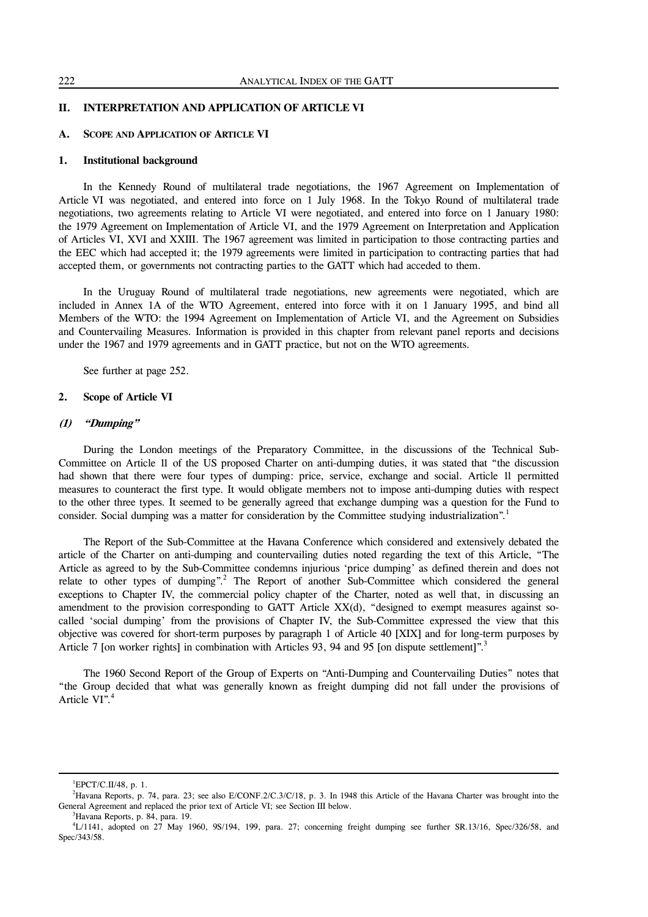## II. INTERPRETATION AND APPLICATION OF ARTICLE VI

### A. SCOPE AND APPLICATION OF ARTICLE VI

#### 1. Institutional background

In the Kennedy Round of multilateral trade negotiations, the 1967 Agreement on Implementation of Article VI was negotiated, and entered into force on 1 July 1968. In the Tokyo Round of multilateral trade negotiations, two agreements relating to Article VI were negotiated, and entered into force on 1 January 1980: the 1979 Agreement on Implementation of Article VI, and the 1979 Agreement on Interpretation and Application of Articles VI, XVI and XXIII. The 1967 agreement was limited in participation to those contracting parties and the EEC which had accepted it; the 1979 agreements were limited in participation to contracting parties that had accepted them, or governments not contracting parties to the GATT which had acceded to them.

In the Uruguay Round of multilateral trade negotiations, new agreements were negotiated, which are included in Annex 1A of the WTO Agreement, entered into force with it on 1 January 1995, and bind all Members of the WTO: the 1994 Agreement on Implementation of Article VI, and the Agreement on Subsidies and Countervailing Measures. Information is provided in this chapter from relevant panel reports and decisions under the 1967 and 1979 agreements and in GATT practice, but not on the WTO agreements.

See further at page 252.

#### 2. Scope of Article VI

##### *(1) "Dumping"*

During the London meetings of the Preparatory Committee, in the discussions of the Technical Sub-Committee on Article 11 of the US proposed Charter on anti-dumping duties, it was stated that "the discussion had shown that there were four types of dumping: price, service, exchange and social. Article 11 permitted measures to counteract the first type. It would obligate members not to impose anti-dumping duties with respect to the other three types. It seemed to be generally agreed that exchange dumping was a question for the Fund to consider. Social dumping was a matter for consideration by the Committee studying industrialization".[1]

The Report of the Sub-Committee at the Havana Conference which considered and extensively debated the article of the Charter on anti-dumping and countervailing duties noted regarding the text of this Article, "The Article as agreed to by the Sub-Committee condemns injurious 'price dumping' as defined therein and does not relate to other types of dumping".[2] The Report of another Sub-Committee which considered the general exceptions to Chapter IV, the commercial policy chapter of the Charter, noted as well that, in discussing an amendment to the provision corresponding to GATT Article XX(d), "designed to exempt measures against so-called 'social dumping' from the provisions of Chapter IV, the Sub-Committee expressed the view that this objective was covered for short-term purposes by paragraph 1 of Article 40 [XIX] and for long-term purposes by Article 7 [on worker rights] in combination with Articles 93, 94 and 95 [on dispute settlement]".[3]

The 1960 Second Report of the Group of Experts on "Anti-Dumping and Countervailing Duties" notes that "the Group decided that what was generally known as freight dumping did not fall under the provisions of Article VI".[4]

---

[1] EPCT/C.II/48, p. 1.

[2] Havana Reports, p. 74, para. 23; see also E/CONF.2/C.3/C/18, p. 3. In 1948 this Article of the Havana Charter was brought into the General Agreement and replaced the prior text of Article VI; see Section III below.

[3] Havana Reports, p. 84, para. 19.

[4] L/1141, adopted on 27 May 1960, 9S/194, 199, para. 27; concerning freight dumping see further SR.13/16, Spec/326/58, and Spec/343/58.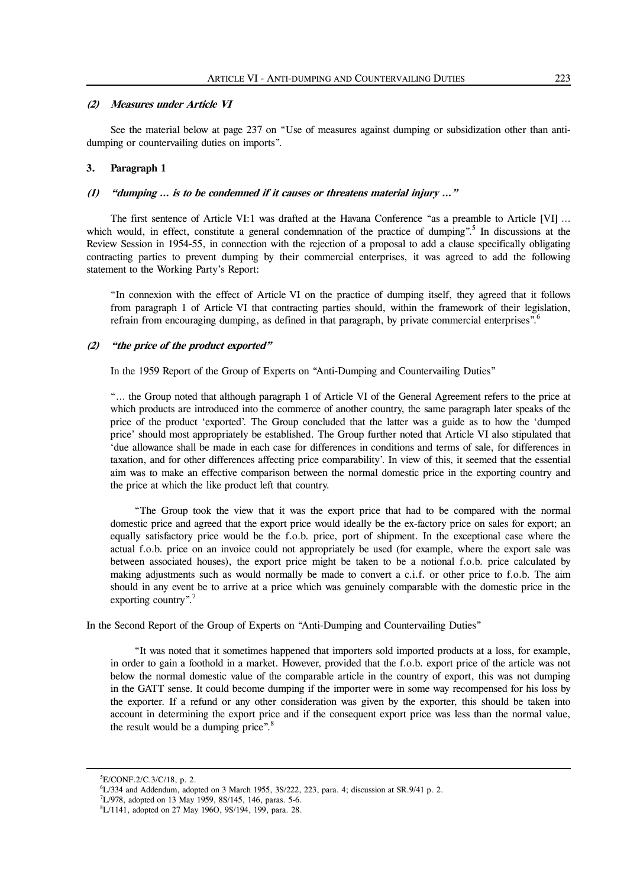#### *(2) Measures under Article VI*

See the material below at page 237 on "Use of measures against dumping or subsidization other than anti-dumping or countervailing duties on imports".

### 3. Paragraph 1

#### *(1) "dumping … is to be condemned if it causes or threatens material injury …"*

The first sentence of Article VI:1 was drafted at the Havana Conference "as a preamble to Article [VI] … which would, in effect, constitute a general condemnation of the practice of dumping".[5] In discussions at the Review Session in 1954-55, in connection with the rejection of a proposal to add a clause specifically obligating contracting parties to prevent dumping by their commercial enterprises, it was agreed to add the following statement to the Working Party's Report:

> "In connexion with the effect of Article VI on the practice of dumping itself, they agreed that it follows from paragraph 1 of Article VI that contracting parties should, within the framework of their legislation, refrain from encouraging dumping, as defined in that paragraph, by private commercial enterprises".[6]

#### *(2) "the price of the product exported"*

In the 1959 Report of the Group of Experts on "Anti-Dumping and Countervailing Duties"

> "… the Group noted that although paragraph 1 of Article VI of the General Agreement refers to the price at which products are introduced into the commerce of another country, the same paragraph later speaks of the price of the product 'exported'. The Group concluded that the latter was a guide as to how the 'dumped price' should most appropriately be established. The Group further noted that Article VI also stipulated that 'due allowance shall be made in each case for differences in conditions and terms of sale, for differences in taxation, and for other differences affecting price comparability'. In view of this, it seemed that the essential aim was to make an effective comparison between the normal domestic price in the exporting country and the price at which the like product left that country.
>
> "The Group took the view that it was the export price that had to be compared with the normal domestic price and agreed that the export price would ideally be the ex-factory price on sales for export; an equally satisfactory price would be the f.o.b. price, port of shipment. In the exceptional case where the actual f.o.b. price on an invoice could not appropriately be used (for example, where the export sale was between associated houses), the export price might be taken to be a notional f.o.b. price calculated by making adjustments such as would normally be made to convert a c.i.f. or other price to f.o.b. The aim should in any event be to arrive at a price which was genuinely comparable with the domestic price in the exporting country".[7]

In the Second Report of the Group of Experts on "Anti-Dumping and Countervailing Duties"

> "It was noted that it sometimes happened that importers sold imported products at a loss, for example, in order to gain a foothold in a market. However, provided that the f.o.b. export price of the article was not below the normal domestic value of the comparable article in the country of export, this was not dumping in the GATT sense. It could become dumping if the importer were in some way recompensed for his loss by the exporter. If a refund or any other consideration was given by the exporter, this should be taken into account in determining the export price and if the consequent export price was less than the normal value, the result would be a dumping price".[8]

---

[5] E/CONF.2/C.3/C/18, p. 2.

[6] L/334 and Addendum, adopted on 3 March 1955, 3S/222, 223, para. 4; discussion at SR.9/41 p. 2.

[7] L/978, adopted on 13 May 1959, 8S/145, 146, paras. 5-6.

[8] L/1141, adopted on 27 May 196O, 9S/194, 199, para. 28.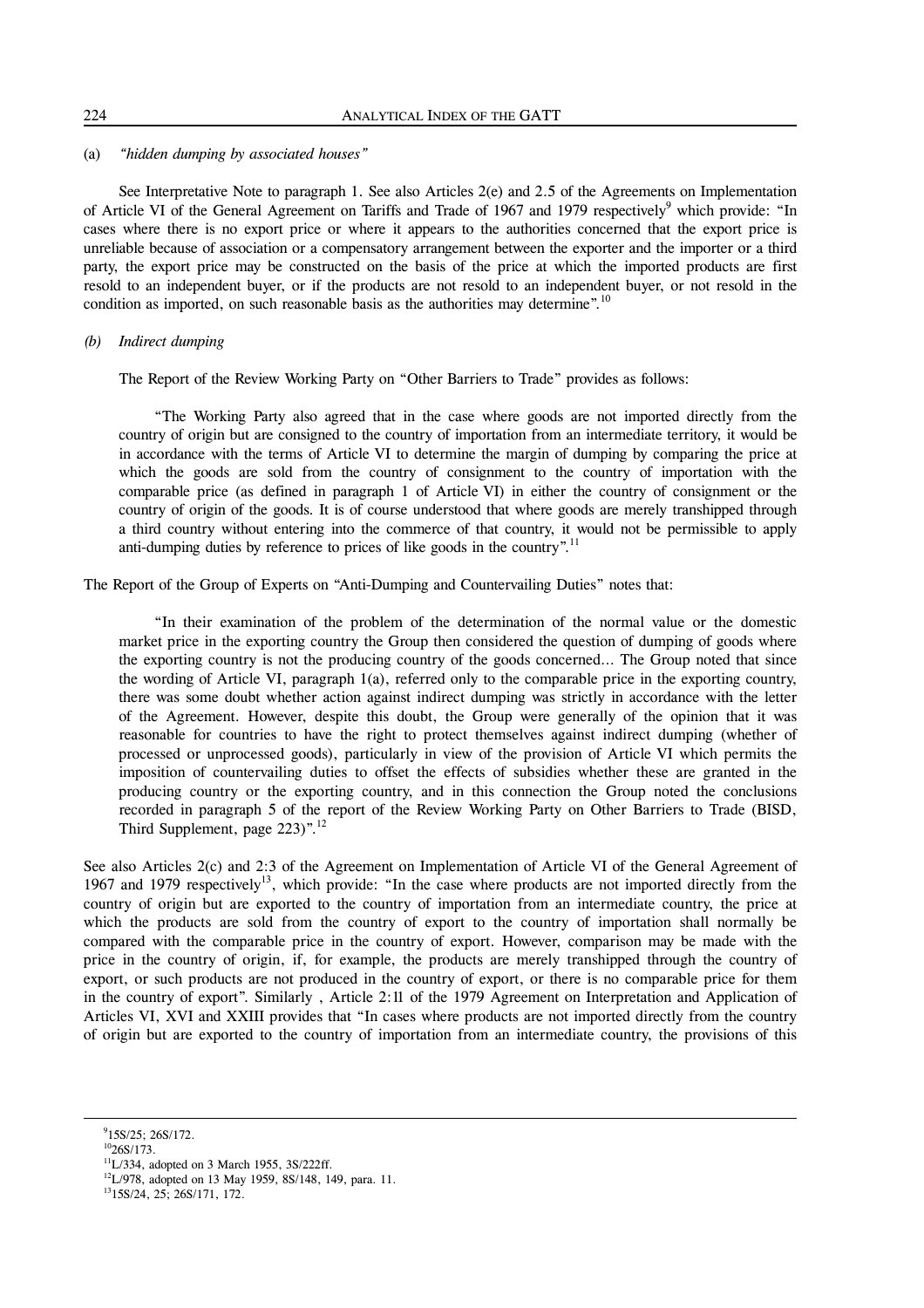(a) *"hidden dumping by associated houses"*

See Interpretative Note to paragraph 1. See also Articles 2(e) and 2.5 of the Agreements on Implementation of Article VI of the General Agreement on Tariffs and Trade of 1967 and 1979 respectively[9] which provide: "In cases where there is no export price or where it appears to the authorities concerned that the export price is unreliable because of association or a compensatory arrangement between the exporter and the importer or a third party, the export price may be constructed on the basis of the price at which the imported products are first resold to an independent buyer, or if the products are not resold to an independent buyer, or not resold in the condition as imported, on such reasonable basis as the authorities may determine".[10]

*(b) Indirect dumping*

The Report of the Review Working Party on "Other Barriers to Trade" provides as follows:

> "The Working Party also agreed that in the case where goods are not imported directly from the country of origin but are consigned to the country of importation from an intermediate territory, it would be in accordance with the terms of Article VI to determine the margin of dumping by comparing the price at which the goods are sold from the country of consignment to the country of importation with the comparable price (as defined in paragraph 1 of Article VI) in either the country of consignment or the country of origin of the goods. It is of course understood that where goods are merely transhipped through a third country without entering into the commerce of that country, it would not be permissible to apply anti-dumping duties by reference to prices of like goods in the country".[11]

The Report of the Group of Experts on "Anti-Dumping and Countervailing Duties" notes that:

> "In their examination of the problem of the determination of the normal value or the domestic market price in the exporting country the Group then considered the question of dumping of goods where the exporting country is not the producing country of the goods concerned... The Group noted that since the wording of Article VI, paragraph 1(a), referred only to the comparable price in the exporting country, there was some doubt whether action against indirect dumping was strictly in accordance with the letter of the Agreement. However, despite this doubt, the Group were generally of the opinion that it was reasonable for countries to have the right to protect themselves against indirect dumping (whether of processed or unprocessed goods), particularly in view of the provision of Article VI which permits the imposition of countervailing duties to offset the effects of subsidies whether these are granted in the producing country or the exporting country, and in this connection the Group noted the conclusions recorded in paragraph 5 of the report of the Review Working Party on Other Barriers to Trade (BISD, Third Supplement, page 223)".[12]

See also Articles 2(c) and 2:3 of the Agreement on Implementation of Article VI of the General Agreement of 1967 and 1979 respectively[13], which provide: "In the case where products are not imported directly from the country of origin but are exported to the country of importation from an intermediate country, the price at which the products are sold from the country of export to the country of importation shall normally be compared with the comparable price in the country of export. However, comparison may be made with the price in the country of origin, if, for example, the products are merely transhipped through the country of export, or such products are not produced in the country of export, or there is no comparable price for them in the country of export". Similarly , Article 2:11 of the 1979 Agreement on Interpretation and Application of Articles VI, XVI and XXIII provides that "In cases where products are not imported directly from the country of origin but are exported to the country of importation from an intermediate country, the provisions of this

---

[9] 15S/25; 26S/172.

[10] 26S/173.

[11] L/334, adopted on 3 March 1955, 3S/222ff.

[12] L/978, adopted on 13 May 1959, 8S/148, 149, para. 11.

[13] 15S/24, 25; 26S/171, 172.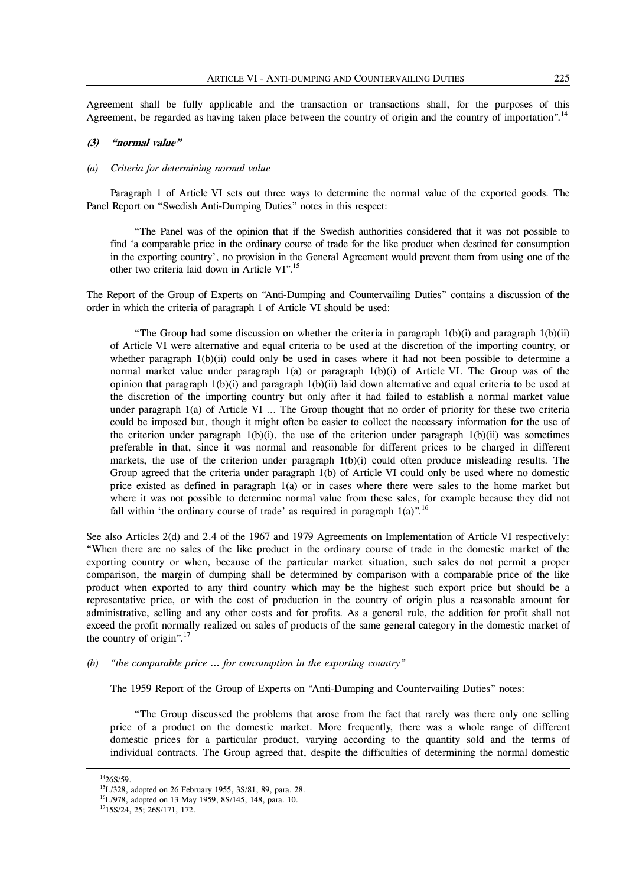Agreement shall be fully applicable and the transaction or transactions shall, for the purposes of this Agreement, be regarded as having taken place between the country of origin and the country of importation".[14]

### (3) *"normal value"*

#### (a) *Criteria for determining normal value*

Paragraph 1 of Article VI sets out three ways to determine the normal value of the exported goods. The Panel Report on "Swedish Anti-Dumping Duties" notes in this respect:

> "The Panel was of the opinion that if the Swedish authorities considered that it was not possible to find 'a comparable price in the ordinary course of trade for the like product when destined for consumption in the exporting country', no provision in the General Agreement would prevent them from using one of the other two criteria laid down in Article VI".[15]

The Report of the Group of Experts on "Anti-Dumping and Countervailing Duties" contains a discussion of the order in which the criteria of paragraph 1 of Article VI should be used:

> "The Group had some discussion on whether the criteria in paragraph 1(b)(i) and paragraph 1(b)(ii) of Article VI were alternative and equal criteria to be used at the discretion of the importing country, or whether paragraph 1(b)(ii) could only be used in cases where it had not been possible to determine a normal market value under paragraph 1(a) or paragraph 1(b)(i) of Article VI. The Group was of the opinion that paragraph 1(b)(i) and paragraph 1(b)(ii) laid down alternative and equal criteria to be used at the discretion of the importing country but only after it had failed to establish a normal market value under paragraph 1(a) of Article VI ... The Group thought that no order of priority for these two criteria could be imposed but, though it might often be easier to collect the necessary information for the use of the criterion under paragraph 1(b)(i), the use of the criterion under paragraph 1(b)(ii) was sometimes preferable in that, since it was normal and reasonable for different prices to be charged in different markets, the use of the criterion under paragraph 1(b)(i) could often produce misleading results. The Group agreed that the criteria under paragraph 1(b) of Article VI could only be used where no domestic price existed as defined in paragraph 1(a) or in cases where there were sales to the home market but where it was not possible to determine normal value from these sales, for example because they did not fall within 'the ordinary course of trade' as required in paragraph 1(a)".[16]

See also Articles 2(d) and 2.4 of the 1967 and 1979 Agreements on Implementation of Article VI respectively: "When there are no sales of the like product in the ordinary course of trade in the domestic market of the exporting country or when, because of the particular market situation, such sales do not permit a proper comparison, the margin of dumping shall be determined by comparison with a comparable price of the like product when exported to any third country which may be the highest such export price but should be a representative price, or with the cost of production in the country of origin plus a reasonable amount for administrative, selling and any other costs and for profits. As a general rule, the addition for profit shall not exceed the profit normally realized on sales of products of the same general category in the domestic market of the country of origin".[17]

#### (b) *"the comparable price ... for consumption in the exporting country"*

The 1959 Report of the Group of Experts on "Anti-Dumping and Countervailing Duties" notes:

> "The Group discussed the problems that arose from the fact that rarely was there only one selling price of a product on the domestic market. More frequently, there was a whole range of different domestic prices for a particular product, varying according to the quantity sold and the terms of individual contracts. The Group agreed that, despite the difficulties of determining the normal domestic

---

[14] 26S/59.

[15] L/328, adopted on 26 February 1955, 3S/81, 89, para. 28.

[16] L/978, adopted on 13 May 1959, 8S/145, 148, para. 10.

[17] 15S/24, 25; 26S/171, 172.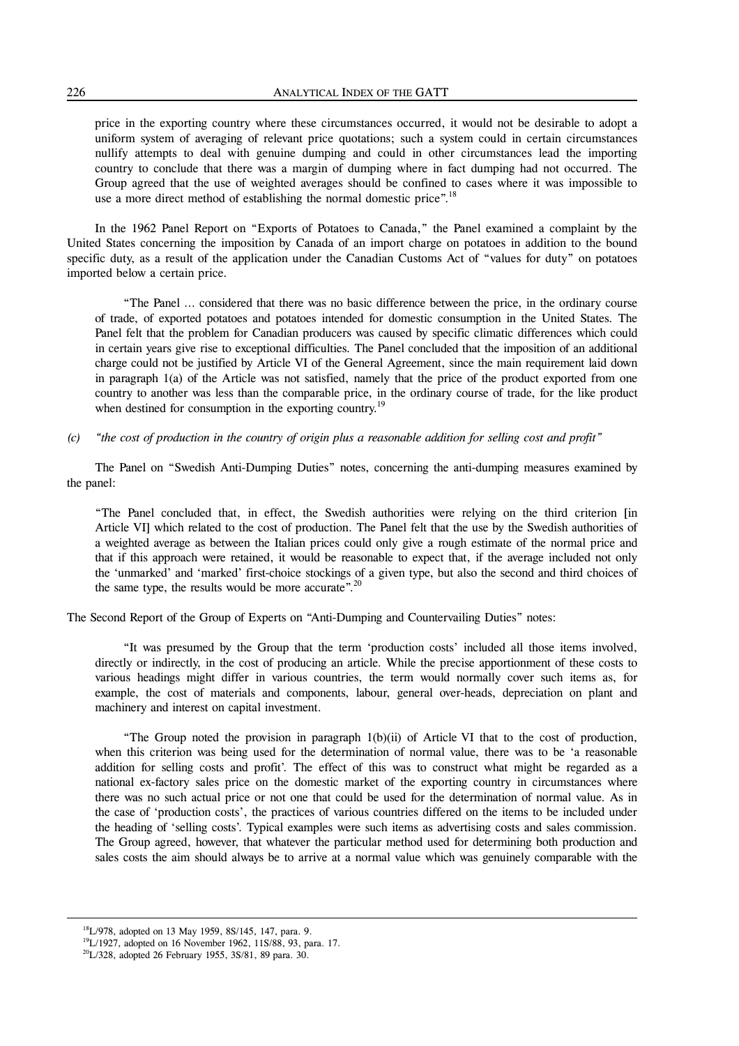price in the exporting country where these circumstances occurred, it would not be desirable to adopt a uniform system of averaging of relevant price quotations; such a system could in certain circumstances nullify attempts to deal with genuine dumping and could in other circumstances lead the importing country to conclude that there was a margin of dumping where in fact dumping had not occurred. The Group agreed that the use of weighted averages should be confined to cases where it was impossible to use a more direct method of establishing the normal domestic price".[18]

In the 1962 Panel Report on "Exports of Potatoes to Canada," the Panel examined a complaint by the United States concerning the imposition by Canada of an import charge on potatoes in addition to the bound specific duty, as a result of the application under the Canadian Customs Act of "values for duty" on potatoes imported below a certain price.

> "The Panel ... considered that there was no basic difference between the price, in the ordinary course of trade, of exported potatoes and potatoes intended for domestic consumption in the United States. The Panel felt that the problem for Canadian producers was caused by specific climatic differences which could in certain years give rise to exceptional difficulties. The Panel concluded that the imposition of an additional charge could not be justified by Article VI of the General Agreement, since the main requirement laid down in paragraph 1(a) of the Article was not satisfied, namely that the price of the product exported from one country to another was less than the comparable price, in the ordinary course of trade, for the like product when destined for consumption in the exporting country.[19]

*(c) "the cost of production in the country of origin plus a reasonable addition for selling cost and profit"*

The Panel on "Swedish Anti-Dumping Duties" notes, concerning the anti-dumping measures examined by the panel:

> "The Panel concluded that, in effect, the Swedish authorities were relying on the third criterion [in Article VI] which related to the cost of production. The Panel felt that the use by the Swedish authorities of a weighted average as between the Italian prices could only give a rough estimate of the normal price and that if this approach were retained, it would be reasonable to expect that, if the average included not only the 'unmarked' and 'marked' first-choice stockings of a given type, but also the second and third choices of the same type, the results would be more accurate".[20]

The Second Report of the Group of Experts on "Anti-Dumping and Countervailing Duties" notes:

> "It was presumed by the Group that the term 'production costs' included all those items involved, directly or indirectly, in the cost of producing an article. While the precise apportionment of these costs to various headings might differ in various countries, the term would normally cover such items as, for example, the cost of materials and components, labour, general over-heads, depreciation on plant and machinery and interest on capital investment.
>
> "The Group noted the provision in paragraph 1(b)(ii) of Article VI that to the cost of production, when this criterion was being used for the determination of normal value, there was to be 'a reasonable addition for selling costs and profit'. The effect of this was to construct what might be regarded as a national ex-factory sales price on the domestic market of the exporting country in circumstances where there was no such actual price or not one that could be used for the determination of normal value. As in the case of 'production costs', the practices of various countries differed on the items to be included under the heading of 'selling costs'. Typical examples were such items as advertising costs and sales commission. The Group agreed, however, that whatever the particular method used for determining both production and sales costs the aim should always be to arrive at a normal value which was genuinely comparable with the

---

[18] L/978, adopted on 13 May 1959, 8S/145, 147, para. 9.

[19] L/1927, adopted on 16 November 1962, 11S/88, 93, para. 17.

[20] L/328, adopted 26 February 1955, 3S/81, 89 para. 30.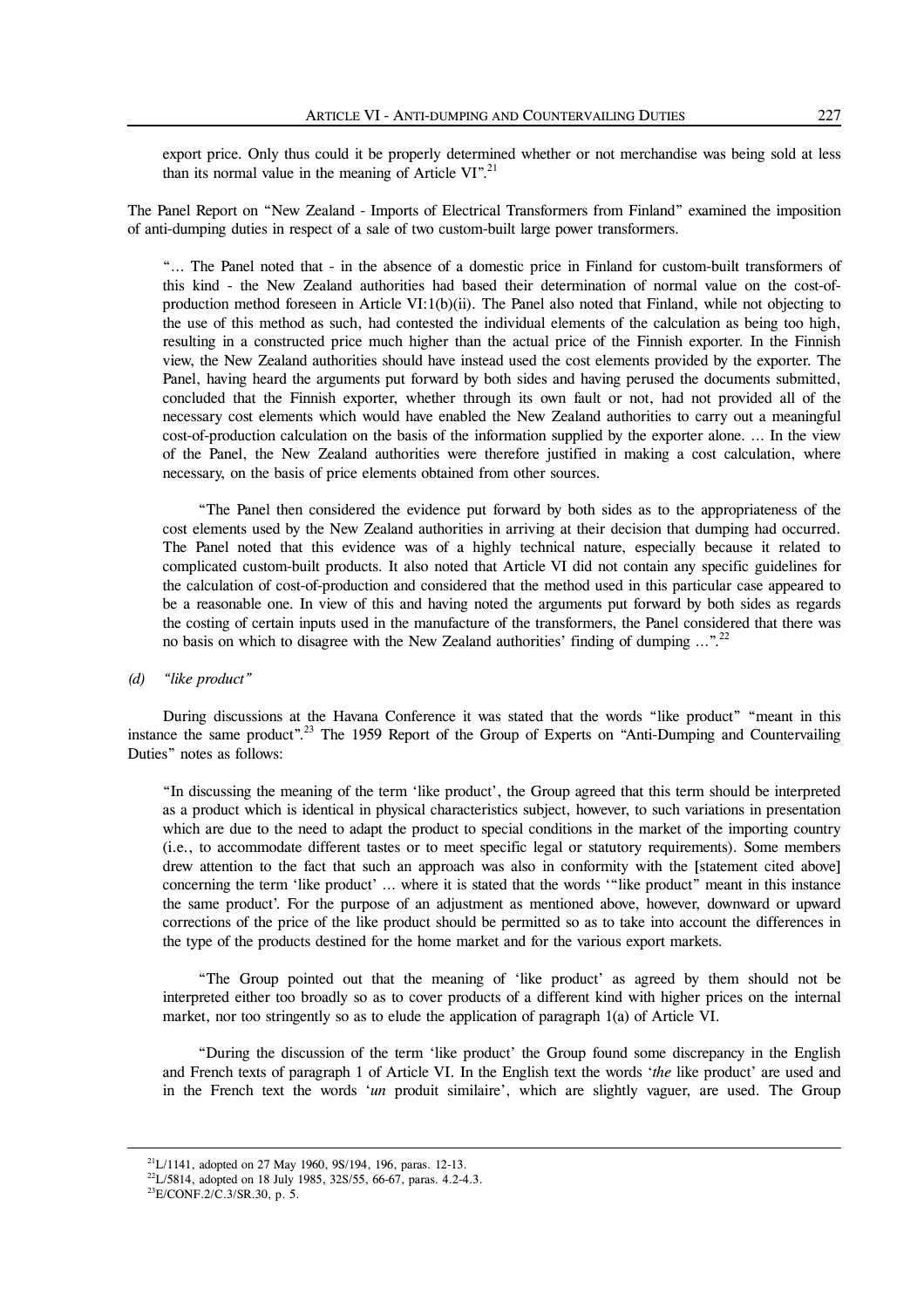export price. Only thus could it be properly determined whether or not merchandise was being sold at less than its normal value in the meaning of Article VI".[21]

The Panel Report on "New Zealand - Imports of Electrical Transformers from Finland" examined the imposition of anti-dumping duties in respect of a sale of two custom-built large power transformers.

> "… The Panel noted that - in the absence of a domestic price in Finland for custom-built transformers of this kind - the New Zealand authorities had based their determination of normal value on the cost-of-production method foreseen in Article VI:1(b)(ii). The Panel also noted that Finland, while not objecting to the use of this method as such, had contested the individual elements of the calculation as being too high, resulting in a constructed price much higher than the actual price of the Finnish exporter. In the Finnish view, the New Zealand authorities should have instead used the cost elements provided by the exporter. The Panel, having heard the arguments put forward by both sides and having perused the documents submitted, concluded that the Finnish exporter, whether through its own fault or not, had not provided all of the necessary cost elements which would have enabled the New Zealand authorities to carry out a meaningful cost-of-production calculation on the basis of the information supplied by the exporter alone. … In the view of the Panel, the New Zealand authorities were therefore justified in making a cost calculation, where necessary, on the basis of price elements obtained from other sources.
>
> "The Panel then considered the evidence put forward by both sides as to the appropriateness of the cost elements used by the New Zealand authorities in arriving at their decision that dumping had occurred. The Panel noted that this evidence was of a highly technical nature, especially because it related to complicated custom-built products. It also noted that Article VI did not contain any specific guidelines for the calculation of cost-of-production and considered that the method used in this particular case appeared to be a reasonable one. In view of this and having noted the arguments put forward by both sides as regards the costing of certain inputs used in the manufacture of the transformers, the Panel considered that there was no basis on which to disagree with the New Zealand authorities' finding of dumping …".[22]

#### (d) *"like product"*

During discussions at the Havana Conference it was stated that the words "like product" "meant in this instance the same product".[23] The 1959 Report of the Group of Experts on "Anti-Dumping and Countervailing Duties" notes as follows:

> "In discussing the meaning of the term 'like product', the Group agreed that this term should be interpreted as a product which is identical in physical characteristics subject, however, to such variations in presentation which are due to the need to adapt the product to special conditions in the market of the importing country (i.e., to accommodate different tastes or to meet specific legal or statutory requirements). Some members drew attention to the fact that such an approach was also in conformity with the [statement cited above] concerning the term 'like product' … where it is stated that the words '"like product" meant in this instance the same product'. For the purpose of an adjustment as mentioned above, however, downward or upward corrections of the price of the like product should be permitted so as to take into account the differences in the type of the products destined for the home market and for the various export markets.
>
> "The Group pointed out that the meaning of 'like product' as agreed by them should not be interpreted either too broadly so as to cover products of a different kind with higher prices on the internal market, nor too stringently so as to elude the application of paragraph 1(a) of Article VI.
>
> "During the discussion of the term 'like product' the Group found some discrepancy in the English and French texts of paragraph 1 of Article VI. In the English text the words '*the* like product' are used and in the French text the words '*un* produit similaire', which are slightly vaguer, are used. The Group

---

[21] L/1141, adopted on 27 May 1960, 9S/194, 196, paras. 12-13.

[22] L/5814, adopted on 18 July 1985, 32S/55, 66-67, paras. 4.2-4.3.

[23] E/CONF.2/C.3/SR.30, p. 5.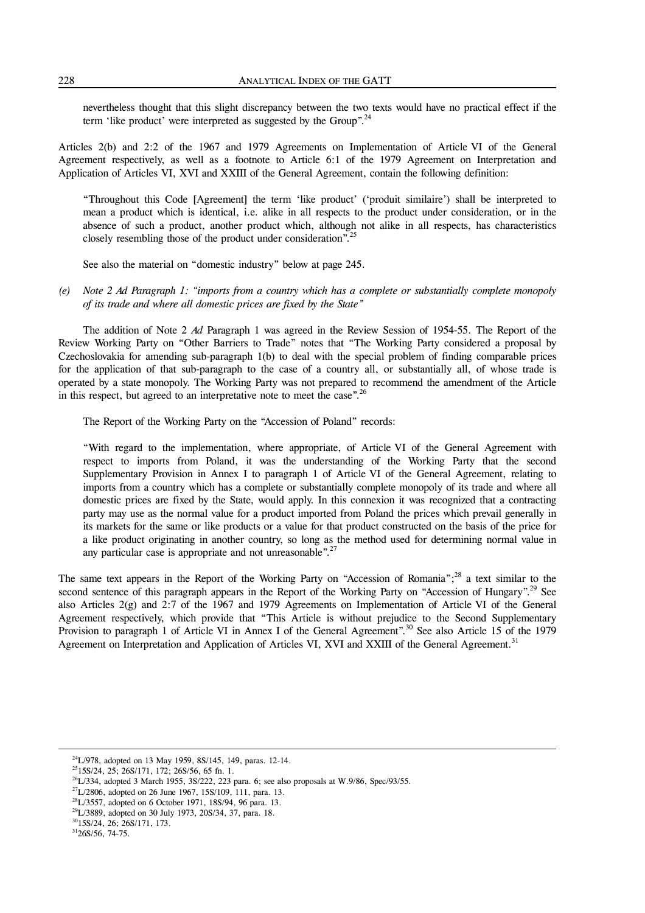nevertheless thought that this slight discrepancy between the two texts would have no practical effect if the term 'like product' were interpreted as suggested by the Group".[24]

Articles 2(b) and 2:2 of the 1967 and 1979 Agreements on Implementation of Article VI of the General Agreement respectively, as well as a footnote to Article 6:1 of the 1979 Agreement on Interpretation and Application of Articles VI, XVI and XXIII of the General Agreement, contain the following definition:

> "Throughout this Code [Agreement] the term 'like product' ('produit similaire') shall be interpreted to mean a product which is identical, i.e. alike in all respects to the product under consideration, or in the absence of such a product, another product which, although not alike in all respects, has characteristics closely resembling those of the product under consideration".[25]

See also the material on "domestic industry" below at page 245.

*(e) Note 2 Ad Paragraph 1: "imports from a country which has a complete or substantially complete monopoly of its trade and where all domestic prices are fixed by the State"*

The addition of Note 2 *Ad* Paragraph 1 was agreed in the Review Session of 1954-55. The Report of the Review Working Party on "Other Barriers to Trade" notes that "The Working Party considered a proposal by Czechoslovakia for amending sub-paragraph 1(b) to deal with the special problem of finding comparable prices for the application of that sub-paragraph to the case of a country all, or substantially all, of whose trade is operated by a state monopoly. The Working Party was not prepared to recommend the amendment of the Article in this respect, but agreed to an interpretative note to meet the case".[26]

The Report of the Working Party on the "Accession of Poland" records:

> "With regard to the implementation, where appropriate, of Article VI of the General Agreement with respect to imports from Poland, it was the understanding of the Working Party that the second Supplementary Provision in Annex I to paragraph 1 of Article VI of the General Agreement, relating to imports from a country which has a complete or substantially complete monopoly of its trade and where all domestic prices are fixed by the State, would apply. In this connexion it was recognized that a contracting party may use as the normal value for a product imported from Poland the prices which prevail generally in its markets for the same or like products or a value for that product constructed on the basis of the price for a like product originating in another country, so long as the method used for determining normal value in any particular case is appropriate and not unreasonable".[27]

The same text appears in the Report of the Working Party on "Accession of Romania";[28] a text similar to the second sentence of this paragraph appears in the Report of the Working Party on "Accession of Hungary".[29] See also Articles 2(g) and 2:7 of the 1967 and 1979 Agreements on Implementation of Article VI of the General Agreement respectively, which provide that "This Article is without prejudice to the Second Supplementary Provision to paragraph 1 of Article VI in Annex I of the General Agreement".[30] See also Article 15 of the 1979 Agreement on Interpretation and Application of Articles VI, XVI and XXIII of the General Agreement.[31]

---

[24] L/978, adopted on 13 May 1959, 8S/145, 149, paras. 12-14.
[25] 15S/24, 25; 26S/171, 172; 26S/56, 65 fn. 1.
[26] L/334, adopted 3 March 1955, 3S/222, 223 para. 6; see also proposals at W.9/86, Spec/93/55.
[27] L/2806, adopted on 26 June 1967, 15S/109, 111, para. 13.
[28] L/3557, adopted on 6 October 1971, 18S/94, 96 para. 13.
[29] L/3889, adopted on 30 July 1973, 20S/34, 37, para. 18.
[30] 15S/24, 26; 26S/171, 173.
[31] 26S/56, 74-75.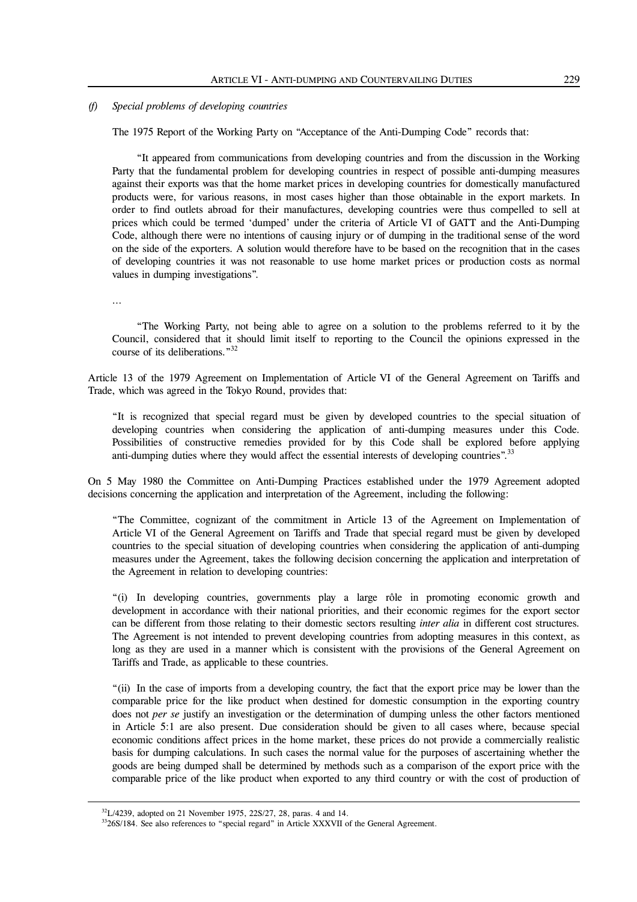*(f) Special problems of developing countries*

The 1975 Report of the Working Party on "Acceptance of the Anti-Dumping Code" records that:

> "It appeared from communications from developing countries and from the discussion in the Working Party that the fundamental problem for developing countries in respect of possible anti-dumping measures against their exports was that the home market prices in developing countries for domestically manufactured products were, for various reasons, in most cases higher than those obtainable in the export markets. In order to find outlets abroad for their manufactures, developing countries were thus compelled to sell at prices which could be termed 'dumped' under the criteria of Article VI of GATT and the Anti-Dumping Code, although there were no intentions of causing injury or of dumping in the traditional sense of the word on the side of the exporters. A solution would therefore have to be based on the recognition that in the cases of developing countries it was not reasonable to use home market prices or production costs as normal values in dumping investigations".
>
> ...
>
> "The Working Party, not being able to agree on a solution to the problems referred to it by the Council, considered that it should limit itself to reporting to the Council the opinions expressed in the course of its deliberations."[32]

Article 13 of the 1979 Agreement on Implementation of Article VI of the General Agreement on Tariffs and Trade, which was agreed in the Tokyo Round, provides that:

> "It is recognized that special regard must be given by developed countries to the special situation of developing countries when considering the application of anti-dumping measures under this Code. Possibilities of constructive remedies provided for by this Code shall be explored before applying anti-dumping duties where they would affect the essential interests of developing countries".[33]

On 5 May 1980 the Committee on Anti-Dumping Practices established under the 1979 Agreement adopted decisions concerning the application and interpretation of the Agreement, including the following:

> "The Committee, cognizant of the commitment in Article 13 of the Agreement on Implementation of Article VI of the General Agreement on Tariffs and Trade that special regard must be given by developed countries to the special situation of developing countries when considering the application of anti-dumping measures under the Agreement, takes the following decision concerning the application and interpretation of the Agreement in relation to developing countries:
>
> "(i) In developing countries, governments play a large rôle in promoting economic growth and development in accordance with their national priorities, and their economic regimes for the export sector can be different from those relating to their domestic sectors resulting *inter alia* in different cost structures. The Agreement is not intended to prevent developing countries from adopting measures in this context, as long as they are used in a manner which is consistent with the provisions of the General Agreement on Tariffs and Trade, as applicable to these countries.
>
> "(ii) In the case of imports from a developing country, the fact that the export price may be lower than the comparable price for the like product when destined for domestic consumption in the exporting country does not *per se* justify an investigation or the determination of dumping unless the other factors mentioned in Article 5:1 are also present. Due consideration should be given to all cases where, because special economic conditions affect prices in the home market, these prices do not provide a commercially realistic basis for dumping calculations. In such cases the normal value for the purposes of ascertaining whether the goods are being dumped shall be determined by methods such as a comparison of the export price with the comparable price of the like product when exported to any third country or with the cost of production of

---

[32] L/4239, adopted on 21 November 1975, 22S/27, 28, paras. 4 and 14.

[33] 26S/184. See also references to "special regard" in Article XXXVII of the General Agreement.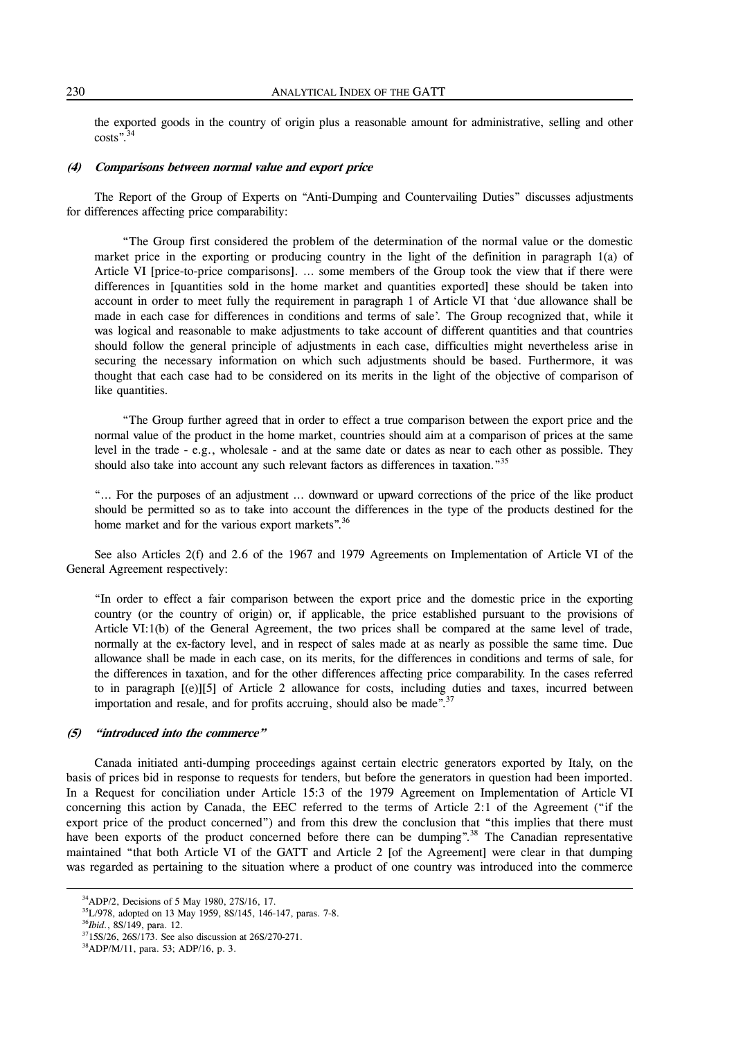the exported goods in the country of origin plus a reasonable amount for administrative, selling and other costs".[34]

#### (4) Comparisons between normal value and export price

The Report of the Group of Experts on "Anti-Dumping and Countervailing Duties" discusses adjustments for differences affecting price comparability:

> "The Group first considered the problem of the determination of the normal value or the domestic market price in the exporting or producing country in the light of the definition in paragraph 1(a) of Article VI [price-to-price comparisons]. … some members of the Group took the view that if there were differences in [quantities sold in the home market and quantities exported] these should be taken into account in order to meet fully the requirement in paragraph 1 of Article VI that 'due allowance shall be made in each case for differences in conditions and terms of sale'. The Group recognized that, while it was logical and reasonable to make adjustments to take account of different quantities and that countries should follow the general principle of adjustments in each case, difficulties might nevertheless arise in securing the necessary information on which such adjustments should be based. Furthermore, it was thought that each case had to be considered on its merits in the light of the objective of comparison of like quantities.
>
> "The Group further agreed that in order to effect a true comparison between the export price and the normal value of the product in the home market, countries should aim at a comparison of prices at the same level in the trade - e.g., wholesale - and at the same date or dates as near to each other as possible. They should also take into account any such relevant factors as differences in taxation."[35]
>
> "… For the purposes of an adjustment … downward or upward corrections of the price of the like product should be permitted so as to take into account the differences in the type of the products destined for the home market and for the various export markets".[36]

See also Articles 2(f) and 2.6 of the 1967 and 1979 Agreements on Implementation of Article VI of the General Agreement respectively:

> "In order to effect a fair comparison between the export price and the domestic price in the exporting country (or the country of origin) or, if applicable, the price established pursuant to the provisions of Article VI:1(b) of the General Agreement, the two prices shall be compared at the same level of trade, normally at the ex-factory level, and in respect of sales made at as nearly as possible the same time. Due allowance shall be made in each case, on its merits, for the differences in conditions and terms of sale, for the differences in taxation, and for the other differences affecting price comparability. In the cases referred to in paragraph [(e)][5] of Article 2 allowance for costs, including duties and taxes, incurred between importation and resale, and for profits accruing, should also be made".[37]

#### (5) "introduced into the commerce"

Canada initiated anti-dumping proceedings against certain electric generators exported by Italy, on the basis of prices bid in response to requests for tenders, but before the generators in question had been imported. In a Request for conciliation under Article 15:3 of the 1979 Agreement on Implementation of Article VI concerning this action by Canada, the EEC referred to the terms of Article 2:1 of the Agreement ("if the export price of the product concerned") and from this drew the conclusion that "this implies that there must have been exports of the product concerned before there can be dumping".[38] The Canadian representative maintained "that both Article VI of the GATT and Article 2 [of the Agreement] were clear in that dumping was regarded as pertaining to the situation where a product of one country was introduced into the commerce

---

[34] ADP/2, Decisions of 5 May 1980, 27S/16, 17.

[35] L/978, adopted on 13 May 1959, 8S/145, 146-147, paras. 7-8.

[36] *Ibid.*, 8S/149, para. 12.

[37] 15S/26, 26S/173. See also discussion at 26S/270-271.

[38] ADP/M/11, para. 53; ADP/16, p. 3.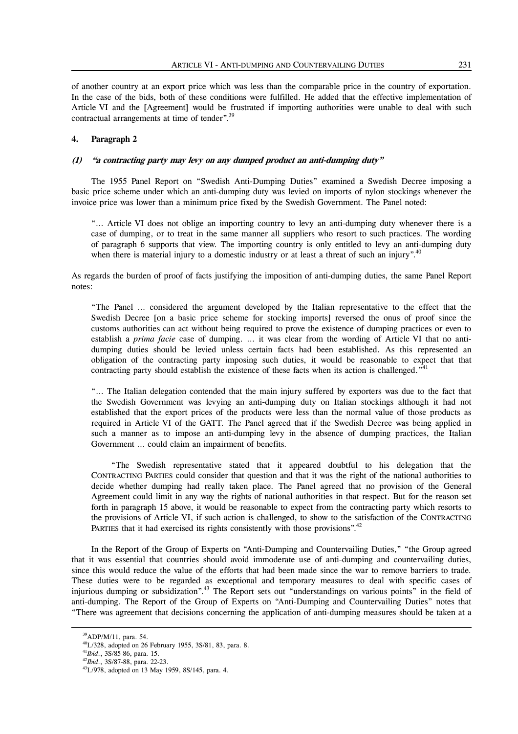of another country at an export price which was less than the comparable price in the country of exportation. In the case of the bids, both of these conditions were fulfilled. He added that the effective implementation of Article VI and the [Agreement] would be frustrated if importing authorities were unable to deal with such contractual arrangements at time of tender".[39]

#### 4. Paragraph 2

##### (1) *"a contracting party may levy on any dumped product an anti-dumping duty"*

The 1955 Panel Report on "Swedish Anti-Dumping Duties" examined a Swedish Decree imposing a basic price scheme under which an anti-dumping duty was levied on imports of nylon stockings whenever the invoice price was lower than a minimum price fixed by the Swedish Government. The Panel noted:

> "… Article VI does not oblige an importing country to levy an anti-dumping duty whenever there is a case of dumping, or to treat in the same manner all suppliers who resort to such practices. The wording of paragraph 6 supports that view. The importing country is only entitled to levy an anti-dumping duty when there is material injury to a domestic industry or at least a threat of such an injury".[40]

As regards the burden of proof of facts justifying the imposition of anti-dumping duties, the same Panel Report notes:

> "The Panel … considered the argument developed by the Italian representative to the effect that the Swedish Decree [on a basic price scheme for stocking imports] reversed the onus of proof since the customs authorities can act without being required to prove the existence of dumping practices or even to establish a *prima facie* case of dumping. … it was clear from the wording of Article VI that no anti-dumping duties should be levied unless certain facts had been established. As this represented an obligation of the contracting party imposing such duties, it would be reasonable to expect that that contracting party should establish the existence of these facts when its action is challenged."[41]

> "… The Italian delegation contended that the main injury suffered by exporters was due to the fact that the Swedish Government was levying an anti-dumping duty on Italian stockings although it had not established that the export prices of the products were less than the normal value of those products as required in Article VI of the GATT. The Panel agreed that if the Swedish Decree was being applied in such a manner as to impose an anti-dumping levy in the absence of dumping practices, the Italian Government … could claim an impairment of benefits.
>
> "The Swedish representative stated that it appeared doubtful to his delegation that the CONTRACTING PARTIES could consider that question and that it was the right of the national authorities to decide whether dumping had really taken place. The Panel agreed that no provision of the General Agreement could limit in any way the rights of national authorities in that respect. But for the reason set forth in paragraph 15 above, it would be reasonable to expect from the contracting party which resorts to the provisions of Article VI, if such action is challenged, to show to the satisfaction of the CONTRACTING PARTIES that it had exercised its rights consistently with those provisions".[42]

In the Report of the Group of Experts on "Anti-Dumping and Countervailing Duties," "the Group agreed that it was essential that countries should avoid immoderate use of anti-dumping and countervailing duties, since this would reduce the value of the efforts that had been made since the war to remove barriers to trade. These duties were to be regarded as exceptional and temporary measures to deal with specific cases of injurious dumping or subsidization".[43] The Report sets out "understandings on various points" in the field of anti-dumping. The Report of the Group of Experts on "Anti-Dumping and Countervailing Duties" notes that "There was agreement that decisions concerning the application of anti-dumping measures should be taken at a

---

[39] ADP/M/11, para. 54.

[40] L/328, adopted on 26 February 1955, 3S/81, 83, para. 8.

[41] *Ibid.*, 3S/85-86, para. 15.

[42] *Ibid.*, 3S/87-88, para. 22-23.

[43] L/978, adopted on 13 May 1959, 8S/145, para. 4.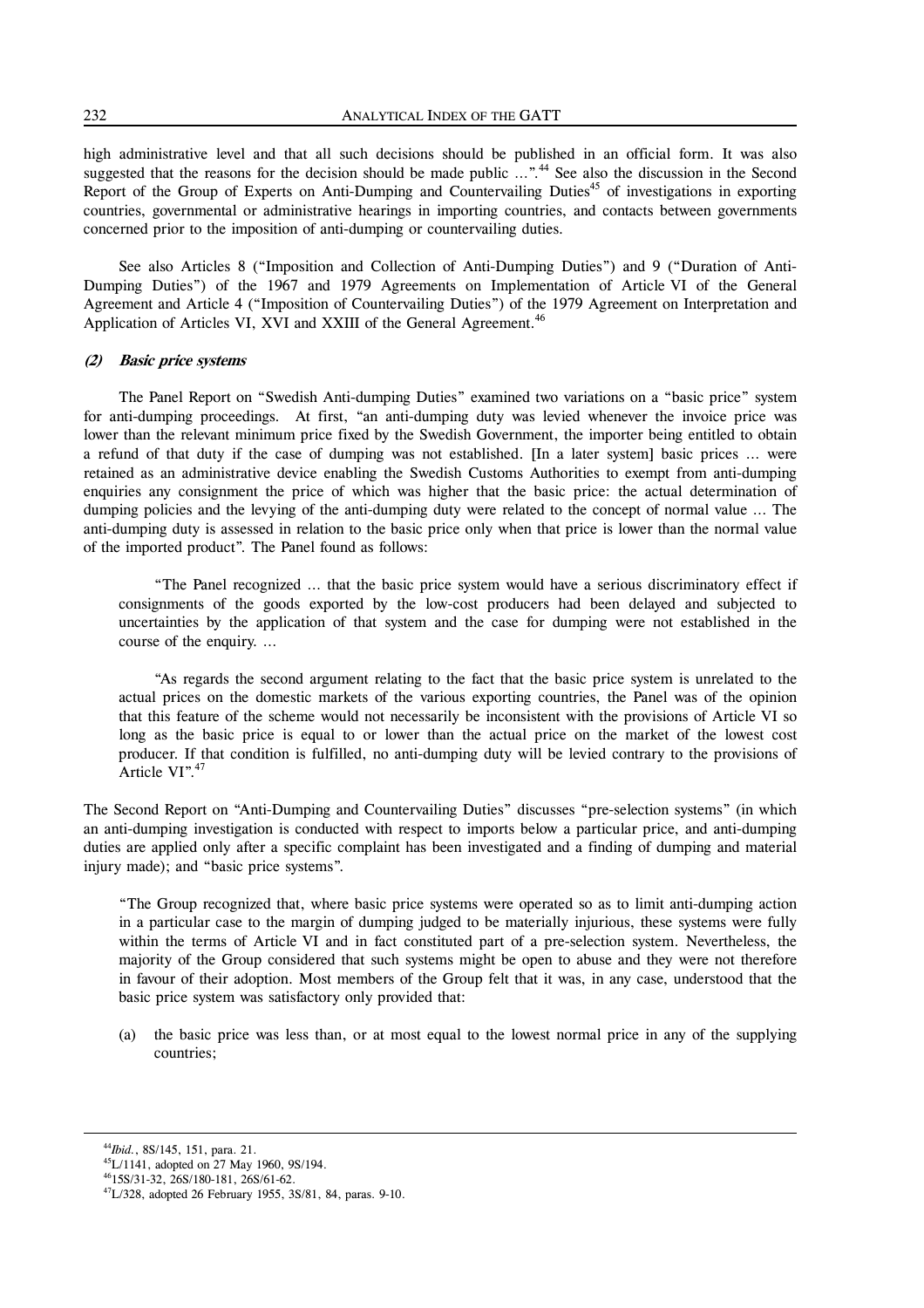high administrative level and that all such decisions should be published in an official form. It was also suggested that the reasons for the decision should be made public …”.[44] See also the discussion in the Second Report of the Group of Experts on Anti-Dumping and Countervailing Duties[45] of investigations in exporting countries, governmental or administrative hearings in importing countries, and contacts between governments concerned prior to the imposition of anti-dumping or countervailing duties.

See also Articles 8 (“Imposition and Collection of Anti-Dumping Duties”) and 9 (“Duration of Anti-Dumping Duties”) of the 1967 and 1979 Agreements on Implementation of Article VI of the General Agreement and Article 4 (“Imposition of Countervailing Duties”) of the 1979 Agreement on Interpretation and Application of Articles VI, XVI and XXIII of the General Agreement.[46]

#### *(2) Basic price systems*

The Panel Report on “Swedish Anti-dumping Duties” examined two variations on a “basic price” system for anti-dumping proceedings. At first, “an anti-dumping duty was levied whenever the invoice price was lower than the relevant minimum price fixed by the Swedish Government, the importer being entitled to obtain a refund of that duty if the case of dumping was not established. [In a later system] basic prices … were retained as an administrative device enabling the Swedish Customs Authorities to exempt from anti-dumping enquiries any consignment the price of which was higher that the basic price: the actual determination of dumping policies and the levying of the anti-dumping duty were related to the concept of normal value … The anti-dumping duty is assessed in relation to the basic price only when that price is lower than the normal value of the imported product”. The Panel found as follows:

> “The Panel recognized … that the basic price system would have a serious discriminatory effect if consignments of the goods exported by the low-cost producers had been delayed and subjected to uncertainties by the application of that system and the case for dumping were not established in the course of the enquiry. …
>
> “As regards the second argument relating to the fact that the basic price system is unrelated to the actual prices on the domestic markets of the various exporting countries, the Panel was of the opinion that this feature of the scheme would not necessarily be inconsistent with the provisions of Article VI so long as the basic price is equal to or lower than the actual price on the market of the lowest cost producer. If that condition is fulfilled, no anti-dumping duty will be levied contrary to the provisions of Article VI”.[47]

The Second Report on “Anti-Dumping and Countervailing Duties” discusses “pre-selection systems” (in which an anti-dumping investigation is conducted with respect to imports below a particular price, and anti-dumping duties are applied only after a specific complaint has been investigated and a finding of dumping and material injury made); and “basic price systems”.

> “The Group recognized that, where basic price systems were operated so as to limit anti-dumping action in a particular case to the margin of dumping judged to be materially injurious, these systems were fully within the terms of Article VI and in fact constituted part of a pre-selection system. Nevertheless, the majority of the Group considered that such systems might be open to abuse and they were not therefore in favour of their adoption. Most members of the Group felt that it was, in any case, understood that the basic price system was satisfactory only provided that:
>
> (a) the basic price was less than, or at most equal to the lowest normal price in any of the supplying countries;

---

[44] *Ibid.*, 8S/145, 151, para. 21.

[45] L/1141, adopted on 27 May 1960, 9S/194.

[46] 15S/31-32, 26S/180-181, 26S/61-62.

[47] L/328, adopted 26 February 1955, 3S/81, 84, paras. 9-10.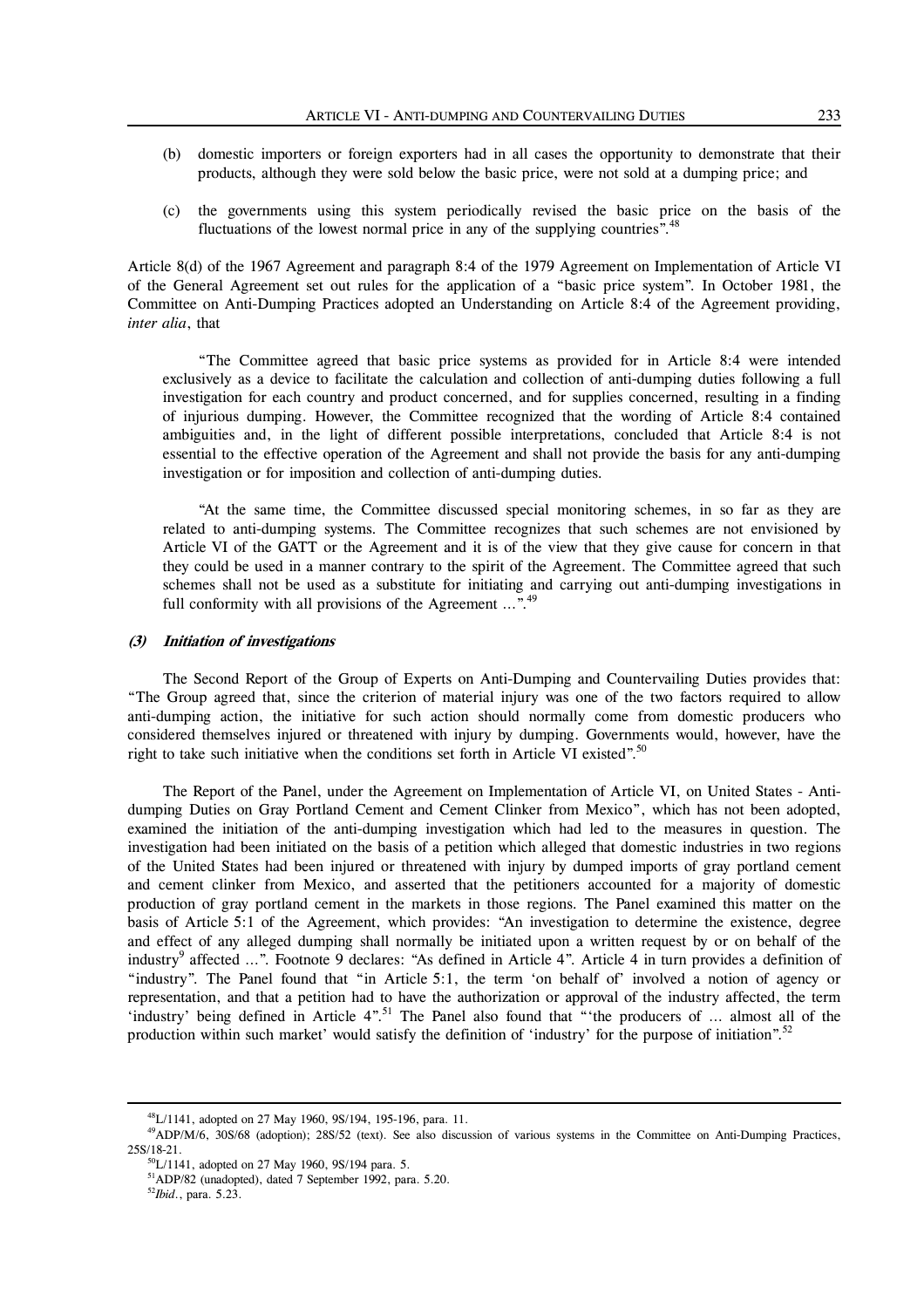(b) domestic importers or foreign exporters had in all cases the opportunity to demonstrate that their products, although they were sold below the basic price, were not sold at a dumping price; and

(c) the governments using this system periodically revised the basic price on the basis of the fluctuations of the lowest normal price in any of the supplying countries".[48]

Article 8(d) of the 1967 Agreement and paragraph 8:4 of the 1979 Agreement on Implementation of Article VI of the General Agreement set out rules for the application of a "basic price system". In October 1981, the Committee on Anti-Dumping Practices adopted an Understanding on Article 8:4 of the Agreement providing, *inter alia*, that

> "The Committee agreed that basic price systems as provided for in Article 8:4 were intended exclusively as a device to facilitate the calculation and collection of anti-dumping duties following a full investigation for each country and product concerned, and for supplies concerned, resulting in a finding of injurious dumping. However, the Committee recognized that the wording of Article 8:4 contained ambiguities and, in the light of different possible interpretations, concluded that Article 8:4 is not essential to the effective operation of the Agreement and shall not provide the basis for any anti-dumping investigation or for imposition and collection of anti-dumping duties.
>
> "At the same time, the Committee discussed special monitoring schemes, in so far as they are related to anti-dumping systems. The Committee recognizes that such schemes are not envisioned by Article VI of the GATT or the Agreement and it is of the view that they give cause for concern in that they could be used in a manner contrary to the spirit of the Agreement. The Committee agreed that such schemes shall not be used as a substitute for initiating and carrying out anti-dumping investigations in full conformity with all provisions of the Agreement ...".[49]

#### *(3) Initiation of investigations*

The Second Report of the Group of Experts on Anti-Dumping and Countervailing Duties provides that: "The Group agreed that, since the criterion of material injury was one of the two factors required to allow anti-dumping action, the initiative for such action should normally come from domestic producers who considered themselves injured or threatened with injury by dumping. Governments would, however, have the right to take such initiative when the conditions set forth in Article VI existed".[50]

The Report of the Panel, under the Agreement on Implementation of Article VI, on United States - Anti-dumping Duties on Gray Portland Cement and Cement Clinker from Mexico", which has not been adopted, examined the initiation of the anti-dumping investigation which had led to the measures in question. The investigation had been initiated on the basis of a petition which alleged that domestic industries in two regions of the United States had been injured or threatened with injury by dumped imports of gray portland cement and cement clinker from Mexico, and asserted that the petitioners accounted for a majority of domestic production of gray portland cement in the markets in those regions. The Panel examined this matter on the basis of Article 5:1 of the Agreement, which provides: "An investigation to determine the existence, degree and effect of any alleged dumping shall normally be initiated upon a written request by or on behalf of the industry[9] affected ...". Footnote 9 declares: "As defined in Article 4". Article 4 in turn provides a definition of "industry". The Panel found that "in Article 5:1, the term 'on behalf of' involved a notion of agency or representation, and that a petition had to have the authorization or approval of the industry affected, the term 'industry' being defined in Article 4".[51] The Panel also found that "'the producers of ... almost all of the production within such market' would satisfy the definition of 'industry' for the purpose of initiation".[52]

---

[48] L/1141, adopted on 27 May 1960, 9S/194, 195-196, para. 11.

[49] ADP/M/6, 30S/68 (adoption); 28S/52 (text). See also discussion of various systems in the Committee on Anti-Dumping Practices, 25S/18-21.

[50] L/1141, adopted on 27 May 1960, 9S/194 para. 5.

[51] ADP/82 (unadopted), dated 7 September 1992, para. 5.20.

[52] *Ibid.*, para. 5.23.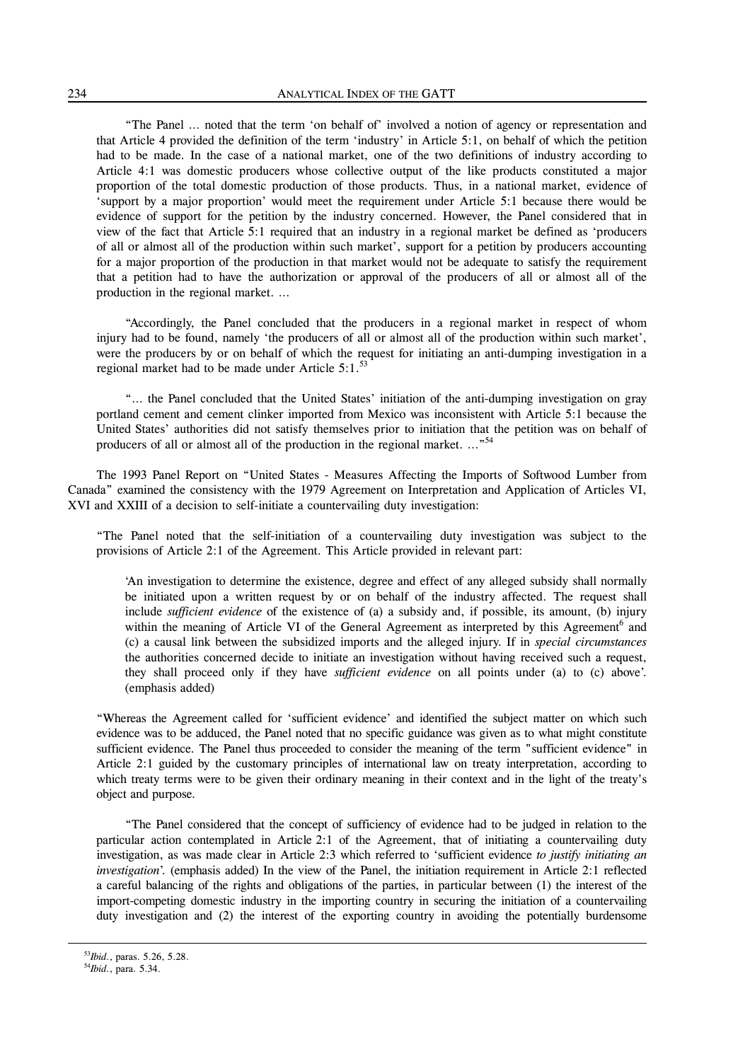"The Panel … noted that the term 'on behalf of' involved a notion of agency or representation and that Article 4 provided the definition of the term 'industry' in Article 5:1, on behalf of which the petition had to be made. In the case of a national market, one of the two definitions of industry according to Article 4:1 was domestic producers whose collective output of the like products constituted a major proportion of the total domestic production of those products. Thus, in a national market, evidence of 'support by a major proportion' would meet the requirement under Article 5:1 because there would be evidence of support for the petition by the industry concerned. However, the Panel considered that in view of the fact that Article 5:1 required that an industry in a regional market be defined as 'producers of all or almost all of the production within such market', support for a petition by producers accounting for a major proportion of the production in that market would not be adequate to satisfy the requirement that a petition had to have the authorization or approval of the producers of all or almost all of the production in the regional market. …

"Accordingly, the Panel concluded that the producers in a regional market in respect of whom injury had to be found, namely 'the producers of all or almost all of the production within such market', were the producers by or on behalf of which the request for initiating an anti-dumping investigation in a regional market had to be made under Article 5:1.[53]

"… the Panel concluded that the United States' initiation of the anti-dumping investigation on gray portland cement and cement clinker imported from Mexico was inconsistent with Article 5:1 because the United States' authorities did not satisfy themselves prior to initiation that the petition was on behalf of producers of all or almost all of the production in the regional market. …"[54]

The 1993 Panel Report on "United States - Measures Affecting the Imports of Softwood Lumber from Canada" examined the consistency with the 1979 Agreement on Interpretation and Application of Articles VI, XVI and XXIII of a decision to self-initiate a countervailing duty investigation:

"The Panel noted that the self-initiation of a countervailing duty investigation was subject to the provisions of Article 2:1 of the Agreement. This Article provided in relevant part:

> 'An investigation to determine the existence, degree and effect of any alleged subsidy shall normally be initiated upon a written request by or on behalf of the industry affected. The request shall include *sufficient evidence* of the existence of (a) a subsidy and, if possible, its amount, (b) injury within the meaning of Article VI of the General Agreement as interpreted by this Agreement[6] and (c) a causal link between the subsidized imports and the alleged injury. If in *special circumstances* the authorities concerned decide to initiate an investigation without having received such a request, they shall proceed only if they have *sufficient evidence* on all points under (a) to (c) above'. (emphasis added)

"Whereas the Agreement called for 'sufficient evidence' and identified the subject matter on which such evidence was to be adduced, the Panel noted that no specific guidance was given as to what might constitute sufficient evidence. The Panel thus proceeded to consider the meaning of the term "sufficient evidence" in Article 2:1 guided by the customary principles of international law on treaty interpretation, according to which treaty terms were to be given their ordinary meaning in their context and in the light of the treaty's object and purpose.

"The Panel considered that the concept of sufficiency of evidence had to be judged in relation to the particular action contemplated in Article 2:1 of the Agreement, that of initiating a countervailing duty investigation, as was made clear in Article 2:3 which referred to 'sufficient evidence *to justify initiating an investigation*'. (emphasis added) In the view of the Panel, the initiation requirement in Article 2:1 reflected a careful balancing of the rights and obligations of the parties, in particular between (1) the interest of the import-competing domestic industry in the importing country in securing the initiation of a countervailing duty investigation and (2) the interest of the exporting country in avoiding the potentially burdensome

---

[53] *Ibid.*, paras. 5.26, 5.28.

[54] *Ibid.*, para. 5.34.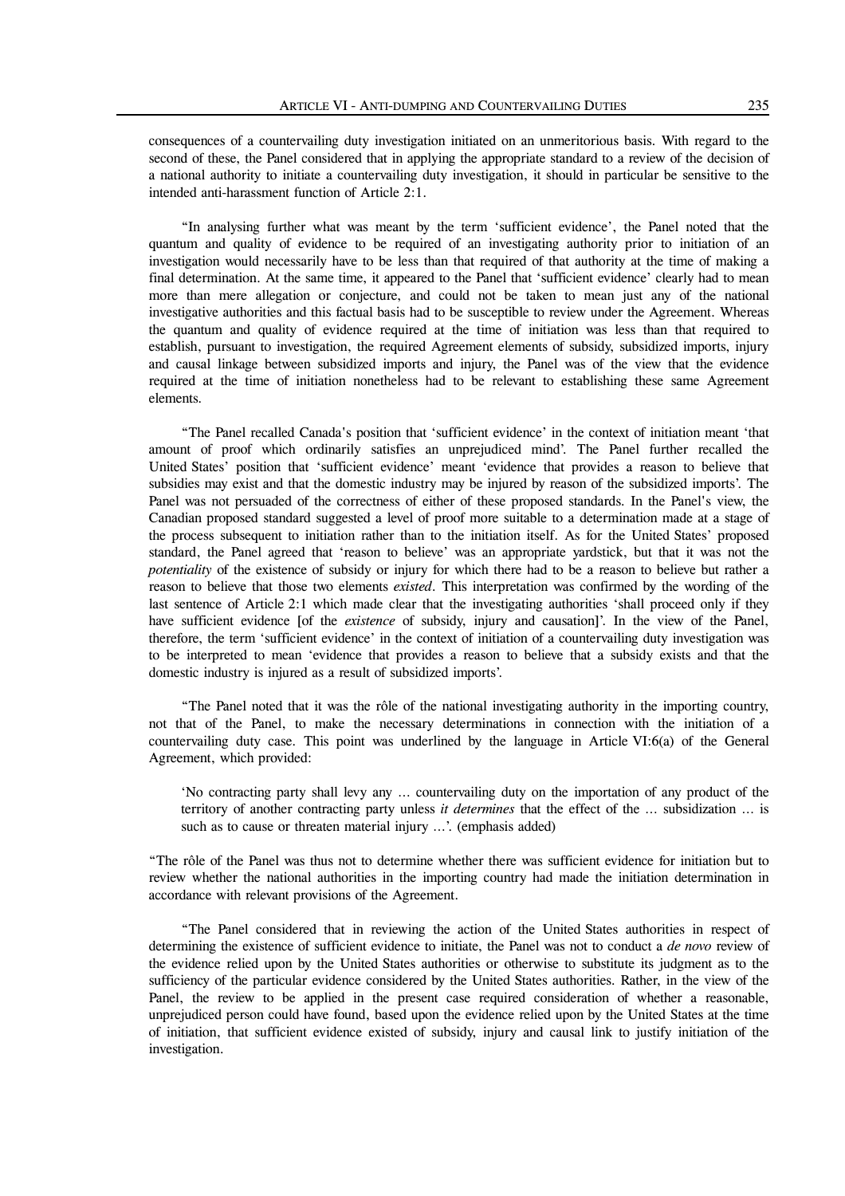consequences of a countervailing duty investigation initiated on an unmeritorious basis. With regard to the second of these, the Panel considered that in applying the appropriate standard to a review of the decision of a national authority to initiate a countervailing duty investigation, it should in particular be sensitive to the intended anti-harassment function of Article 2:1.

"In analysing further what was meant by the term 'sufficient evidence', the Panel noted that the quantum and quality of evidence to be required of an investigating authority prior to initiation of an investigation would necessarily have to be less than that required of that authority at the time of making a final determination. At the same time, it appeared to the Panel that 'sufficient evidence' clearly had to mean more than mere allegation or conjecture, and could not be taken to mean just any of the national investigative authorities and this factual basis had to be susceptible to review under the Agreement. Whereas the quantum and quality of evidence required at the time of initiation was less than that required to establish, pursuant to investigation, the required Agreement elements of subsidy, subsidized imports, injury and causal linkage between subsidized imports and injury, the Panel was of the view that the evidence required at the time of initiation nonetheless had to be relevant to establishing these same Agreement elements.

"The Panel recalled Canada's position that 'sufficient evidence' in the context of initiation meant 'that amount of proof which ordinarily satisfies an unprejudiced mind'. The Panel further recalled the United States' position that 'sufficient evidence' meant 'evidence that provides a reason to believe that subsidies may exist and that the domestic industry may be injured by reason of the subsidized imports'. The Panel was not persuaded of the correctness of either of these proposed standards. In the Panel's view, the Canadian proposed standard suggested a level of proof more suitable to a determination made at a stage of the process subsequent to initiation rather than to the initiation itself. As for the United States' proposed standard, the Panel agreed that 'reason to believe' was an appropriate yardstick, but that it was not the *potentiality* of the existence of subsidy or injury for which there had to be a reason to believe but rather a reason to believe that those two elements *existed*. This interpretation was confirmed by the wording of the last sentence of Article 2:1 which made clear that the investigating authorities 'shall proceed only if they have sufficient evidence [of the *existence* of subsidy, injury and causation]'. In the view of the Panel, therefore, the term 'sufficient evidence' in the context of initiation of a countervailing duty investigation was to be interpreted to mean 'evidence that provides a reason to believe that a subsidy exists and that the domestic industry is injured as a result of subsidized imports'.

"The Panel noted that it was the rôle of the national investigating authority in the importing country, not that of the Panel, to make the necessary determinations in connection with the initiation of a countervailing duty case. This point was underlined by the language in Article VI:6(a) of the General Agreement, which provided:

> 'No contracting party shall levy any … countervailing duty on the importation of any product of the territory of another contracting party unless *it determines* that the effect of the … subsidization … is such as to cause or threaten material injury …'. (emphasis added)

"The rôle of the Panel was thus not to determine whether there was sufficient evidence for initiation but to review whether the national authorities in the importing country had made the initiation determination in accordance with relevant provisions of the Agreement.

"The Panel considered that in reviewing the action of the United States authorities in respect of determining the existence of sufficient evidence to initiate, the Panel was not to conduct a *de novo* review of the evidence relied upon by the United States authorities or otherwise to substitute its judgment as to the sufficiency of the particular evidence considered by the United States authorities. Rather, in the view of the Panel, the review to be applied in the present case required consideration of whether a reasonable, unprejudiced person could have found, based upon the evidence relied upon by the United States at the time of initiation, that sufficient evidence existed of subsidy, injury and causal link to justify initiation of the investigation.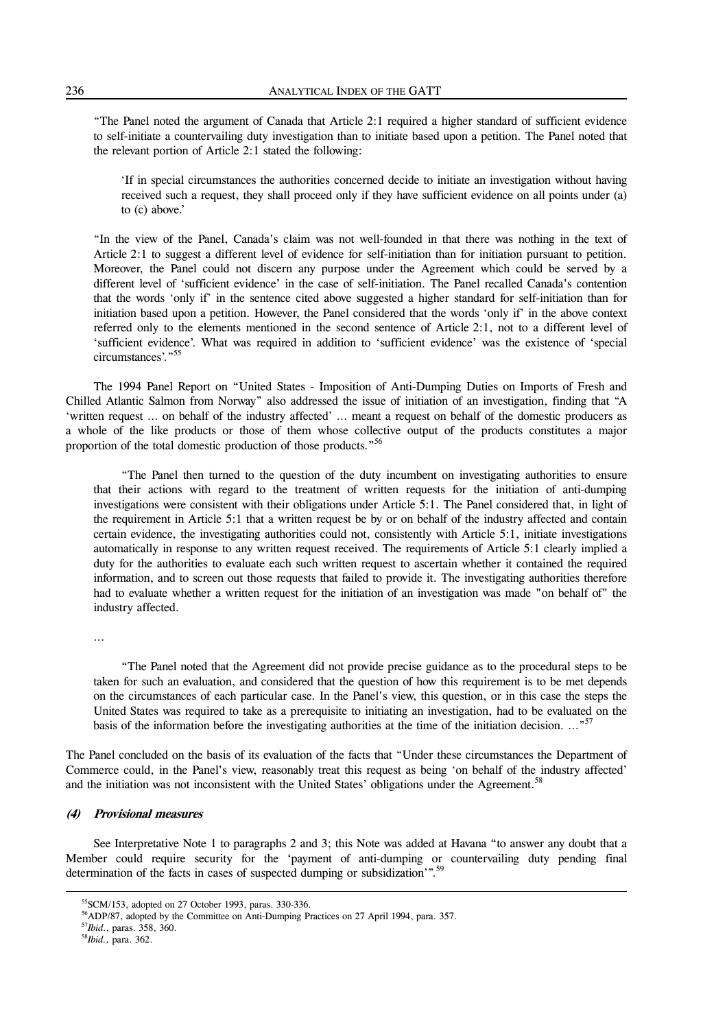"The Panel noted the argument of Canada that Article 2:1 required a higher standard of sufficient evidence to self-initiate a countervailing duty investigation than to initiate based upon a petition. The Panel noted that the relevant portion of Article 2:1 stated the following:

> 'If in special circumstances the authorities concerned decide to initiate an investigation without having received such a request, they shall proceed only if they have sufficient evidence on all points under (a) to (c) above.'

"In the view of the Panel, Canada's claim was not well-founded in that there was nothing in the text of Article 2:1 to suggest a different level of evidence for self-initiation than for initiation pursuant to petition. Moreover, the Panel could not discern any purpose under the Agreement which could be served by a different level of 'sufficient evidence' in the case of self-initiation. The Panel recalled Canada's contention that the words 'only if' in the sentence cited above suggested a higher standard for self-initiation than for initiation based upon a petition. However, the Panel considered that the words 'only if' in the above context referred only to the elements mentioned in the second sentence of Article 2:1, not to a different level of 'sufficient evidence'. What was required in addition to 'sufficient evidence' was the existence of 'special circumstances'."[55]

The 1994 Panel Report on "United States - Imposition of Anti-Dumping Duties on Imports of Fresh and Chilled Atlantic Salmon from Norway" also addressed the issue of initiation of an investigation, finding that "A 'written request ... on behalf of the industry affected' ... meant a request on behalf of the domestic producers as a whole of the like products or those of them whose collective output of the products constitutes a major proportion of the total domestic production of those products."[56]

> "The Panel then turned to the question of the duty incumbent on investigating authorities to ensure that their actions with regard to the treatment of written requests for the initiation of anti-dumping investigations were consistent with their obligations under Article 5:1. The Panel considered that, in light of the requirement in Article 5:1 that a written request be by or on behalf of the industry affected and contain certain evidence, the investigating authorities could not, consistently with Article 5:1, initiate investigations automatically in response to any written request received. The requirements of Article 5:1 clearly implied a duty for the authorities to evaluate each such written request to ascertain whether it contained the required information, and to screen out those requests that failed to provide it. The investigating authorities therefore had to evaluate whether a written request for the initiation of an investigation was made "on behalf of" the industry affected.
>
> ...
>
> "The Panel noted that the Agreement did not provide precise guidance as to the procedural steps to be taken for such an evaluation, and considered that the question of how this requirement is to be met depends on the circumstances of each particular case. In the Panel's view, this question, or in this case the steps the United States was required to take as a prerequisite to initiating an investigation, had to be evaluated on the basis of the information before the investigating authorities at the time of the initiation decision. ..."[57]

The Panel concluded on the basis of its evaluation of the facts that "Under these circumstances the Department of Commerce could, in the Panel's view, reasonably treat this request as being 'on behalf of the industry affected' and the initiation was not inconsistent with the United States' obligations under the Agreement.[58]

#### *(4) Provisional measures*

See Interpretative Note 1 to paragraphs 2 and 3; this Note was added at Havana "to answer any doubt that a Member could require security for the 'payment of anti-dumping or countervailing duty pending final determination of the facts in cases of suspected dumping or subsidization'".[59]

---

[55] SCM/153, adopted on 27 October 1993, paras. 330-336.

[56] ADP/87, adopted by the Committee on Anti-Dumping Practices on 27 April 1994, para. 357.

[57] *Ibid.*, paras. 358, 360.

[58] *Ibid.*, para. 362.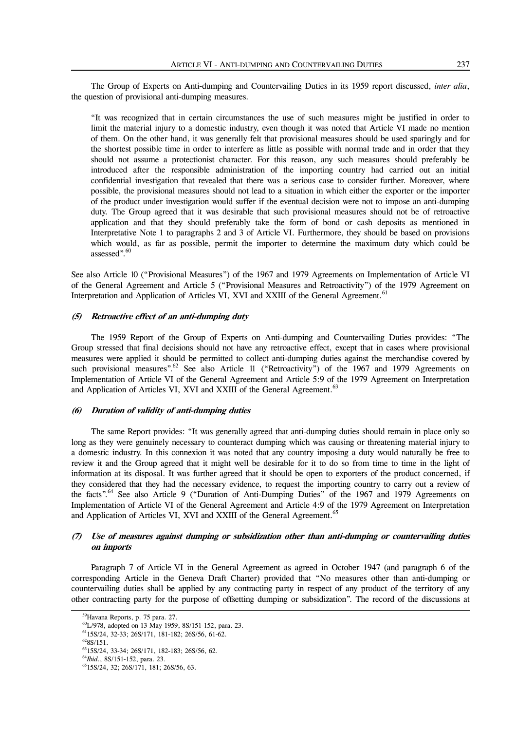The Group of Experts on Anti-dumping and Countervailing Duties in its 1959 report discussed, *inter alia*, the question of provisional anti-dumping measures.

> "It was recognized that in certain circumstances the use of such measures might be justified in order to limit the material injury to a domestic industry, even though it was noted that Article VI made no mention of them. On the other hand, it was generally felt that provisional measures should be used sparingly and for the shortest possible time in order to interfere as little as possible with normal trade and in order that they should not assume a protectionist character. For this reason, any such measures should preferably be introduced after the responsible administration of the importing country had carried out an initial confidential investigation that revealed that there was a serious case to consider further. Moreover, where possible, the provisional measures should not lead to a situation in which either the exporter or the importer of the product under investigation would suffer if the eventual decision were not to impose an anti-dumping duty. The Group agreed that it was desirable that such provisional measures should not be of retroactive application and that they should preferably take the form of bond or cash deposits as mentioned in Interpretative Note 1 to paragraphs 2 and 3 of Article VI. Furthermore, they should be based on provisions which would, as far as possible, permit the importer to determine the maximum duty which could be assessed".[60]

See also Article 10 ("Provisional Measures") of the 1967 and 1979 Agreements on Implementation of Article VI of the General Agreement and Article 5 ("Provisional Measures and Retroactivity") of the 1979 Agreement on Interpretation and Application of Articles VI, XVI and XXIII of the General Agreement.[61]

#### (5) *Retroactive effect of an anti-dumping duty*

The 1959 Report of the Group of Experts on Anti-dumping and Countervailing Duties provides: "The Group stressed that final decisions should not have any retroactive effect, except that in cases where provisional measures were applied it should be permitted to collect anti-dumping duties against the merchandise covered by such provisional measures".[62] See also Article 11 ("Retroactivity") of the 1967 and 1979 Agreements on Implementation of Article VI of the General Agreement and Article 5:9 of the 1979 Agreement on Interpretation and Application of Articles VI, XVI and XXIII of the General Agreement.[63]

#### (6) *Duration of validity of anti-dumping duties*

The same Report provides: "It was generally agreed that anti-dumping duties should remain in place only so long as they were genuinely necessary to counteract dumping which was causing or threatening material injury to a domestic industry. In this connexion it was noted that any country imposing a duty would naturally be free to review it and the Group agreed that it might well be desirable for it to do so from time to time in the light of information at its disposal. It was further agreed that it should be open to exporters of the product concerned, if they considered that they had the necessary evidence, to request the importing country to carry out a review of the facts".[64] See also Article 9 ("Duration of Anti-Dumping Duties" of the 1967 and 1979 Agreements on Implementation of Article VI of the General Agreement and Article 4:9 of the 1979 Agreement on Interpretation and Application of Articles VI, XVI and XXIII of the General Agreement.[65]

#### (7) *Use of measures against dumping or subsidization other than anti-dumping or countervailing duties on imports*

Paragraph 7 of Article VI in the General Agreement as agreed in October 1947 (and paragraph 6 of the corresponding Article in the Geneva Draft Charter) provided that "No measures other than anti-dumping or countervailing duties shall be applied by any contracting party in respect of any product of the territory of any other contracting party for the purpose of offsetting dumping or subsidization". The record of the discussions at

---

[59] Havana Reports, p. 75 para. 27.

[60] L/978, adopted on 13 May 1959, 8S/151-152, para. 23.

[61] 15S/24, 32-33; 26S/171, 181-182; 26S/56, 61-62.

[62] 8S/151.

[63] 15S/24, 33-34; 26S/171, 182-183; 26S/56, 62.

[64] *Ibid.*, 8S/151-152, para. 23.

[65] 15S/24, 32; 26S/171, 181; 26S/56, 63.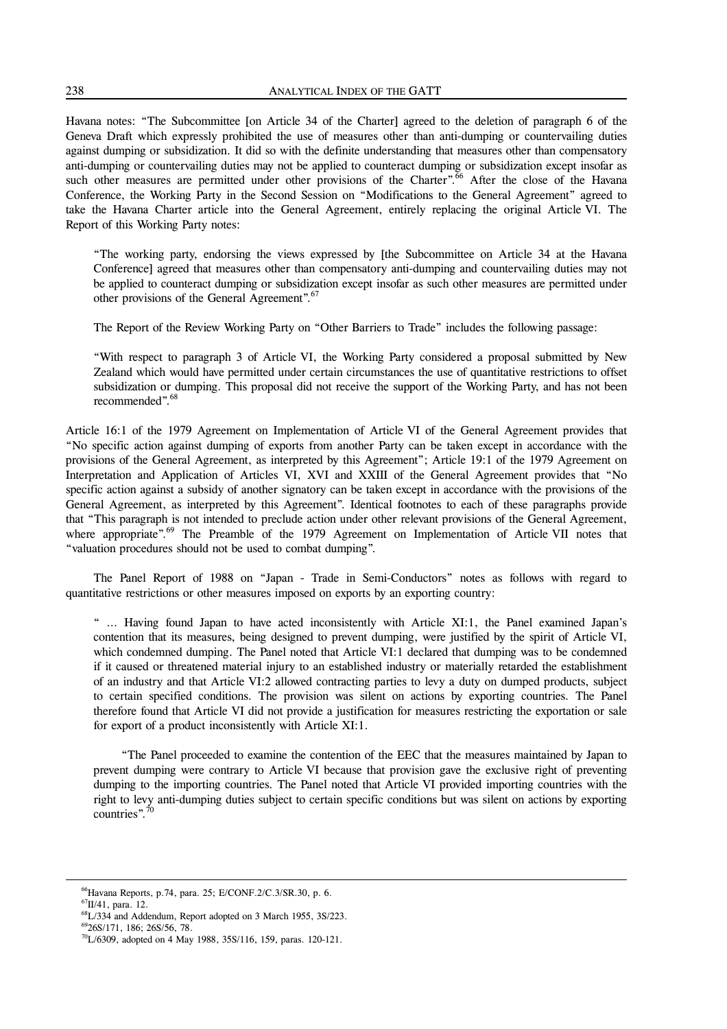Havana notes: "The Subcommittee [on Article 34 of the Charter] agreed to the deletion of paragraph 6 of the Geneva Draft which expressly prohibited the use of measures other than anti-dumping or countervailing duties against dumping or subsidization. It did so with the definite understanding that measures other than compensatory anti-dumping or countervailing duties may not be applied to counteract dumping or subsidization except insofar as such other measures are permitted under other provisions of the Charter".[66] After the close of the Havana Conference, the Working Party in the Second Session on "Modifications to the General Agreement" agreed to take the Havana Charter article into the General Agreement, entirely replacing the original Article VI. The Report of this Working Party notes:

> "The working party, endorsing the views expressed by [the Subcommittee on Article 34 at the Havana Conference] agreed that measures other than compensatory anti-dumping and countervailing duties may not be applied to counteract dumping or subsidization except insofar as such other measures are permitted under other provisions of the General Agreement".[67]

The Report of the Review Working Party on "Other Barriers to Trade" includes the following passage:

> "With respect to paragraph 3 of Article VI, the Working Party considered a proposal submitted by New Zealand which would have permitted under certain circumstances the use of quantitative restrictions to offset subsidization or dumping. This proposal did not receive the support of the Working Party, and has not been recommended".[68]

Article 16:1 of the 1979 Agreement on Implementation of Article VI of the General Agreement provides that "No specific action against dumping of exports from another Party can be taken except in accordance with the provisions of the General Agreement, as interpreted by this Agreement"; Article 19:1 of the 1979 Agreement on Interpretation and Application of Articles VI, XVI and XXIII of the General Agreement provides that "No specific action against a subsidy of another signatory can be taken except in accordance with the provisions of the General Agreement, as interpreted by this Agreement". Identical footnotes to each of these paragraphs provide that "This paragraph is not intended to preclude action under other relevant provisions of the General Agreement, where appropriate".[69] The Preamble of the 1979 Agreement on Implementation of Article VII notes that "valuation procedures should not be used to combat dumping".

The Panel Report of 1988 on "Japan - Trade in Semi-Conductors" notes as follows with regard to quantitative restrictions or other measures imposed on exports by an exporting country:

> " … Having found Japan to have acted inconsistently with Article XI:1, the Panel examined Japan's contention that its measures, being designed to prevent dumping, were justified by the spirit of Article VI, which condemned dumping. The Panel noted that Article VI:1 declared that dumping was to be condemned if it caused or threatened material injury to an established industry or materially retarded the establishment of an industry and that Article VI:2 allowed contracting parties to levy a duty on dumped products, subject to certain specified conditions. The provision was silent on actions by exporting countries. The Panel therefore found that Article VI did not provide a justification for measures restricting the exportation or sale for export of a product inconsistently with Article XI:1.
>
> "The Panel proceeded to examine the contention of the EEC that the measures maintained by Japan to prevent dumping were contrary to Article VI because that provision gave the exclusive right of preventing dumping to the importing countries. The Panel noted that Article VI provided importing countries with the right to levy anti-dumping duties subject to certain specific conditions but was silent on actions by exporting countries".[70]

---

[66] Havana Reports, p.74, para. 25; E/CONF.2/C.3/SR.30, p. 6.

[67] II/41, para. 12.

[68] L/334 and Addendum, Report adopted on 3 March 1955, 3S/223.

[69] 26S/171, 186; 26S/56, 78.

[70] L/6309, adopted on 4 May 1988, 35S/116, 159, paras. 120-121.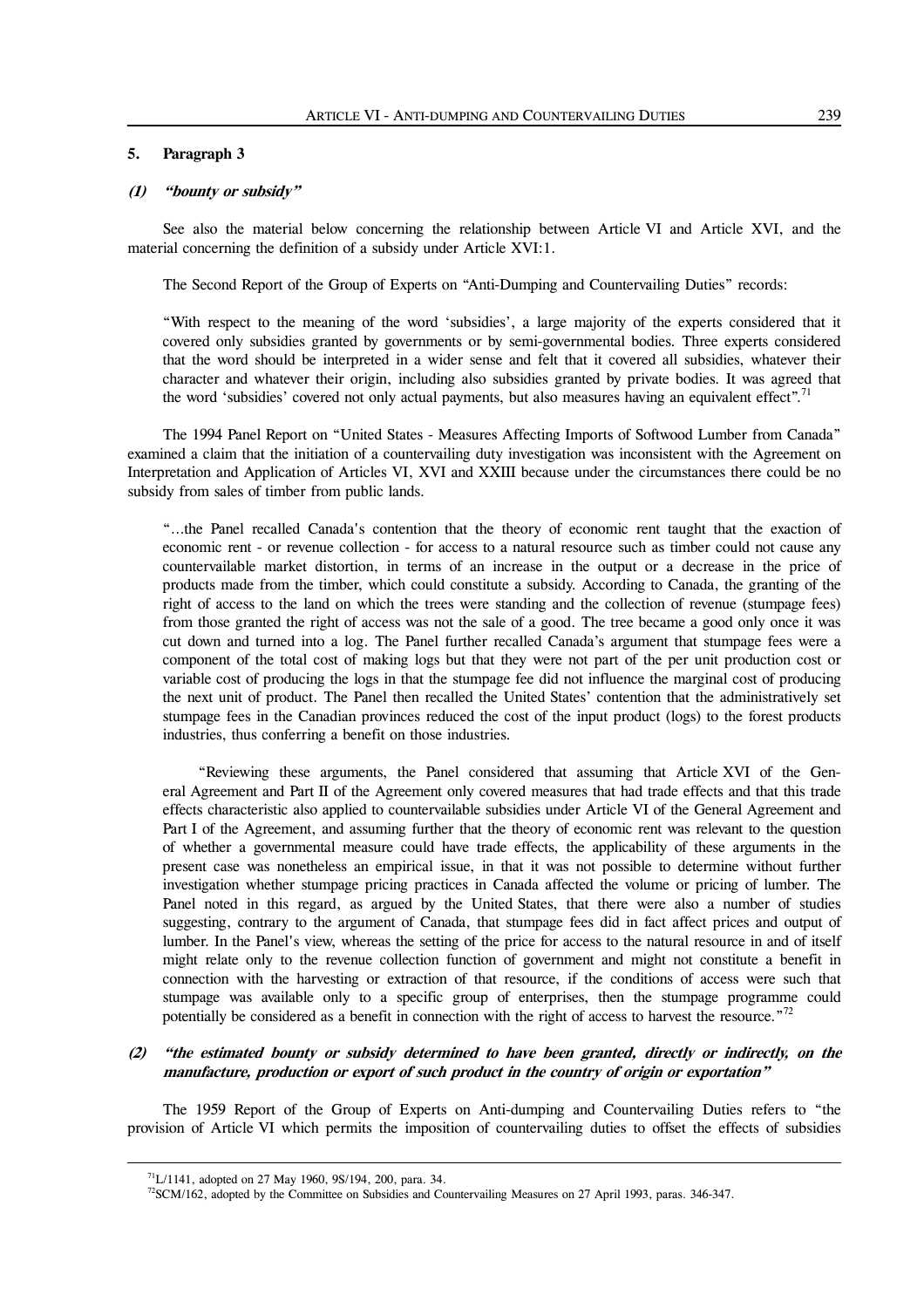## 5. Paragraph 3

### (1) *"bounty or subsidy"*

See also the material below concerning the relationship between Article VI and Article XVI, and the material concerning the definition of a subsidy under Article XVI:1.

The Second Report of the Group of Experts on "Anti-Dumping and Countervailing Duties" records:

> "With respect to the meaning of the word 'subsidies', a large majority of the experts considered that it covered only subsidies granted by governments or by semi-governmental bodies. Three experts considered that the word should be interpreted in a wider sense and felt that it covered all subsidies, whatever their character and whatever their origin, including also subsidies granted by private bodies. It was agreed that the word 'subsidies' covered not only actual payments, but also measures having an equivalent effect".[71]

The 1994 Panel Report on "United States - Measures Affecting Imports of Softwood Lumber from Canada" examined a claim that the initiation of a countervailing duty investigation was inconsistent with the Agreement on Interpretation and Application of Articles VI, XVI and XXIII because under the circumstances there could be no subsidy from sales of timber from public lands.

> "…the Panel recalled Canada's contention that the theory of economic rent taught that the exaction of economic rent - or revenue collection - for access to a natural resource such as timber could not cause any countervailable market distortion, in terms of an increase in the output or a decrease in the price of products made from the timber, which could constitute a subsidy. According to Canada, the granting of the right of access to the land on which the trees were standing and the collection of revenue (stumpage fees) from those granted the right of access was not the sale of a good. The tree became a good only once it was cut down and turned into a log. The Panel further recalled Canada's argument that stumpage fees were a component of the total cost of making logs but that they were not part of the per unit production cost or variable cost of producing the logs in that the stumpage fee did not influence the marginal cost of producing the next unit of product. The Panel then recalled the United States' contention that the administratively set stumpage fees in the Canadian provinces reduced the cost of the input product (logs) to the forest products industries, thus conferring a benefit on those industries.
>
> "Reviewing these arguments, the Panel considered that assuming that Article XVI of the General Agreement and Part II of the Agreement only covered measures that had trade effects and that this trade effects characteristic also applied to countervailable subsidies under Article VI of the General Agreement and Part I of the Agreement, and assuming further that the theory of economic rent was relevant to the question of whether a governmental measure could have trade effects, the applicability of these arguments in the present case was nonetheless an empirical issue, in that it was not possible to determine without further investigation whether stumpage pricing practices in Canada affected the volume or pricing of lumber. The Panel noted in this regard, as argued by the United States, that there were also a number of studies suggesting, contrary to the argument of Canada, that stumpage fees did in fact affect prices and output of lumber. In the Panel's view, whereas the setting of the price for access to the natural resource in and of itself might relate only to the revenue collection function of government and might not constitute a benefit in connection with the harvesting or extraction of that resource, if the conditions of access were such that stumpage was available only to a specific group of enterprises, then the stumpage programme could potentially be considered as a benefit in connection with the right of access to harvest the resource."[72]

### (2) *"the estimated bounty or subsidy determined to have been granted, directly or indirectly, on the manufacture, production or export of such product in the country of origin or exportation"*

The 1959 Report of the Group of Experts on Anti-dumping and Countervailing Duties refers to "the provision of Article VI which permits the imposition of countervailing duties to offset the effects of subsidies

---

[71] L/1141, adopted on 27 May 1960, 9S/194, 200, para. 34.

[72] SCM/162, adopted by the Committee on Subsidies and Countervailing Measures on 27 April 1993, paras. 346-347.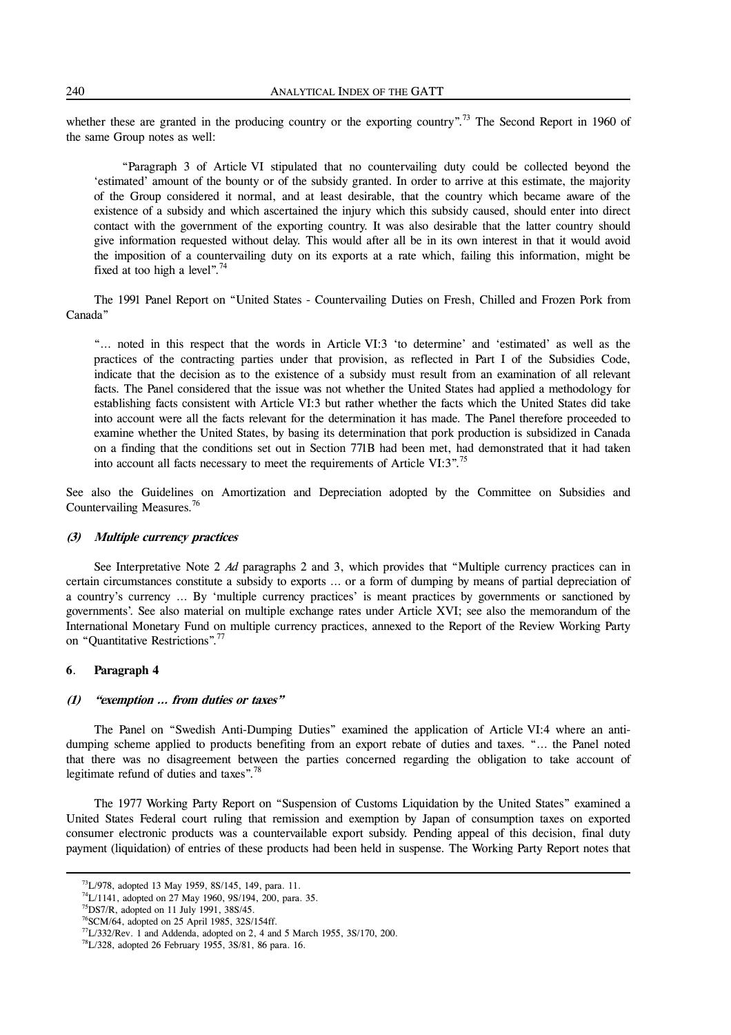whether these are granted in the producing country or the exporting country".[73] The Second Report in 1960 of the same Group notes as well:

> "Paragraph 3 of Article VI stipulated that no countervailing duty could be collected beyond the 'estimated' amount of the bounty or of the subsidy granted. In order to arrive at this estimate, the majority of the Group considered it normal, and at least desirable, that the country which became aware of the existence of a subsidy and which ascertained the injury which this subsidy caused, should enter into direct contact with the government of the exporting country. It was also desirable that the latter country should give information requested without delay. This would after all be in its own interest in that it would avoid the imposition of a countervailing duty on its exports at a rate which, failing this information, might be fixed at too high a level".[74]

The 1991 Panel Report on "United States - Countervailing Duties on Fresh, Chilled and Frozen Pork from Canada"

> "... noted in this respect that the words in Article VI:3 'to determine' and 'estimated' as well as the practices of the contracting parties under that provision, as reflected in Part I of the Subsidies Code, indicate that the decision as to the existence of a subsidy must result from an examination of all relevant facts. The Panel considered that the issue was not whether the United States had applied a methodology for establishing facts consistent with Article VI:3 but rather whether the facts which the United States did take into account were all the facts relevant for the determination it has made. The Panel therefore proceeded to examine whether the United States, by basing its determination that pork production is subsidized in Canada on a finding that the conditions set out in Section 771B had been met, had demonstrated that it had taken into account all facts necessary to meet the requirements of Article VI:3".[75]

See also the Guidelines on Amortization and Depreciation adopted by the Committee on Subsidies and Countervailing Measures.[76]

#### *(3) Multiple currency practices*

See Interpretative Note 2 *Ad* paragraphs 2 and 3, which provides that "Multiple currency practices can in certain circumstances constitute a subsidy to exports ... or a form of dumping by means of partial depreciation of a country's currency ... By 'multiple currency practices' is meant practices by governments or sanctioned by governments'. See also material on multiple exchange rates under Article XVI; see also the memorandum of the International Monetary Fund on multiple currency practices, annexed to the Report of the Review Working Party on "Quantitative Restrictions".[77]

### 6. Paragraph 4

#### *(1) "exemption ... from duties or taxes"*

The Panel on "Swedish Anti-Dumping Duties" examined the application of Article VI:4 where an anti-dumping scheme applied to products benefiting from an export rebate of duties and taxes. "... the Panel noted that there was no disagreement between the parties concerned regarding the obligation to take account of legitimate refund of duties and taxes".[78]

The 1977 Working Party Report on "Suspension of Customs Liquidation by the United States" examined a United States Federal court ruling that remission and exemption by Japan of consumption taxes on exported consumer electronic products was a countervailable export subsidy. Pending appeal of this decision, final duty payment (liquidation) of entries of these products had been held in suspense. The Working Party Report notes that

---

[73] L/978, adopted 13 May 1959, 8S/145, 149, para. 11.

[74] L/1141, adopted on 27 May 1960, 9S/194, 200, para. 35.

[75] DS7/R, adopted on 11 July 1991, 38S/45.

[76] SCM/64, adopted on 25 April 1985, 32S/154ff.

[77] L/332/Rev. 1 and Addenda, adopted on 2, 4 and 5 March 1955, 3S/170, 200.

[78] L/328, adopted 26 February 1955, 3S/81, 86 para. 16.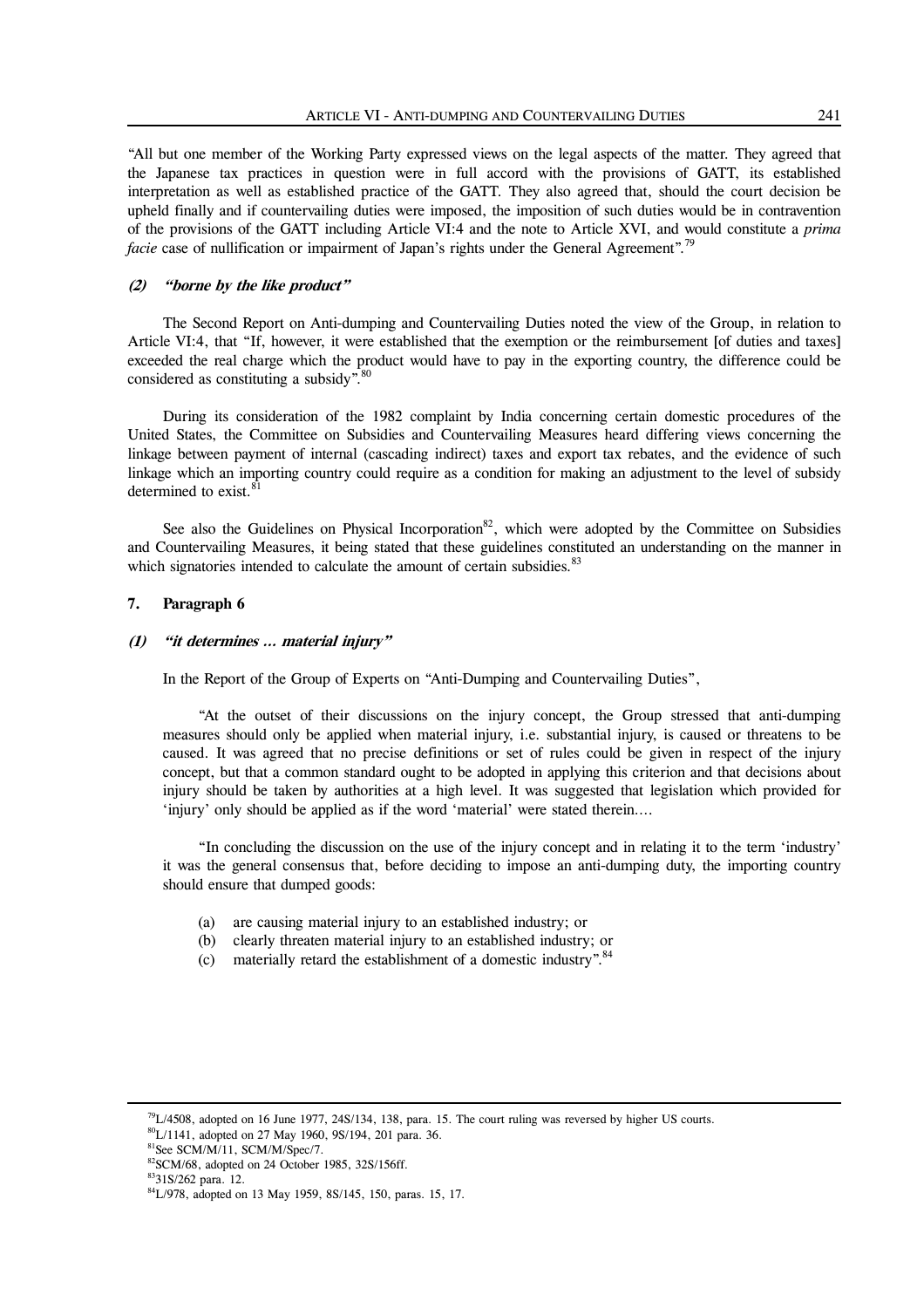"All but one member of the Working Party expressed views on the legal aspects of the matter. They agreed that the Japanese tax practices in question were in full accord with the provisions of GATT, its established interpretation as well as established practice of the GATT. They also agreed that, should the court decision be upheld finally and if countervailing duties were imposed, the imposition of such duties would be in contravention of the provisions of the GATT including Article VI:4 and the note to Article XVI, and would constitute a *prima facie* case of nullification or impairment of Japan's rights under the General Agreement".[79]

#### (2) *"borne by the like product"*

The Second Report on Anti-dumping and Countervailing Duties noted the view of the Group, in relation to Article VI:4, that "If, however, it were established that the exemption or the reimbursement [of duties and taxes] exceeded the real charge which the product would have to pay in the exporting country, the difference could be considered as constituting a subsidy".[80]

During its consideration of the 1982 complaint by India concerning certain domestic procedures of the United States, the Committee on Subsidies and Countervailing Measures heard differing views concerning the linkage between payment of internal (cascading indirect) taxes and export tax rebates, and the evidence of such linkage which an importing country could require as a condition for making an adjustment to the level of subsidy determined to exist.[81]

See also the Guidelines on Physical Incorporation[82], which were adopted by the Committee on Subsidies and Countervailing Measures, it being stated that these guidelines constituted an understanding on the manner in which signatories intended to calculate the amount of certain subsidies.[83]

### 7. Paragraph 6

#### (1) *"it determines ... material injury"*

In the Report of the Group of Experts on "Anti-Dumping and Countervailing Duties",

> "At the outset of their discussions on the injury concept, the Group stressed that anti-dumping measures should only be applied when material injury, i.e. substantial injury, is caused or threatens to be caused. It was agreed that no precise definitions or set of rules could be given in respect of the injury concept, but that a common standard ought to be adopted in applying this criterion and that decisions about injury should be taken by authorities at a high level. It was suggested that legislation which provided for 'injury' only should be applied as if the word 'material' were stated therein....
>
> "In concluding the discussion on the use of the injury concept and in relating it to the term 'industry' it was the general consensus that, before deciding to impose an anti-dumping duty, the importing country should ensure that dumped goods:
>
> (a) are causing material injury to an established industry; or
> (b) clearly threaten material injury to an established industry; or
> (c) materially retard the establishment of a domestic industry".[84]

---

[79] L/4508, adopted on 16 June 1977, 24S/134, 138, para. 15. The court ruling was reversed by higher US courts.

[80] L/1141, adopted on 27 May 1960, 9S/194, 201 para. 36.

[81] See SCM/M/11, SCM/M/Spec/7.

[82] SCM/68, adopted on 24 October 1985, 32S/156ff.

[83] 31S/262 para. 12.

[84] L/978, adopted on 13 May 1959, 8S/145, 150, paras. 15, 17.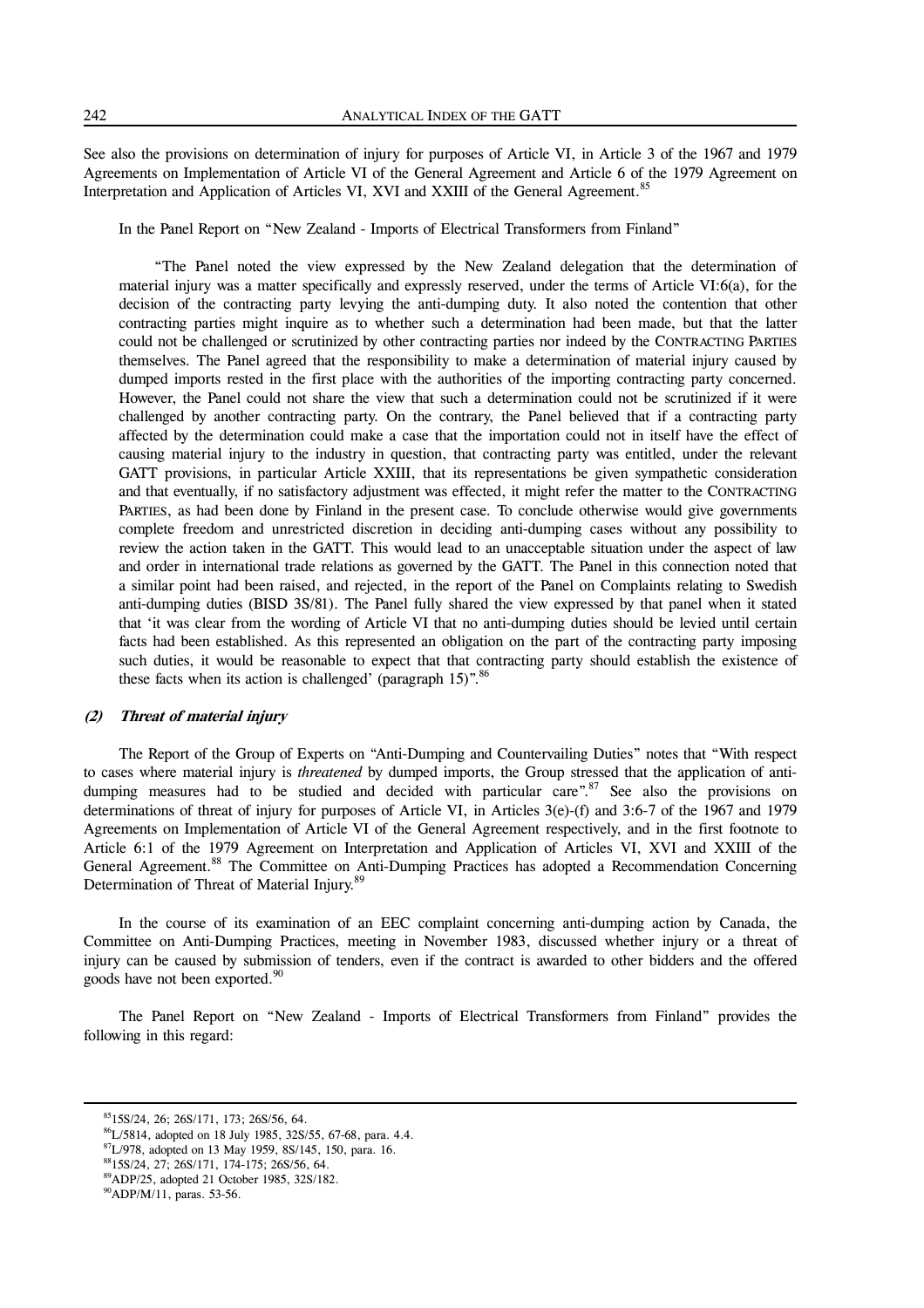See also the provisions on determination of injury for purposes of Article VI, in Article 3 of the 1967 and 1979 Agreements on Implementation of Article VI of the General Agreement and Article 6 of the 1979 Agreement on Interpretation and Application of Articles VI, XVI and XXIII of the General Agreement.[85]

In the Panel Report on "New Zealand - Imports of Electrical Transformers from Finland"

> "The Panel noted the view expressed by the New Zealand delegation that the determination of material injury was a matter specifically and expressly reserved, under the terms of Article VI:6(a), for the decision of the contracting party levying the anti-dumping duty. It also noted the contention that other contracting parties might inquire as to whether such a determination had been made, but that the latter could not be challenged or scrutinized by other contracting parties nor indeed by the CONTRACTING PARTIES themselves. The Panel agreed that the responsibility to make a determination of material injury caused by dumped imports rested in the first place with the authorities of the importing contracting party concerned. However, the Panel could not share the view that such a determination could not be scrutinized if it were challenged by another contracting party. On the contrary, the Panel believed that if a contracting party affected by the determination could make a case that the importation could not in itself have the effect of causing material injury to the industry in question, that contracting party was entitled, under the relevant GATT provisions, in particular Article XXIII, that its representations be given sympathetic consideration and that eventually, if no satisfactory adjustment was effected, it might refer the matter to the CONTRACTING PARTIES, as had been done by Finland in the present case. To conclude otherwise would give governments complete freedom and unrestricted discretion in deciding anti-dumping cases without any possibility to review the action taken in the GATT. This would lead to an unacceptable situation under the aspect of law and order in international trade relations as governed by the GATT. The Panel in this connection noted that a similar point had been raised, and rejected, in the report of the Panel on Complaints relating to Swedish anti-dumping duties (BISD 3S/81). The Panel fully shared the view expressed by that panel when it stated that 'it was clear from the wording of Article VI that no anti-dumping duties should be levied until certain facts had been established. As this represented an obligation on the part of the contracting party imposing such duties, it would be reasonable to expect that that contracting party should establish the existence of these facts when its action is challenged' (paragraph 15)".[86]

#### *(2) Threat of material injury*

The Report of the Group of Experts on "Anti-Dumping and Countervailing Duties" notes that "With respect to cases where material injury is *threatened* by dumped imports, the Group stressed that the application of anti-dumping measures had to be studied and decided with particular care".[87] See also the provisions on determinations of threat of injury for purposes of Article VI, in Articles 3(e)-(f) and 3:6-7 of the 1967 and 1979 Agreements on Implementation of Article VI of the General Agreement respectively, and in the first footnote to Article 6:1 of the 1979 Agreement on Interpretation and Application of Articles VI, XVI and XXIII of the General Agreement.[88] The Committee on Anti-Dumping Practices has adopted a Recommendation Concerning Determination of Threat of Material Injury.[89]

In the course of its examination of an EEC complaint concerning anti-dumping action by Canada, the Committee on Anti-Dumping Practices, meeting in November 1983, discussed whether injury or a threat of injury can be caused by submission of tenders, even if the contract is awarded to other bidders and the offered goods have not been exported.[90]

The Panel Report on "New Zealand - Imports of Electrical Transformers from Finland" provides the following in this regard:

---

[85] 15S/24, 26; 26S/171, 173; 26S/56, 64.

[86] L/5814, adopted on 18 July 1985, 32S/55, 67-68, para. 4.4.

[87] L/978, adopted on 13 May 1959, 8S/145, 150, para. 16.

[88] 15S/24, 27; 26S/171, 174-175; 26S/56, 64.

[89] ADP/25, adopted 21 October 1985, 32S/182.

[90] ADP/M/11, paras. 53-56.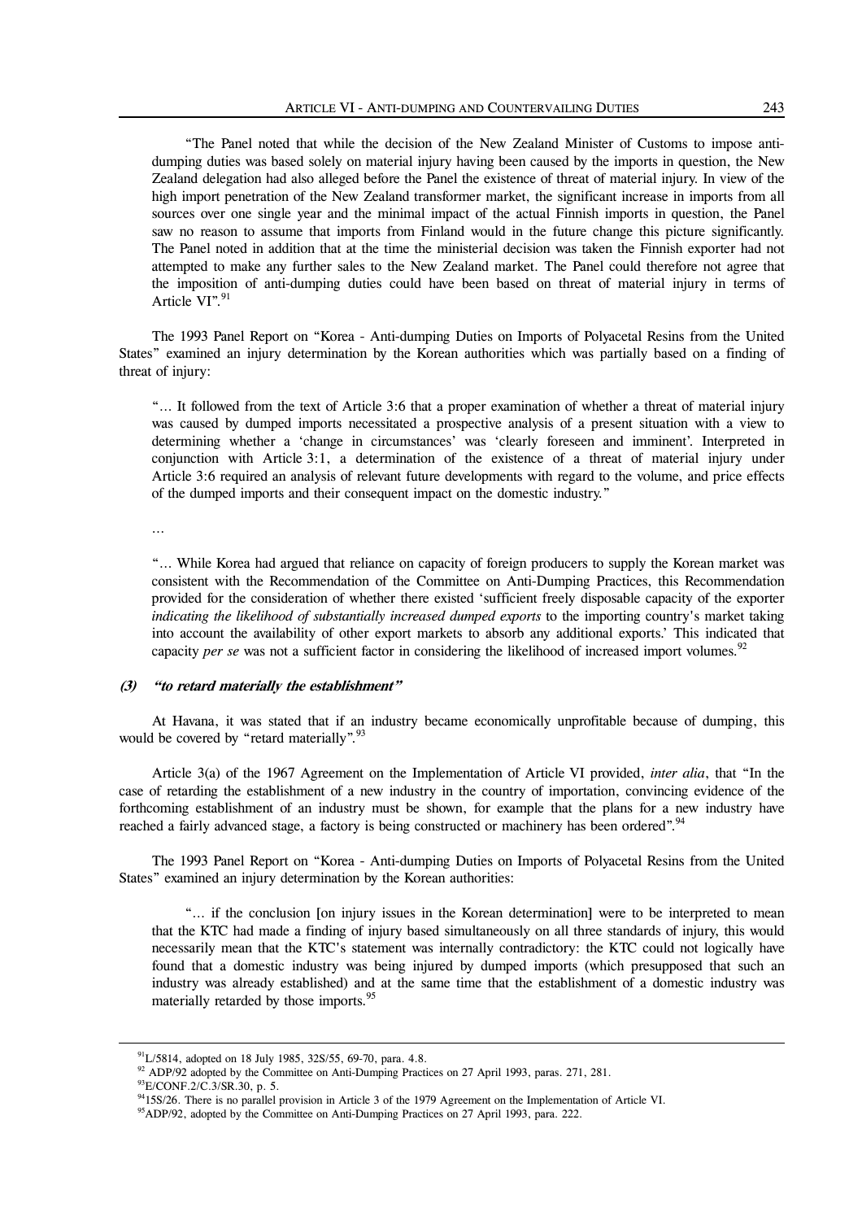> "The Panel noted that while the decision of the New Zealand Minister of Customs to impose anti-dumping duties was based solely on material injury having been caused by the imports in question, the New Zealand delegation had also alleged before the Panel the existence of threat of material injury. In view of the high import penetration of the New Zealand transformer market, the significant increase in imports from all sources over one single year and the minimal impact of the actual Finnish imports in question, the Panel saw no reason to assume that imports from Finland would in the future change this picture significantly. The Panel noted in addition that at the time the ministerial decision was taken the Finnish exporter had not attempted to make any further sales to the New Zealand market. The Panel could therefore not agree that the imposition of anti-dumping duties could have been based on threat of material injury in terms of Article VI".[91]

The 1993 Panel Report on "Korea - Anti-dumping Duties on Imports of Polyacetal Resins from the United States" examined an injury determination by the Korean authorities which was partially based on a finding of threat of injury:

> "... It followed from the text of Article 3:6 that a proper examination of whether a threat of material injury was caused by dumped imports necessitated a prospective analysis of a present situation with a view to determining whether a 'change in circumstances' was 'clearly foreseen and imminent'. Interpreted in conjunction with Article 3:1, a determination of the existence of a threat of material injury under Article 3:6 required an analysis of relevant future developments with regard to the volume, and price effects of the dumped imports and their consequent impact on the domestic industry."
>
> ...
>
> "... While Korea had argued that reliance on capacity of foreign producers to supply the Korean market was consistent with the Recommendation of the Committee on Anti-Dumping Practices, this Recommendation provided for the consideration of whether there existed 'sufficient freely disposable capacity of the exporter *indicating the likelihood of substantially increased dumped exports* to the importing country's market taking into account the availability of other export markets to absorb any additional exports.' This indicated that capacity *per se* was not a sufficient factor in considering the likelihood of increased import volumes.[92]

#### (3) *"to retard materially the establishment"*

At Havana, it was stated that if an industry became economically unprofitable because of dumping, this would be covered by "retard materially".[93]

Article 3(a) of the 1967 Agreement on the Implementation of Article VI provided, *inter alia*, that "In the case of retarding the establishment of a new industry in the country of importation, convincing evidence of the forthcoming establishment of an industry must be shown, for example that the plans for a new industry have reached a fairly advanced stage, a factory is being constructed or machinery has been ordered".[94]

The 1993 Panel Report on "Korea - Anti-dumping Duties on Imports of Polyacetal Resins from the United States" examined an injury determination by the Korean authorities:

> "... if the conclusion [on injury issues in the Korean determination] were to be interpreted to mean that the KTC had made a finding of injury based simultaneously on all three standards of injury, this would necessarily mean that the KTC's statement was internally contradictory: the KTC could not logically have found that a domestic industry was being injured by dumped imports (which presupposed that such an industry was already established) and at the same time that the establishment of a domestic industry was materially retarded by those imports.[95]

---

[91] L/5814, adopted on 18 July 1985, 32S/55, 69-70, para. 4.8.

[92] ADP/92 adopted by the Committee on Anti-Dumping Practices on 27 April 1993, paras. 271, 281.

[93] E/CONF.2/C.3/SR.30, p. 5.

[94] 15S/26. There is no parallel provision in Article 3 of the 1979 Agreement on the Implementation of Article VI.

[95] ADP/92, adopted by the Committee on Anti-Dumping Practices on 27 April 1993, para. 222.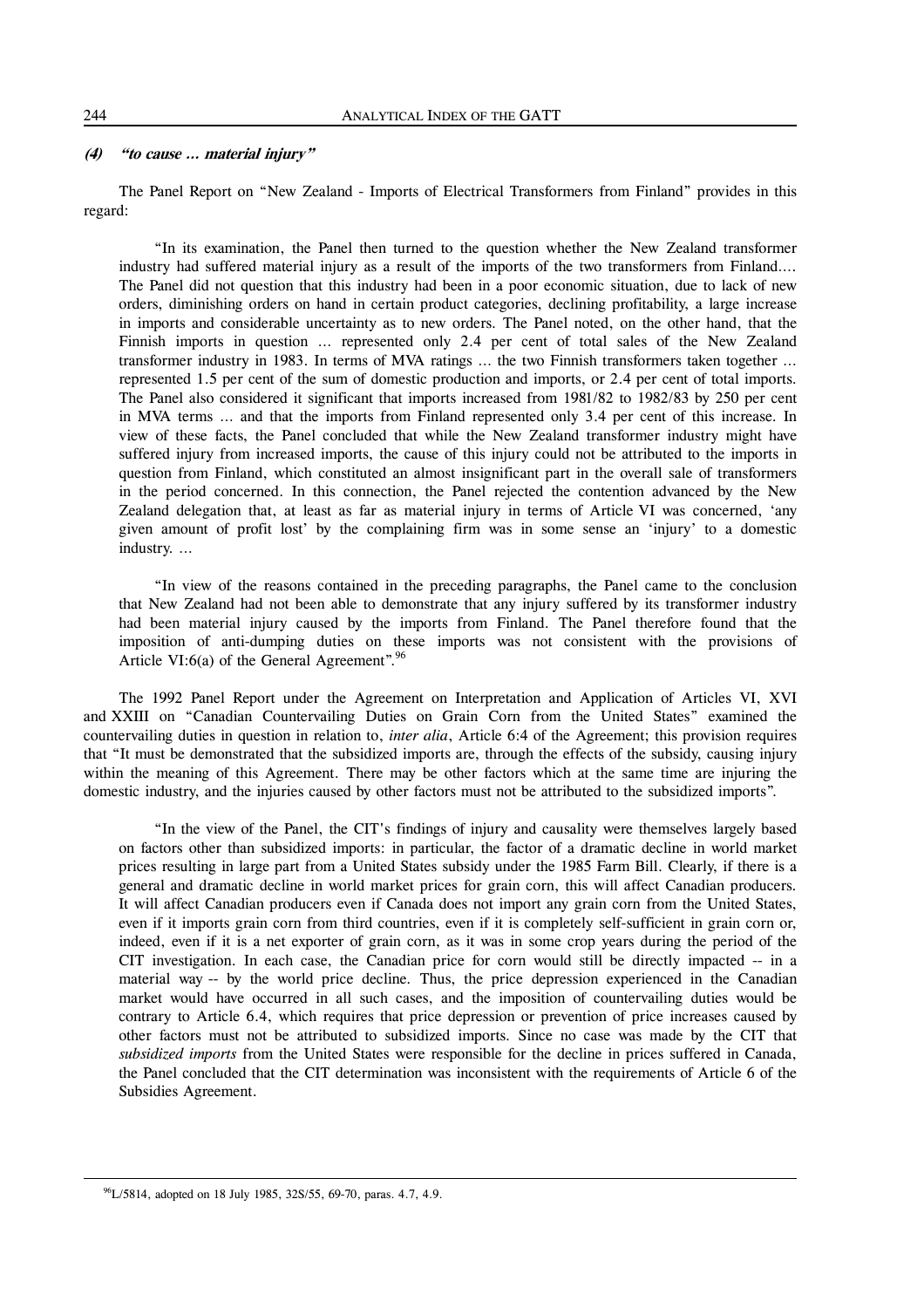#### *(4) "to cause ... material injury"*

The Panel Report on "New Zealand - Imports of Electrical Transformers from Finland" provides in this regard:

> "In its examination, the Panel then turned to the question whether the New Zealand transformer industry had suffered material injury as a result of the imports of the two transformers from Finland.... The Panel did not question that this industry had been in a poor economic situation, due to lack of new orders, diminishing orders on hand in certain product categories, declining profitability, a large increase in imports and considerable uncertainty as to new orders. The Panel noted, on the other hand, that the Finnish imports in question ... represented only 2.4 per cent of total sales of the New Zealand transformer industry in 1983. In terms of MVA ratings ... the two Finnish transformers taken together ... represented 1.5 per cent of the sum of domestic production and imports, or 2.4 per cent of total imports. The Panel also considered it significant that imports increased from 1981/82 to 1982/83 by 250 per cent in MVA terms ... and that the imports from Finland represented only 3.4 per cent of this increase. In view of these facts, the Panel concluded that while the New Zealand transformer industry might have suffered injury from increased imports, the cause of this injury could not be attributed to the imports in question from Finland, which constituted an almost insignificant part in the overall sale of transformers in the period concerned. In this connection, the Panel rejected the contention advanced by the New Zealand delegation that, at least as far as material injury in terms of Article VI was concerned, 'any given amount of profit lost' by the complaining firm was in some sense an 'injury' to a domestic industry. ...
>
> "In view of the reasons contained in the preceding paragraphs, the Panel came to the conclusion that New Zealand had not been able to demonstrate that any injury suffered by its transformer industry had been material injury caused by the imports from Finland. The Panel therefore found that the imposition of anti-dumping duties on these imports was not consistent with the provisions of Article VI:6(a) of the General Agreement".[96]

The 1992 Panel Report under the Agreement on Interpretation and Application of Articles VI, XVI and XXIII on "Canadian Countervailing Duties on Grain Corn from the United States" examined the countervailing duties in question in relation to, *inter alia*, Article 6:4 of the Agreement; this provision requires that "It must be demonstrated that the subsidized imports are, through the effects of the subsidy, causing injury within the meaning of this Agreement. There may be other factors which at the same time are injuring the domestic industry, and the injuries caused by other factors must not be attributed to the subsidized imports".

> "In the view of the Panel, the CIT's findings of injury and causality were themselves largely based on factors other than subsidized imports: in particular, the factor of a dramatic decline in world market prices resulting in large part from a United States subsidy under the 1985 Farm Bill. Clearly, if there is a general and dramatic decline in world market prices for grain corn, this will affect Canadian producers. It will affect Canadian producers even if Canada does not import any grain corn from the United States, even if it imports grain corn from third countries, even if it is completely self-sufficient in grain corn or, indeed, even if it is a net exporter of grain corn, as it was in some crop years during the period of the CIT investigation. In each case, the Canadian price for corn would still be directly impacted -- in a material way -- by the world price decline. Thus, the price depression experienced in the Canadian market would have occurred in all such cases, and the imposition of countervailing duties would be contrary to Article 6.4, which requires that price depression or prevention of price increases caused by other factors must not be attributed to subsidized imports. Since no case was made by the CIT that *subsidized imports* from the United States were responsible for the decline in prices suffered in Canada, the Panel concluded that the CIT determination was inconsistent with the requirements of Article 6 of the Subsidies Agreement.

---

[96] L/5814, adopted on 18 July 1985, 32S/55, 69-70, paras. 4.7, 4.9.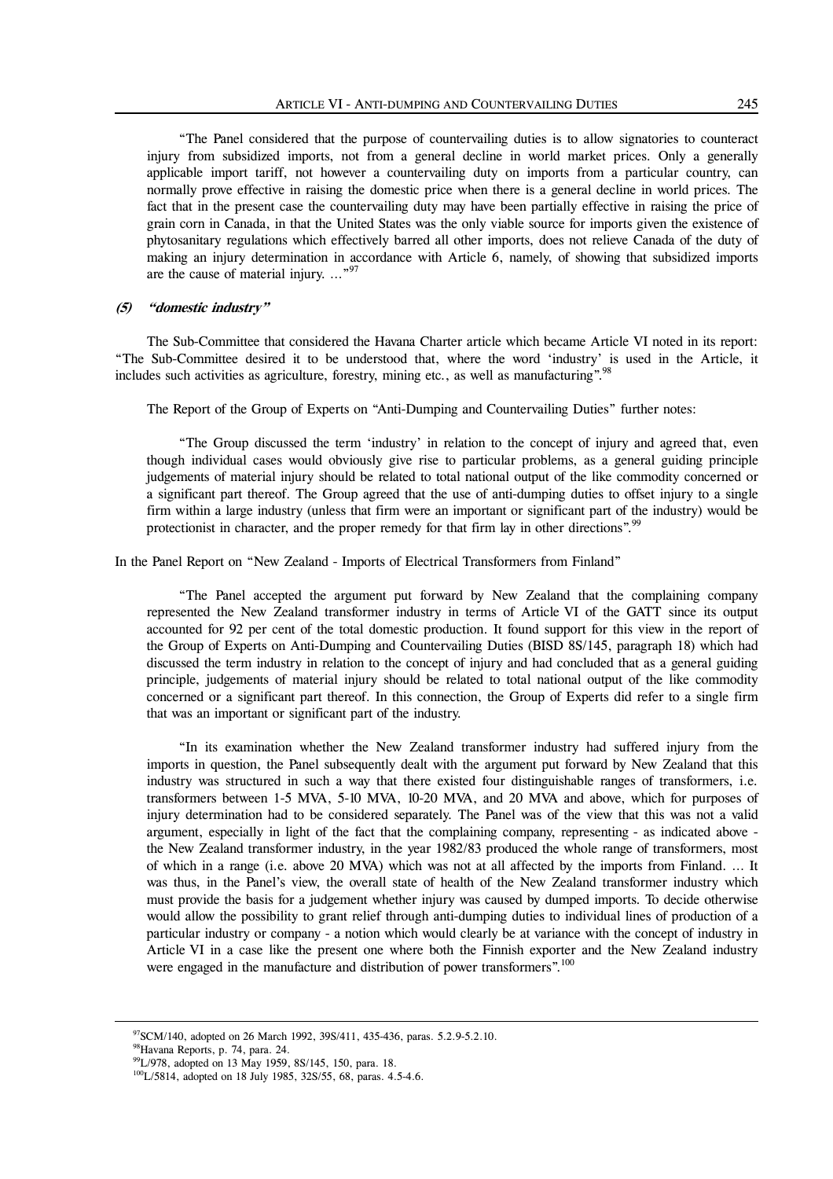"The Panel considered that the purpose of countervailing duties is to allow signatories to counteract injury from subsidized imports, not from a general decline in world market prices. Only a generally applicable import tariff, not however a countervailing duty on imports from a particular country, can normally prove effective in raising the domestic price when there is a general decline in world prices. The fact that in the present case the countervailing duty may have been partially effective in raising the price of grain corn in Canada, in that the United States was the only viable source for imports given the existence of phytosanitary regulations which effectively barred all other imports, does not relieve Canada of the duty of making an injury determination in accordance with Article 6, namely, of showing that subsidized imports are the cause of material injury. ..."[97]

#### *(5) "domestic industry"*

The Sub-Committee that considered the Havana Charter article which became Article VI noted in its report: "The Sub-Committee desired it to be understood that, where the word 'industry' is used in the Article, it includes such activities as agriculture, forestry, mining etc., as well as manufacturing".[98]

The Report of the Group of Experts on "Anti-Dumping and Countervailing Duties" further notes:

"The Group discussed the term 'industry' in relation to the concept of injury and agreed that, even though individual cases would obviously give rise to particular problems, as a general guiding principle judgements of material injury should be related to total national output of the like commodity concerned or a significant part thereof. The Group agreed that the use of anti-dumping duties to offset injury to a single firm within a large industry (unless that firm were an important or significant part of the industry) would be protectionist in character, and the proper remedy for that firm lay in other directions".[99]

In the Panel Report on "New Zealand - Imports of Electrical Transformers from Finland"

"The Panel accepted the argument put forward by New Zealand that the complaining company represented the New Zealand transformer industry in terms of Article VI of the GATT since its output accounted for 92 per cent of the total domestic production. It found support for this view in the report of the Group of Experts on Anti-Dumping and Countervailing Duties (BISD 8S/145, paragraph 18) which had discussed the term industry in relation to the concept of injury and had concluded that as a general guiding principle, judgements of material injury should be related to total national output of the like commodity concerned or a significant part thereof. In this connection, the Group of Experts did refer to a single firm that was an important or significant part of the industry.

"In its examination whether the New Zealand transformer industry had suffered injury from the imports in question, the Panel subsequently dealt with the argument put forward by New Zealand that this industry was structured in such a way that there existed four distinguishable ranges of transformers, i.e. transformers between 1-5 MVA, 5-10 MVA, 10-20 MVA, and 20 MVA and above, which for purposes of injury determination had to be considered separately. The Panel was of the view that this was not a valid argument, especially in light of the fact that the complaining company, representing - as indicated above - the New Zealand transformer industry, in the year 1982/83 produced the whole range of transformers, most of which in a range (i.e. above 20 MVA) which was not at all affected by the imports from Finland. ... It was thus, in the Panel's view, the overall state of health of the New Zealand transformer industry which must provide the basis for a judgement whether injury was caused by dumped imports. To decide otherwise would allow the possibility to grant relief through anti-dumping duties to individual lines of production of a particular industry or company - a notion which would clearly be at variance with the concept of industry in Article VI in a case like the present one where both the Finnish exporter and the New Zealand industry were engaged in the manufacture and distribution of power transformers".[100]

---

[97] SCM/140, adopted on 26 March 1992, 39S/411, 435-436, paras. 5.2.9-5.2.10.

[98] Havana Reports, p. 74, para. 24.

[99] L/978, adopted on 13 May 1959, 8S/145, 150, para. 18.

[100] L/5814, adopted on 18 July 1985, 32S/55, 68, paras. 4.5-4.6.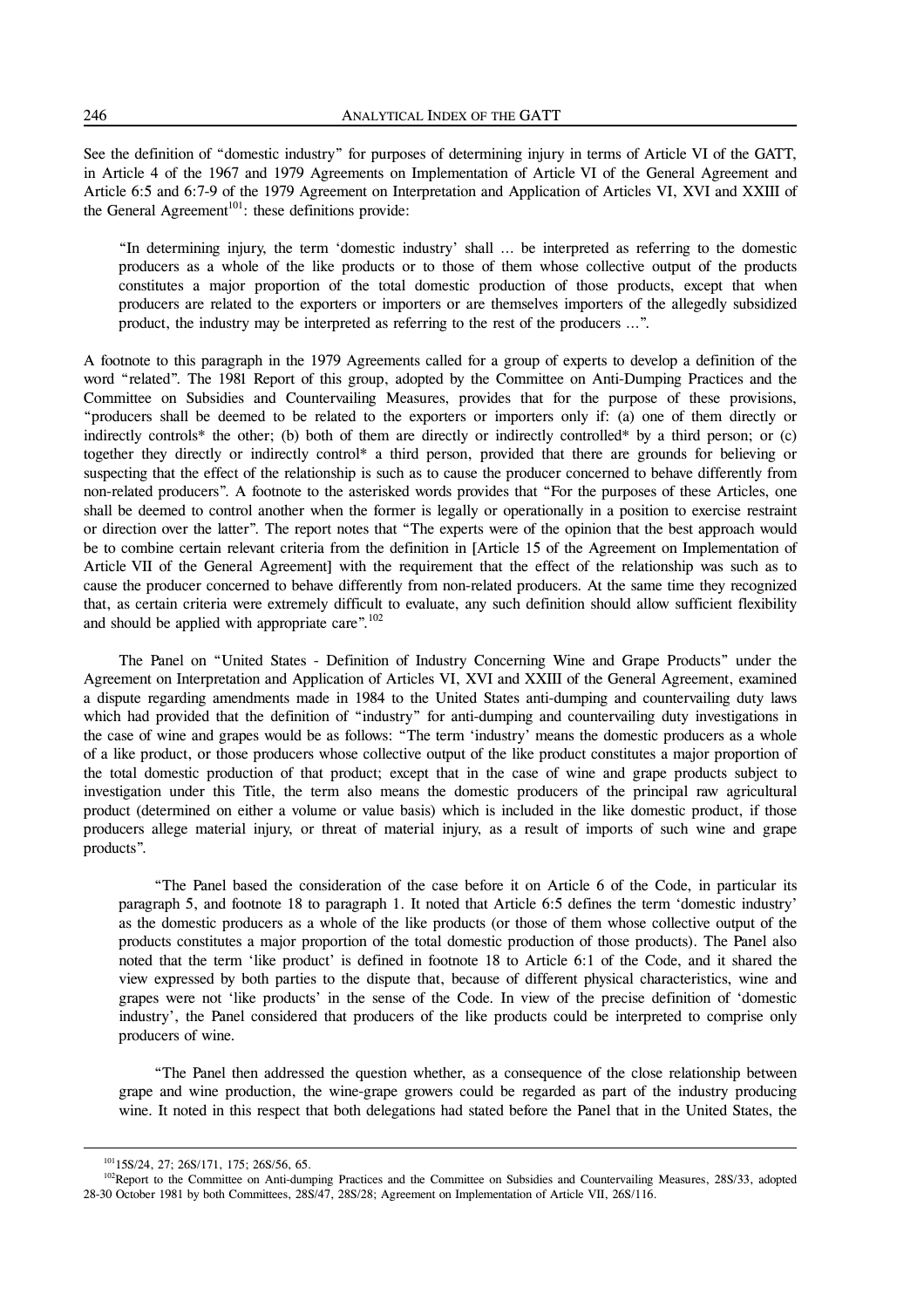See the definition of "domestic industry" for purposes of determining injury in terms of Article VI of the GATT, in Article 4 of the 1967 and 1979 Agreements on Implementation of Article VI of the General Agreement and Article 6:5 and 6:7-9 of the 1979 Agreement on Interpretation and Application of Articles VI, XVI and XXIII of the General Agreement[101]: these definitions provide:

> "In determining injury, the term 'domestic industry' shall … be interpreted as referring to the domestic producers as a whole of the like products or to those of them whose collective output of the products constitutes a major proportion of the total domestic production of those products, except that when producers are related to the exporters or importers or are themselves importers of the allegedly subsidized product, the industry may be interpreted as referring to the rest of the producers …".

A footnote to this paragraph in the 1979 Agreements called for a group of experts to develop a definition of the word "related". The 1981 Report of this group, adopted by the Committee on Anti-Dumping Practices and the Committee on Subsidies and Countervailing Measures, provides that for the purpose of these provisions, "producers shall be deemed to be related to the exporters or importers only if: (a) one of them directly or indirectly controls* the other; (b) both of them are directly or indirectly controlled* by a third person; or (c) together they directly or indirectly control* a third person, provided that there are grounds for believing or suspecting that the effect of the relationship is such as to cause the producer concerned to behave differently from non-related producers". A footnote to the asterisked words provides that "For the purposes of these Articles, one shall be deemed to control another when the former is legally or operationally in a position to exercise restraint or direction over the latter". The report notes that "The experts were of the opinion that the best approach would be to combine certain relevant criteria from the definition in [Article 15 of the Agreement on Implementation of Article VII of the General Agreement] with the requirement that the effect of the relationship was such as to cause the producer concerned to behave differently from non-related producers. At the same time they recognized that, as certain criteria were extremely difficult to evaluate, any such definition should allow sufficient flexibility and should be applied with appropriate care".[102]

The Panel on "United States - Definition of Industry Concerning Wine and Grape Products" under the Agreement on Interpretation and Application of Articles VI, XVI and XXIII of the General Agreement, examined a dispute regarding amendments made in 1984 to the United States anti-dumping and countervailing duty laws which had provided that the definition of "industry" for anti-dumping and countervailing duty investigations in the case of wine and grapes would be as follows: "The term 'industry' means the domestic producers as a whole of a like product, or those producers whose collective output of the like product constitutes a major proportion of the total domestic production of that product; except that in the case of wine and grape products subject to investigation under this Title, the term also means the domestic producers of the principal raw agricultural product (determined on either a volume or value basis) which is included in the like domestic product, if those producers allege material injury, or threat of material injury, as a result of imports of such wine and grape products".

> "The Panel based the consideration of the case before it on Article 6 of the Code, in particular its paragraph 5, and footnote 18 to paragraph 1. It noted that Article 6:5 defines the term 'domestic industry' as the domestic producers as a whole of the like products (or those of them whose collective output of the products constitutes a major proportion of the total domestic production of those products). The Panel also noted that the term 'like product' is defined in footnote 18 to Article 6:1 of the Code, and it shared the view expressed by both parties to the dispute that, because of different physical characteristics, wine and grapes were not 'like products' in the sense of the Code. In view of the precise definition of 'domestic industry', the Panel considered that producers of the like products could be interpreted to comprise only producers of wine.
>
> "The Panel then addressed the question whether, as a consequence of the close relationship between grape and wine production, the wine-grape growers could be regarded as part of the industry producing wine. It noted in this respect that both delegations had stated before the Panel that in the United States, the

---

[101] 15S/24, 27; 26S/171, 175; 26S/56, 65.

[102] Report to the Committee on Anti-dumping Practices and the Committee on Subsidies and Countervailing Measures, 28S/33, adopted 28-30 October 1981 by both Committees, 28S/47, 28S/28; Agreement on Implementation of Article VII, 26S/116.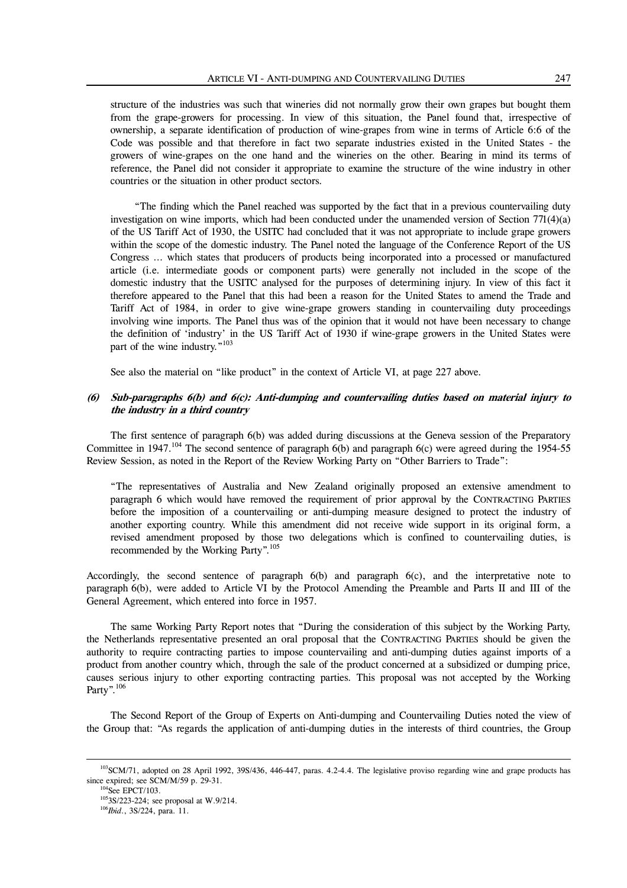structure of the industries was such that wineries did not normally grow their own grapes but bought them from the grape-growers for processing. In view of this situation, the Panel found that, irrespective of ownership, a separate identification of production of wine-grapes from wine in terms of Article 6:6 of the Code was possible and that therefore in fact two separate industries existed in the United States - the growers of wine-grapes on the one hand and the wineries on the other. Bearing in mind its terms of reference, the Panel did not consider it appropriate to examine the structure of the wine industry in other countries or the situation in other product sectors.

"The finding which the Panel reached was supported by the fact that in a previous countervailing duty investigation on wine imports, which had been conducted under the unamended version of Section 771(4)(a) of the US Tariff Act of 1930, the USITC had concluded that it was not appropriate to include grape growers within the scope of the domestic industry. The Panel noted the language of the Conference Report of the US Congress ... which states that producers of products being incorporated into a processed or manufactured article (i.e. intermediate goods or component parts) were generally not included in the scope of the domestic industry that the USITC analysed for the purposes of determining injury. In view of this fact it therefore appeared to the Panel that this had been a reason for the United States to amend the Trade and Tariff Act of 1984, in order to give wine-grape growers standing in countervailing duty proceedings involving wine imports. The Panel thus was of the opinion that it would not have been necessary to change the definition of 'industry' in the US Tariff Act of 1930 if wine-grape growers in the United States were part of the wine industry."[103]

See also the material on "like product" in the context of Article VI, at page 227 above.

### (6) *Sub-paragraphs 6(b) and 6(c): Anti-dumping and countervailing duties based on material injury to the industry in a third country*

The first sentence of paragraph 6(b) was added during discussions at the Geneva session of the Preparatory Committee in 1947.[104] The second sentence of paragraph 6(b) and paragraph 6(c) were agreed during the 1954-55 Review Session, as noted in the Report of the Review Working Party on "Other Barriers to Trade":

"The representatives of Australia and New Zealand originally proposed an extensive amendment to paragraph 6 which would have removed the requirement of prior approval by the CONTRACTING PARTIES before the imposition of a countervailing or anti-dumping measure designed to protect the industry of another exporting country. While this amendment did not receive wide support in its original form, a revised amendment proposed by those two delegations which is confined to countervailing duties, is recommended by the Working Party".[105]

Accordingly, the second sentence of paragraph 6(b) and paragraph 6(c), and the interpretative note to paragraph 6(b), were added to Article VI by the Protocol Amending the Preamble and Parts II and III of the General Agreement, which entered into force in 1957.

The same Working Party Report notes that "During the consideration of this subject by the Working Party, the Netherlands representative presented an oral proposal that the CONTRACTING PARTIES should be given the authority to require contracting parties to impose countervailing and anti-dumping duties against imports of a product from another country which, through the sale of the product concerned at a subsidized or dumping price, causes serious injury to other exporting contracting parties. This proposal was not accepted by the Working Party".[106]

The Second Report of the Group of Experts on Anti-dumping and Countervailing Duties noted the view of the Group that: "As regards the application of anti-dumping duties in the interests of third countries, the Group

---

[103] SCM/71, adopted on 28 April 1992, 39S/436, 446-447, paras. 4.2-4.4. The legislative proviso regarding wine and grape products has since expired; see SCM/M/59 p. 29-31.

[104] See EPCT/103.

[105] 3S/223-224; see proposal at W.9/214.

[106] *Ibid.*, 3S/224, para. 11.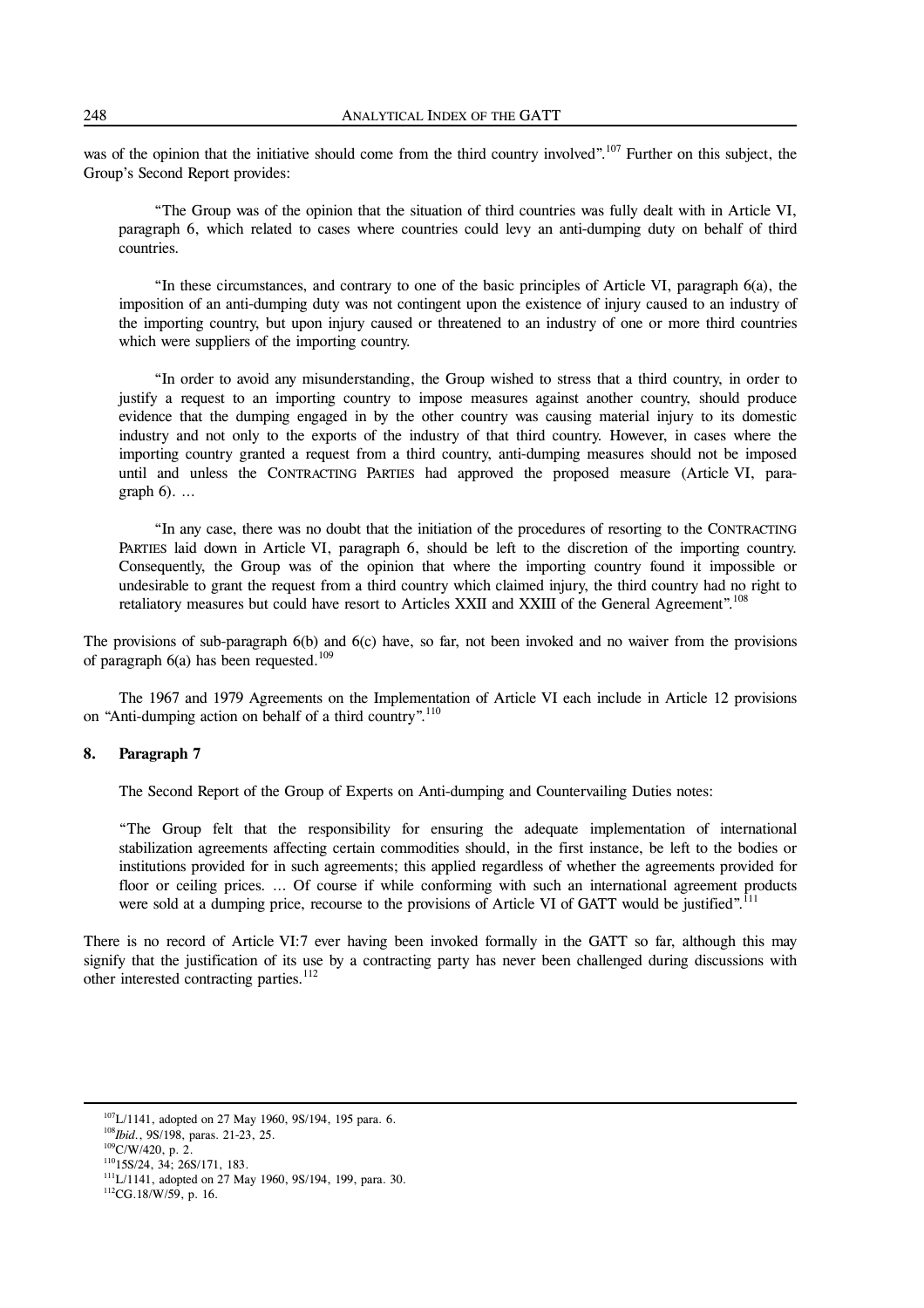was of the opinion that the initiative should come from the third country involved".[107] Further on this subject, the Group's Second Report provides:

> "The Group was of the opinion that the situation of third countries was fully dealt with in Article VI, paragraph 6, which related to cases where countries could levy an anti-dumping duty on behalf of third countries.
>
> "In these circumstances, and contrary to one of the basic principles of Article VI, paragraph 6(a), the imposition of an anti-dumping duty was not contingent upon the existence of injury caused to an industry of the importing country, but upon injury caused or threatened to an industry of one or more third countries which were suppliers of the importing country.
>
> "In order to avoid any misunderstanding, the Group wished to stress that a third country, in order to justify a request to an importing country to impose measures against another country, should produce evidence that the dumping engaged in by the other country was causing material injury to its domestic industry and not only to the exports of the industry of that third country. However, in cases where the importing country granted a request from a third country, anti-dumping measures should not be imposed until and unless the CONTRACTING PARTIES had approved the proposed measure (Article VI, paragraph 6). …
>
> "In any case, there was no doubt that the initiation of the procedures of resorting to the CONTRACTING PARTIES laid down in Article VI, paragraph 6, should be left to the discretion of the importing country. Consequently, the Group was of the opinion that where the importing country found it impossible or undesirable to grant the request from a third country which claimed injury, the third country had no right to retaliatory measures but could have resort to Articles XXII and XXIII of the General Agreement".[108]

The provisions of sub-paragraph 6(b) and 6(c) have, so far, not been invoked and no waiver from the provisions of paragraph 6(a) has been requested.[109]

The 1967 and 1979 Agreements on the Implementation of Article VI each include in Article 12 provisions on "Anti-dumping action on behalf of a third country".[110]

#### 8. Paragraph 7

The Second Report of the Group of Experts on Anti-dumping and Countervailing Duties notes:

> "The Group felt that the responsibility for ensuring the adequate implementation of international stabilization agreements affecting certain commodities should, in the first instance, be left to the bodies or institutions provided for in such agreements; this applied regardless of whether the agreements provided for floor or ceiling prices. … Of course if while conforming with such an international agreement products were sold at a dumping price, recourse to the provisions of Article VI of GATT would be justified".[111]

There is no record of Article VI:7 ever having been invoked formally in the GATT so far, although this may signify that the justification of its use by a contracting party has never been challenged during discussions with other interested contracting parties.[112]

---

[107] L/1141, adopted on 27 May 1960, 9S/194, 195 para. 6.
[108] *Ibid.*, 9S/198, paras. 21-23, 25.
[109] C/W/420, p. 2.
[110] 15S/24, 34; 26S/171, 183.
[111] L/1141, adopted on 27 May 1960, 9S/194, 199, para. 30.
[112] CG.18/W/59, p. 16.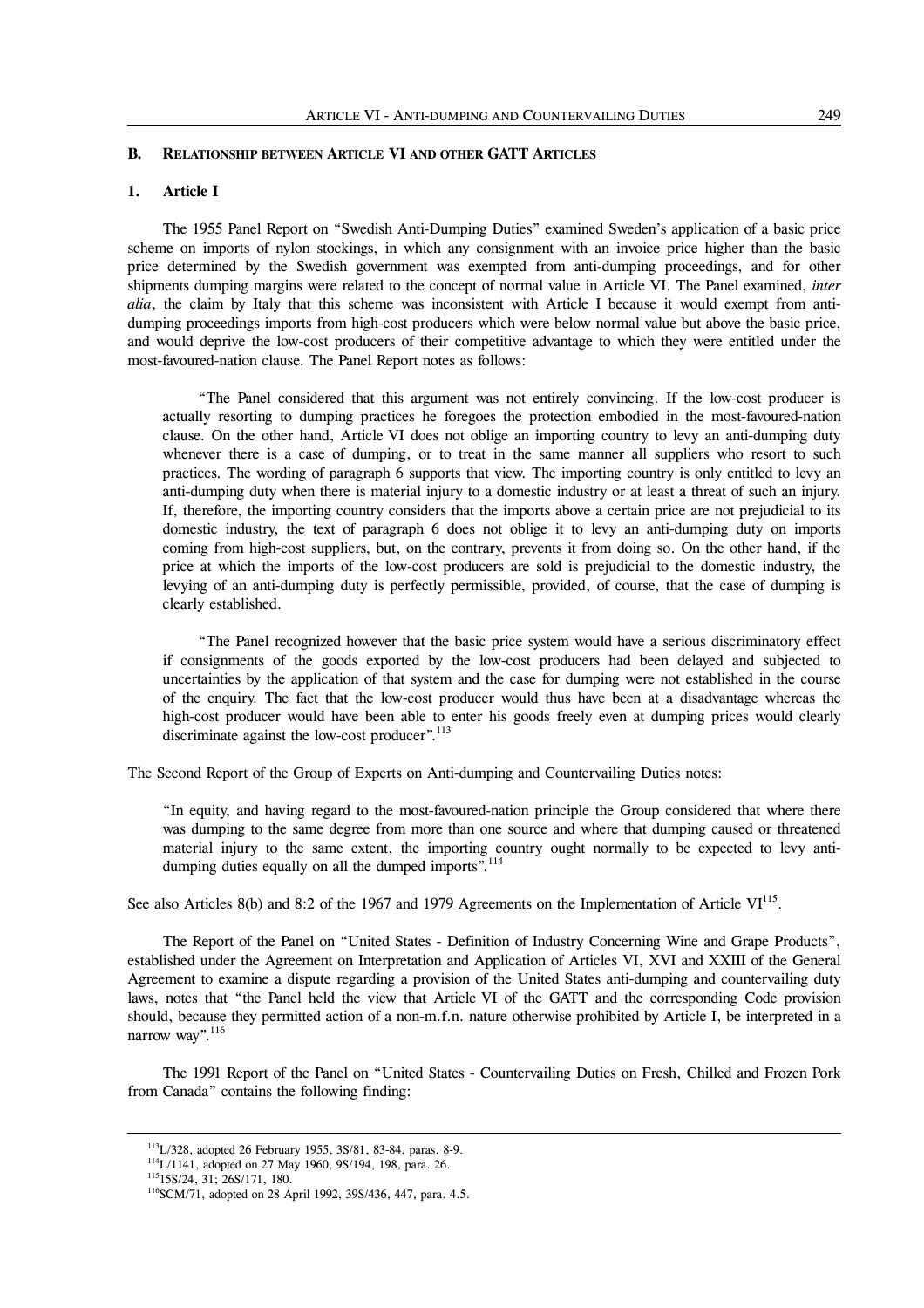## B. Relationship between Article VI and other GATT Articles

### 1. Article I

The 1955 Panel Report on "Swedish Anti-Dumping Duties" examined Sweden's application of a basic price scheme on imports of nylon stockings, in which any consignment with an invoice price higher than the basic price determined by the Swedish government was exempted from anti-dumping proceedings, and for other shipments dumping margins were related to the concept of normal value in Article VI. The Panel examined, *inter alia*, the claim by Italy that this scheme was inconsistent with Article I because it would exempt from anti-dumping proceedings imports from high-cost producers which were below normal value but above the basic price, and would deprive the low-cost producers of their competitive advantage to which they were entitled under the most-favoured-nation clause. The Panel Report notes as follows:

> "The Panel considered that this argument was not entirely convincing. If the low-cost producer is actually resorting to dumping practices he foregoes the protection embodied in the most-favoured-nation clause. On the other hand, Article VI does not oblige an importing country to levy an anti-dumping duty whenever there is a case of dumping, or to treat in the same manner all suppliers who resort to such practices. The wording of paragraph 6 supports that view. The importing country is only entitled to levy an anti-dumping duty when there is material injury to a domestic industry or at least a threat of such an injury. If, therefore, the importing country considers that the imports above a certain price are not prejudicial to its domestic industry, the text of paragraph 6 does not oblige it to levy an anti-dumping duty on imports coming from high-cost suppliers, but, on the contrary, prevents it from doing so. On the other hand, if the price at which the imports of the low-cost producers are sold is prejudicial to the domestic industry, the levying of an anti-dumping duty is perfectly permissible, provided, of course, that the case of dumping is clearly established.
>
> "The Panel recognized however that the basic price system would have a serious discriminatory effect if consignments of the goods exported by the low-cost producers had been delayed and subjected to uncertainties by the application of that system and the case for dumping were not established in the course of the enquiry. The fact that the low-cost producer would thus have been at a disadvantage whereas the high-cost producer would have been able to enter his goods freely even at dumping prices would clearly discriminate against the low-cost producer".[113]

The Second Report of the Group of Experts on Anti-dumping and Countervailing Duties notes:

> "In equity, and having regard to the most-favoured-nation principle the Group considered that where there was dumping to the same degree from more than one source and where that dumping caused or threatened material injury to the same extent, the importing country ought normally to be expected to levy anti-dumping duties equally on all the dumped imports".[114]

See also Articles 8(b) and 8:2 of the 1967 and 1979 Agreements on the Implementation of Article VI[115].

The Report of the Panel on "United States - Definition of Industry Concerning Wine and Grape Products", established under the Agreement on Interpretation and Application of Articles VI, XVI and XXIII of the General Agreement to examine a dispute regarding a provision of the United States anti-dumping and countervailing duty laws, notes that "the Panel held the view that Article VI of the GATT and the corresponding Code provision should, because they permitted action of a non-m.f.n. nature otherwise prohibited by Article I, be interpreted in a narrow way".[116]

The 1991 Report of the Panel on "United States - Countervailing Duties on Fresh, Chilled and Frozen Pork from Canada" contains the following finding:

---

[113] L/328, adopted 26 February 1955, 3S/81, 83-84, paras. 8-9.

[114] L/1141, adopted on 27 May 1960, 9S/194, 198, para. 26.

[115] 15S/24, 31; 26S/171, 180.

[116] SCM/71, adopted on 28 April 1992, 39S/436, 447, para. 4.5.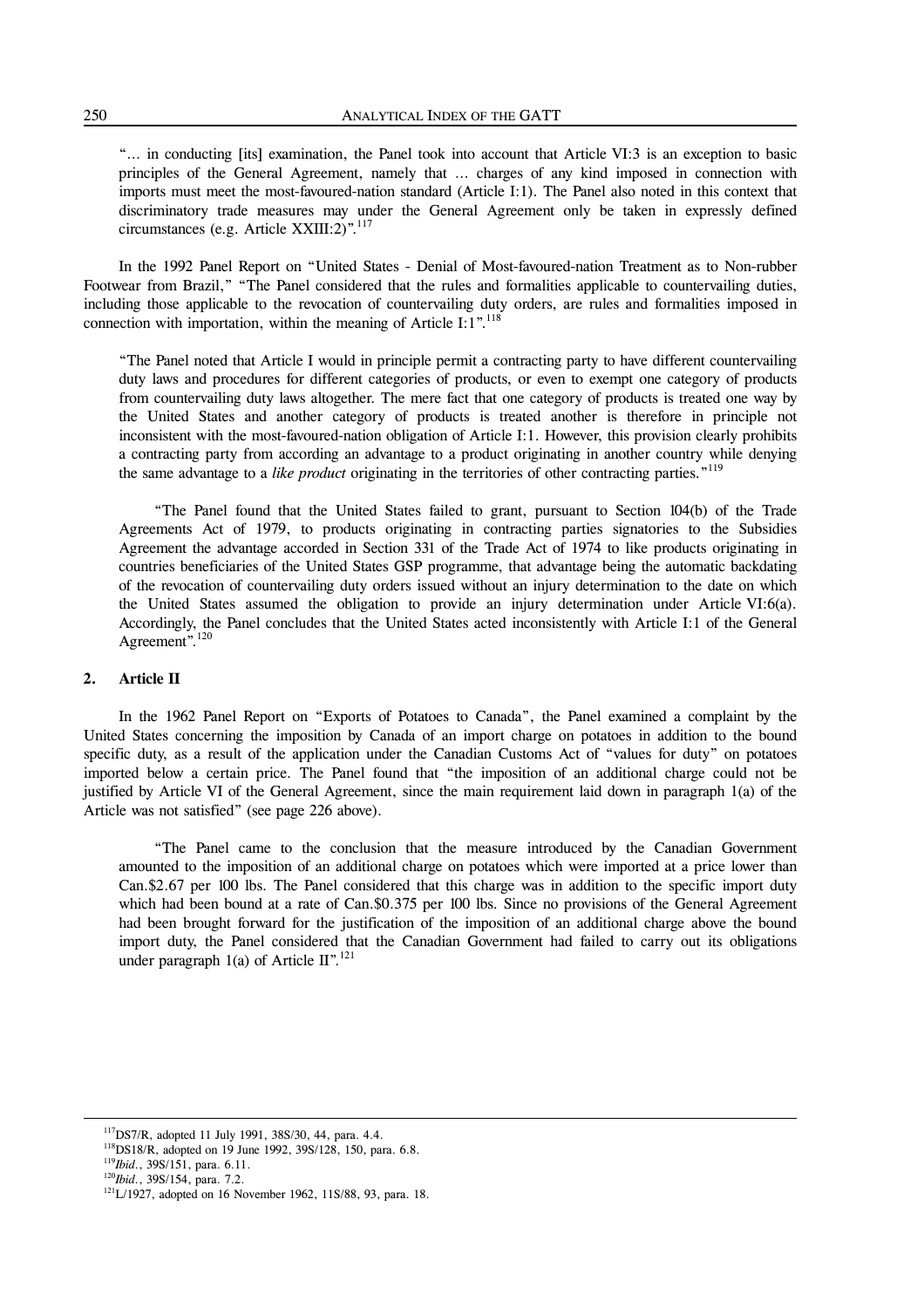"… in conducting [its] examination, the Panel took into account that Article VI:3 is an exception to basic principles of the General Agreement, namely that … charges of any kind imposed in connection with imports must meet the most-favoured-nation standard (Article I:1). The Panel also noted in this context that discriminatory trade measures may under the General Agreement only be taken in expressly defined circumstances (e.g. Article XXIII:2)".[117]

In the 1992 Panel Report on "United States - Denial of Most-favoured-nation Treatment as to Non-rubber Footwear from Brazil," "The Panel considered that the rules and formalities applicable to countervailing duties, including those applicable to the revocation of countervailing duty orders, are rules and formalities imposed in connection with importation, within the meaning of Article I:1".[118]

"The Panel noted that Article I would in principle permit a contracting party to have different countervailing duty laws and procedures for different categories of products, or even to exempt one category of products from countervailing duty laws altogether. The mere fact that one category of products is treated one way by the United States and another category of products is treated another is therefore in principle not inconsistent with the most-favoured-nation obligation of Article I:1. However, this provision clearly prohibits a contracting party from according an advantage to a product originating in another country while denying the same advantage to a *like product* originating in the territories of other contracting parties."[119]

"The Panel found that the United States failed to grant, pursuant to Section 104(b) of the Trade Agreements Act of 1979, to products originating in contracting parties signatories to the Subsidies Agreement the advantage accorded in Section 331 of the Trade Act of 1974 to like products originating in countries beneficiaries of the United States GSP programme, that advantage being the automatic backdating of the revocation of countervailing duty orders issued without an injury determination to the date on which the United States assumed the obligation to provide an injury determination under Article VI:6(a). Accordingly, the Panel concludes that the United States acted inconsistently with Article I:1 of the General Agreement".[120]

## 2. Article II

In the 1962 Panel Report on "Exports of Potatoes to Canada", the Panel examined a complaint by the United States concerning the imposition by Canada of an import charge on potatoes in addition to the bound specific duty, as a result of the application under the Canadian Customs Act of "values for duty" on potatoes imported below a certain price. The Panel found that "the imposition of an additional charge could not be justified by Article VI of the General Agreement, since the main requirement laid down in paragraph 1(a) of the Article was not satisfied" (see page 226 above).

"The Panel came to the conclusion that the measure introduced by the Canadian Government amounted to the imposition of an additional charge on potatoes which were imported at a price lower than Can.$2.67 per 100 lbs. The Panel considered that this charge was in addition to the specific import duty which had been bound at a rate of Can.$0.375 per 100 lbs. Since no provisions of the General Agreement had been brought forward for the justification of the imposition of an additional charge above the bound import duty, the Panel considered that the Canadian Government had failed to carry out its obligations under paragraph 1(a) of Article II".[121]

---

[117] DS7/R, adopted 11 July 1991, 38S/30, 44, para. 4.4.

[118] DS18/R, adopted on 19 June 1992, 39S/128, 150, para. 6.8.

[119] *Ibid.*, 39S/151, para. 6.11.

[120] *Ibid.*, 39S/154, para. 7.2.

[121] L/1927, adopted on 16 November 1962, 11S/88, 93, para. 18.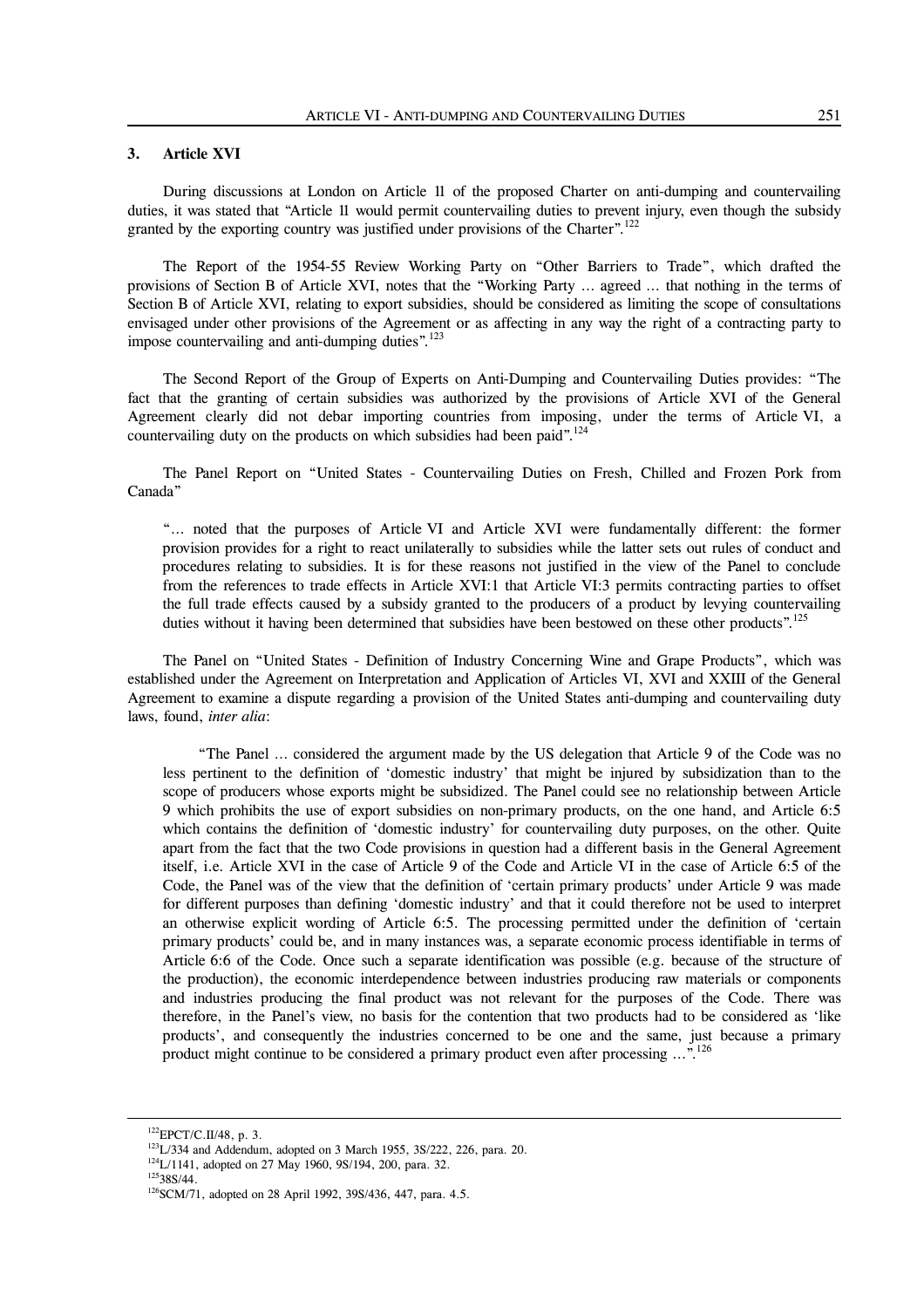### 3. Article XVI

During discussions at London on Article 11 of the proposed Charter on anti-dumping and countervailing duties, it was stated that "Article 11 would permit countervailing duties to prevent injury, even though the subsidy granted by the exporting country was justified under provisions of the Charter".[122]

The Report of the 1954-55 Review Working Party on "Other Barriers to Trade", which drafted the provisions of Section B of Article XVI, notes that the "Working Party ... agreed ... that nothing in the terms of Section B of Article XVI, relating to export subsidies, should be considered as limiting the scope of consultations envisaged under other provisions of the Agreement or as affecting in any way the right of a contracting party to impose countervailing and anti-dumping duties".[123]

The Second Report of the Group of Experts on Anti-Dumping and Countervailing Duties provides: "The fact that the granting of certain subsidies was authorized by the provisions of Article XVI of the General Agreement clearly did not debar importing countries from imposing, under the terms of Article VI, a countervailing duty on the products on which subsidies had been paid".[124]

The Panel Report on "United States - Countervailing Duties on Fresh, Chilled and Frozen Pork from Canada"

> "... noted that the purposes of Article VI and Article XVI were fundamentally different: the former provision provides for a right to react unilaterally to subsidies while the latter sets out rules of conduct and procedures relating to subsidies. It is for these reasons not justified in the view of the Panel to conclude from the references to trade effects in Article XVI:1 that Article VI:3 permits contracting parties to offset the full trade effects caused by a subsidy granted to the producers of a product by levying countervailing duties without it having been determined that subsidies have been bestowed on these other products".[125]

The Panel on "United States - Definition of Industry Concerning Wine and Grape Products", which was established under the Agreement on Interpretation and Application of Articles VI, XVI and XXIII of the General Agreement to examine a dispute regarding a provision of the United States anti-dumping and countervailing duty laws, found, *inter alia*:

> "The Panel ... considered the argument made by the US delegation that Article 9 of the Code was no less pertinent to the definition of 'domestic industry' that might be injured by subsidization than to the scope of producers whose exports might be subsidized. The Panel could see no relationship between Article 9 which prohibits the use of export subsidies on non-primary products, on the one hand, and Article 6:5 which contains the definition of 'domestic industry' for countervailing duty purposes, on the other. Quite apart from the fact that the two Code provisions in question had a different basis in the General Agreement itself, i.e. Article XVI in the case of Article 9 of the Code and Article VI in the case of Article 6:5 of the Code, the Panel was of the view that the definition of 'certain primary products' under Article 9 was made for different purposes than defining 'domestic industry' and that it could therefore not be used to interpret an otherwise explicit wording of Article 6:5. The processing permitted under the definition of 'certain primary products' could be, and in many instances was, a separate economic process identifiable in terms of Article 6:6 of the Code. Once such a separate identification was possible (e.g. because of the structure of the production), the economic interdependence between industries producing raw materials or components and industries producing the final product was not relevant for the purposes of the Code. There was therefore, in the Panel's view, no basis for the contention that two products had to be considered as 'like products', and consequently the industries concerned to be one and the same, just because a primary product might continue to be considered a primary product even after processing ...".[126]

---

[122] EPCT/C.II/48, p. 3.

[123] L/334 and Addendum, adopted on 3 March 1955, 3S/222, 226, para. 20.

[124] L/1141, adopted on 27 May 1960, 9S/194, 200, para. 32.

[125] 38S/44.

[126] SCM/71, adopted on 28 April 1992, 39S/436, 447, para. 4.5.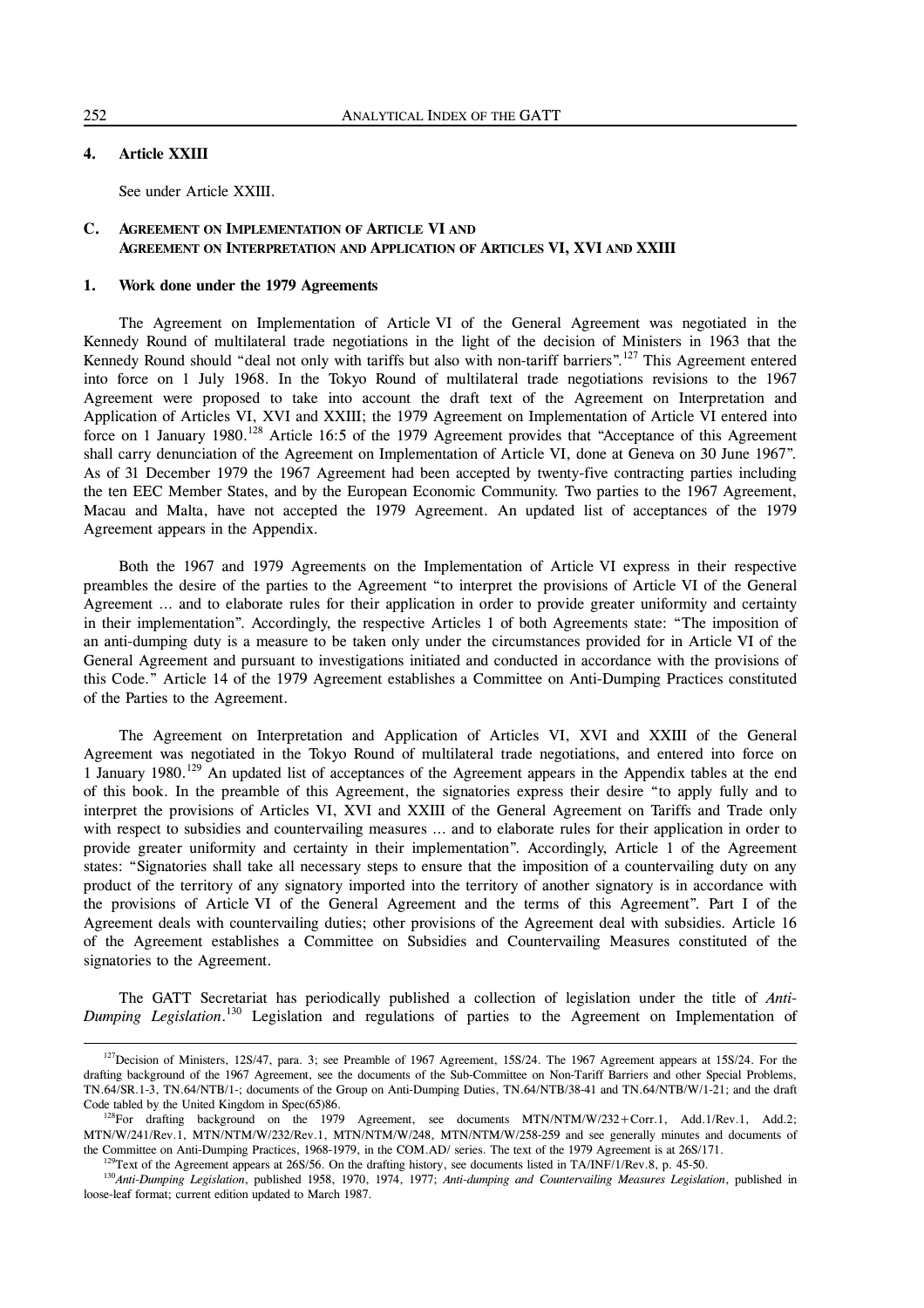#### 4. Article XXIII

See under Article XXIII.

### C. Agreement on Implementation of Article VI and Agreement on Interpretation and Application of Articles VI, XVI and XXIII

#### 1. Work done under the 1979 Agreements

The Agreement on Implementation of Article VI of the General Agreement was negotiated in the Kennedy Round of multilateral trade negotiations in the light of the decision of Ministers in 1963 that the Kennedy Round should "deal not only with tariffs but also with non-tariff barriers".[127] This Agreement entered into force on 1 July 1968. In the Tokyo Round of multilateral trade negotiations revisions to the 1967 Agreement were proposed to take into account the draft text of the Agreement on Interpretation and Application of Articles VI, XVI and XXIII; the 1979 Agreement on Implementation of Article VI entered into force on 1 January 1980.[128] Article 16:5 of the 1979 Agreement provides that "Acceptance of this Agreement shall carry denunciation of the Agreement on Implementation of Article VI, done at Geneva on 30 June 1967". As of 31 December 1979 the 1967 Agreement had been accepted by twenty-five contracting parties including the ten EEC Member States, and by the European Economic Community. Two parties to the 1967 Agreement, Macau and Malta, have not accepted the 1979 Agreement. An updated list of acceptances of the 1979 Agreement appears in the Appendix.

Both the 1967 and 1979 Agreements on the Implementation of Article VI express in their respective preambles the desire of the parties to the Agreement "to interpret the provisions of Article VI of the General Agreement … and to elaborate rules for their application in order to provide greater uniformity and certainty in their implementation". Accordingly, the respective Articles 1 of both Agreements state: "The imposition of an anti-dumping duty is a measure to be taken only under the circumstances provided for in Article VI of the General Agreement and pursuant to investigations initiated and conducted in accordance with the provisions of this Code." Article 14 of the 1979 Agreement establishes a Committee on Anti-Dumping Practices constituted of the Parties to the Agreement.

The Agreement on Interpretation and Application of Articles VI, XVI and XXIII of the General Agreement was negotiated in the Tokyo Round of multilateral trade negotiations, and entered into force on 1 January 1980.[129] An updated list of acceptances of the Agreement appears in the Appendix tables at the end of this book. In the preamble of this Agreement, the signatories express their desire "to apply fully and to interpret the provisions of Articles VI, XVI and XXIII of the General Agreement on Tariffs and Trade only with respect to subsidies and countervailing measures … and to elaborate rules for their application in order to provide greater uniformity and certainty in their implementation". Accordingly, Article 1 of the Agreement states: "Signatories shall take all necessary steps to ensure that the imposition of a countervailing duty on any product of the territory of any signatory imported into the territory of another signatory is in accordance with the provisions of Article VI of the General Agreement and the terms of this Agreement". Part I of the Agreement deals with countervailing duties; other provisions of the Agreement deal with subsidies. Article 16 of the Agreement establishes a Committee on Subsidies and Countervailing Measures constituted of the signatories to the Agreement.

The GATT Secretariat has periodically published a collection of legislation under the title of *Anti-Dumping Legislation*.[130] Legislation and regulations of parties to the Agreement on Implementation of

---

[127] Decision of Ministers, 12S/47, para. 3; see Preamble of 1967 Agreement, 15S/24. The 1967 Agreement appears at 15S/24. For the drafting background of the 1967 Agreement, see the documents of the Sub-Committee on Non-Tariff Barriers and other Special Problems, TN.64/SR.1-3, TN.64/NTB/1-; documents of the Group on Anti-Dumping Duties, TN.64/NTB/38-41 and TN.64/NTB/W/1-21; and the draft Code tabled by the United Kingdom in Spec(65)86.

[128] For drafting background on the 1979 Agreement, see documents MTN/NTM/W/232+Corr.1, Add.1/Rev.1, Add.2; MTN/W/241/Rev.1, MTN/NTM/W/232/Rev.1, MTN/NTM/W/248, MTN/NTM/W/258-259 and see generally minutes and documents of the Committee on Anti-Dumping Practices, 1968-1979, in the COM.AD/ series. The text of the 1979 Agreement is at 26S/171.

[129] Text of the Agreement appears at 26S/56. On the drafting history, see documents listed in TA/INF/1/Rev.8, p. 45-50.

[130] *Anti-Dumping Legislation*, published 1958, 1970, 1974, 1977; *Anti-dumping and Countervailing Measures Legislation*, published in loose-leaf format; current edition updated to March 1987.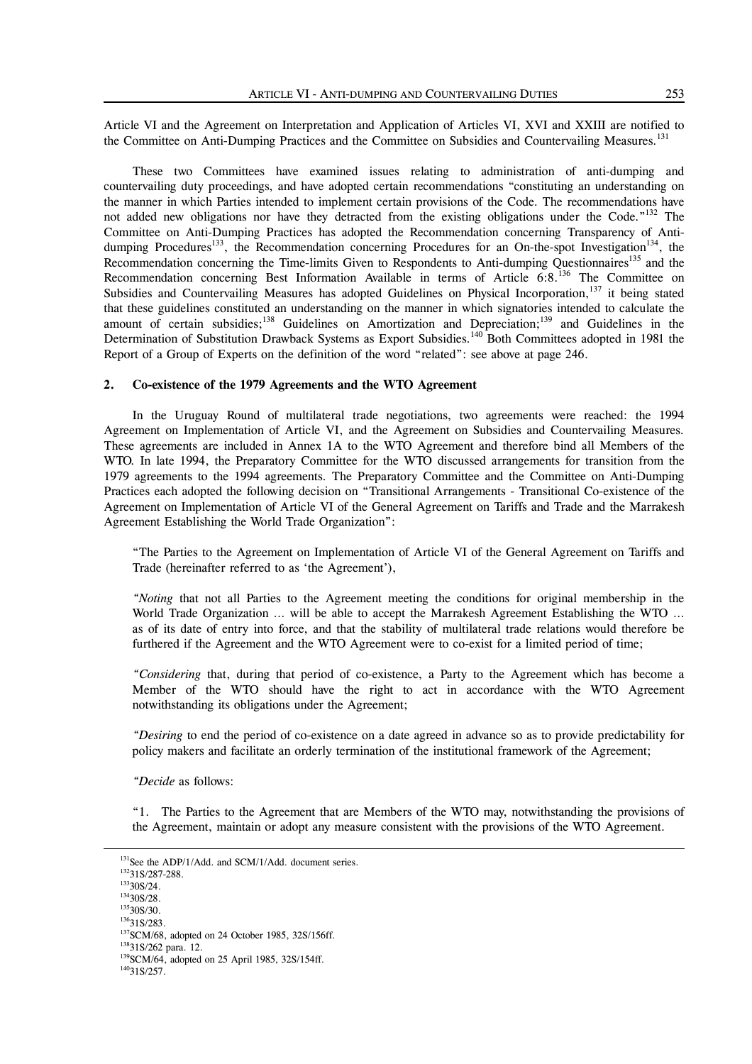Article VI and the Agreement on Interpretation and Application of Articles VI, XVI and XXIII are notified to the Committee on Anti-Dumping Practices and the Committee on Subsidies and Countervailing Measures.[131]

These two Committees have examined issues relating to administration of anti-dumping and countervailing duty proceedings, and have adopted certain recommendations "constituting an understanding on the manner in which Parties intended to implement certain provisions of the Code. The recommendations have not added new obligations nor have they detracted from the existing obligations under the Code."[132] The Committee on Anti-Dumping Practices has adopted the Recommendation concerning Transparency of Anti-dumping Procedures[133], the Recommendation concerning Procedures for an On-the-spot Investigation[134], the Recommendation concerning the Time-limits Given to Respondents to Anti-dumping Questionnaires[135] and the Recommendation concerning Best Information Available in terms of Article 6:8.[136] The Committee on Subsidies and Countervailing Measures has adopted Guidelines on Physical Incorporation,[137] it being stated that these guidelines constituted an understanding on the manner in which signatories intended to calculate the amount of certain subsidies;[138] Guidelines on Amortization and Depreciation;[139] and Guidelines in the Determination of Substitution Drawback Systems as Export Subsidies.[140] Both Committees adopted in 1981 the Report of a Group of Experts on the definition of the word "related": see above at page 246.

## 2. Co-existence of the 1979 Agreements and the WTO Agreement

In the Uruguay Round of multilateral trade negotiations, two agreements were reached: the 1994 Agreement on Implementation of Article VI, and the Agreement on Subsidies and Countervailing Measures. These agreements are included in Annex 1A to the WTO Agreement and therefore bind all Members of the WTO. In late 1994, the Preparatory Committee for the WTO discussed arrangements for transition from the 1979 agreements to the 1994 agreements. The Preparatory Committee and the Committee on Anti-Dumping Practices each adopted the following decision on "Transitional Arrangements - Transitional Co-existence of the Agreement on Implementation of Article VI of the General Agreement on Tariffs and Trade and the Marrakesh Agreement Establishing the World Trade Organization":

> "The Parties to the Agreement on Implementation of Article VI of the General Agreement on Tariffs and Trade (hereinafter referred to as 'the Agreement'),
>
> "*Noting* that not all Parties to the Agreement meeting the conditions for original membership in the World Trade Organization … will be able to accept the Marrakesh Agreement Establishing the WTO … as of its date of entry into force, and that the stability of multilateral trade relations would therefore be furthered if the Agreement and the WTO Agreement were to co-exist for a limited period of time;
>
> "*Considering* that, during that period of co-existence, a Party to the Agreement which has become a Member of the WTO should have the right to act in accordance with the WTO Agreement notwithstanding its obligations under the Agreement;
>
> "*Desiring* to end the period of co-existence on a date agreed in advance so as to provide predictability for policy makers and facilitate an orderly termination of the institutional framework of the Agreement;
>
> "*Decide* as follows:
>
> "1. The Parties to the Agreement that are Members of the WTO may, notwithstanding the provisions of the Agreement, maintain or adopt any measure consistent with the provisions of the WTO Agreement.

---

[131] See the ADP/1/Add. and SCM/1/Add. document series.
[132] 31S/287-288.
[133] 30S/24.
[134] 30S/28.
[135] 30S/30.
[136] 31S/283.
[137] SCM/68, adopted on 24 October 1985, 32S/156ff.
[138] 31S/262 para. 12.
[139] SCM/64, adopted on 25 April 1985, 32S/154ff.
[140] 31S/257.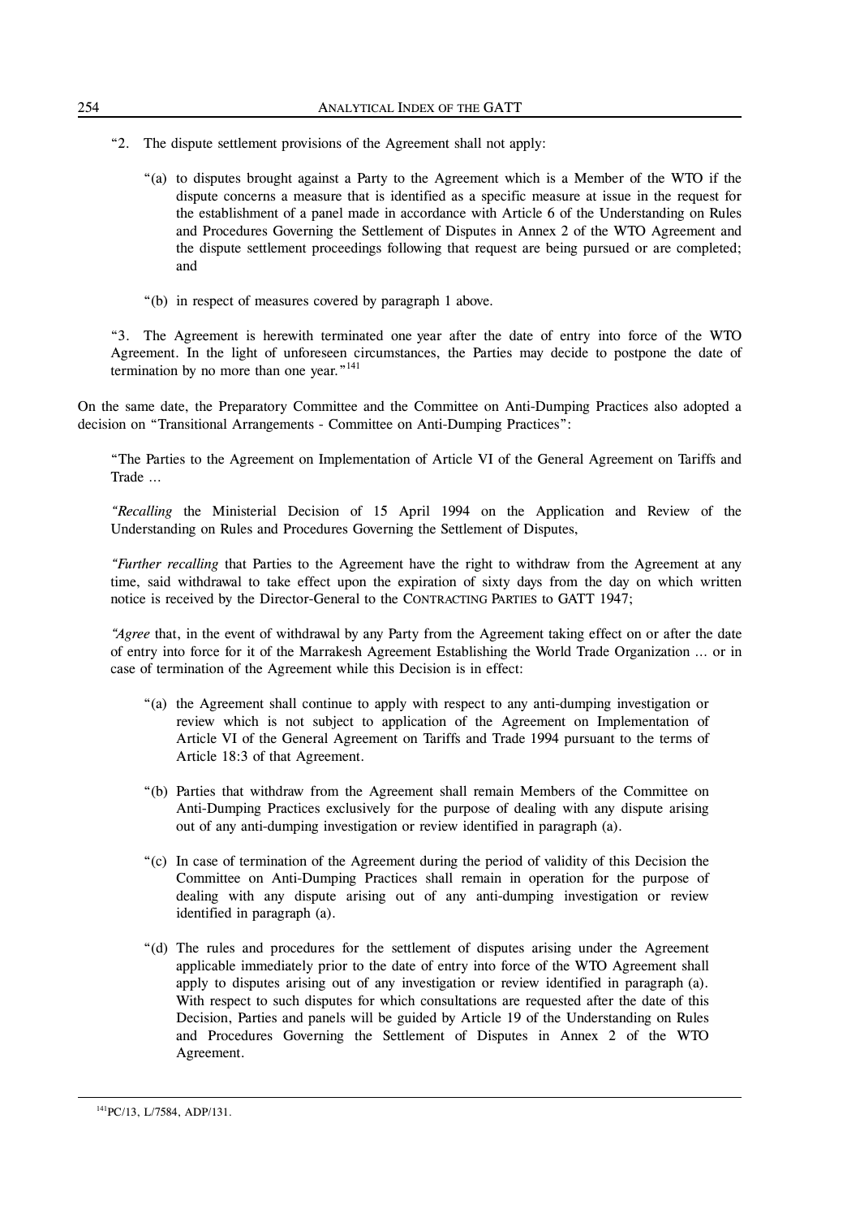"2. The dispute settlement provisions of the Agreement shall not apply:

"(a) to disputes brought against a Party to the Agreement which is a Member of the WTO if the dispute concerns a measure that is identified as a specific measure at issue in the request for the establishment of a panel made in accordance with Article 6 of the Understanding on Rules and Procedures Governing the Settlement of Disputes in Annex 2 of the WTO Agreement and the dispute settlement proceedings following that request are being pursued or are completed; and

"(b) in respect of measures covered by paragraph 1 above.

"3. The Agreement is herewith terminated one year after the date of entry into force of the WTO Agreement. In the light of unforeseen circumstances, the Parties may decide to postpone the date of termination by no more than one year."[141]

On the same date, the Preparatory Committee and the Committee on Anti-Dumping Practices also adopted a decision on "Transitional Arrangements - Committee on Anti-Dumping Practices":

"The Parties to the Agreement on Implementation of Article VI of the General Agreement on Tariffs and Trade ...

"*Recalling* the Ministerial Decision of 15 April 1994 on the Application and Review of the Understanding on Rules and Procedures Governing the Settlement of Disputes,

"*Further recalling* that Parties to the Agreement have the right to withdraw from the Agreement at any time, said withdrawal to take effect upon the expiration of sixty days from the day on which written notice is received by the Director-General to the CONTRACTING PARTIES to GATT 1947;

"*Agree* that, in the event of withdrawal by any Party from the Agreement taking effect on or after the date of entry into force for it of the Marrakesh Agreement Establishing the World Trade Organization ... or in case of termination of the Agreement while this Decision is in effect:

"(a) the Agreement shall continue to apply with respect to any anti-dumping investigation or review which is not subject to application of the Agreement on Implementation of Article VI of the General Agreement on Tariffs and Trade 1994 pursuant to the terms of Article 18:3 of that Agreement.

"(b) Parties that withdraw from the Agreement shall remain Members of the Committee on Anti-Dumping Practices exclusively for the purpose of dealing with any dispute arising out of any anti-dumping investigation or review identified in paragraph (a).

"(c) In case of termination of the Agreement during the period of validity of this Decision the Committee on Anti-Dumping Practices shall remain in operation for the purpose of dealing with any dispute arising out of any anti-dumping investigation or review identified in paragraph (a).

"(d) The rules and procedures for the settlement of disputes arising under the Agreement applicable immediately prior to the date of entry into force of the WTO Agreement shall apply to disputes arising out of any investigation or review identified in paragraph (a). With respect to such disputes for which consultations are requested after the date of this Decision, Parties and panels will be guided by Article 19 of the Understanding on Rules and Procedures Governing the Settlement of Disputes in Annex 2 of the WTO Agreement.

---

[141] PC/13, L/7584, ADP/131.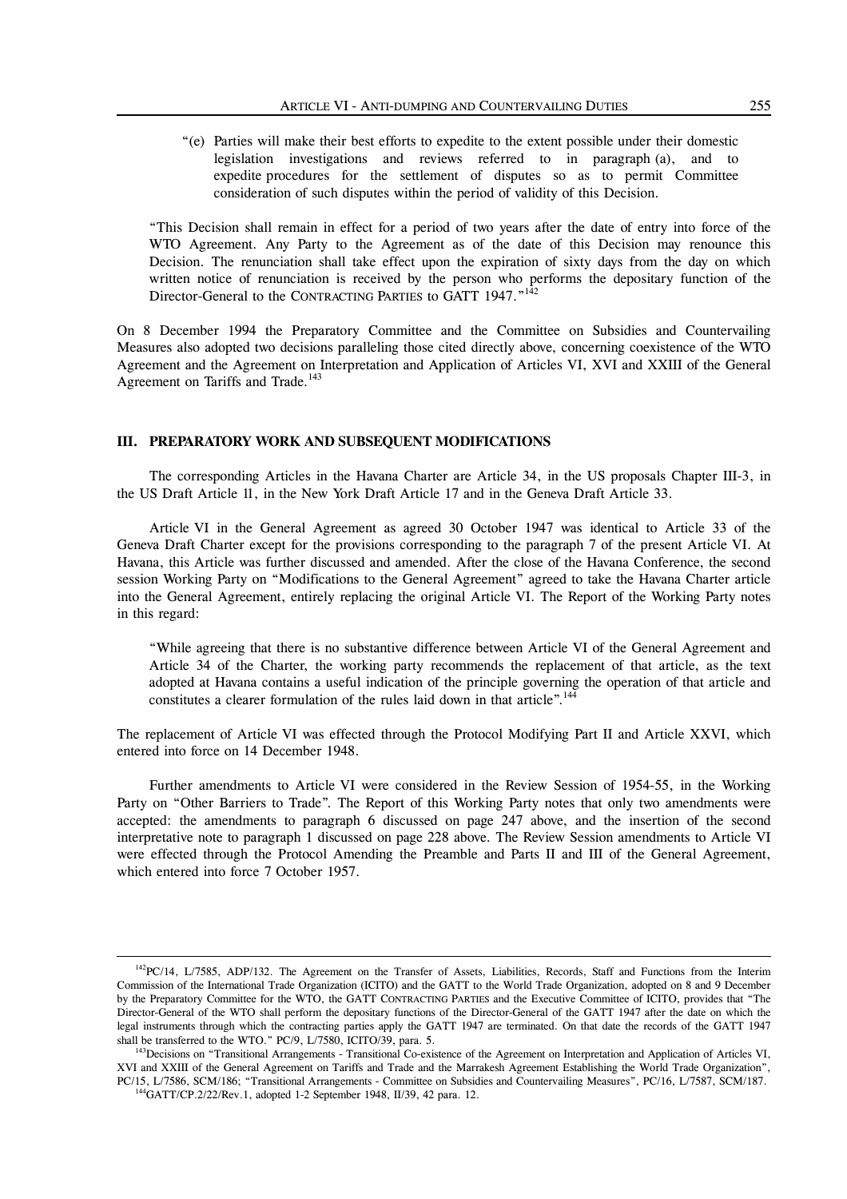"(e) Parties will make their best efforts to expedite to the extent possible under their domestic legislation investigations and reviews referred to in paragraph (a), and to expedite procedures for the settlement of disputes so as to permit Committee consideration of such disputes within the period of validity of this Decision.

"This Decision shall remain in effect for a period of two years after the date of entry into force of the WTO Agreement. Any Party to the Agreement as of the date of this Decision may renounce this Decision. The renunciation shall take effect upon the expiration of sixty days from the day on which written notice of renunciation is received by the person who performs the depositary function of the Director-General to the CONTRACTING PARTIES to GATT 1947."[142]

On 8 December 1994 the Preparatory Committee and the Committee on Subsidies and Countervailing Measures also adopted two decisions paralleling those cited directly above, concerning coexistence of the WTO Agreement and the Agreement on Interpretation and Application of Articles VI, XVI and XXIII of the General Agreement on Tariffs and Trade.[143]

## III. PREPARATORY WORK AND SUBSEQUENT MODIFICATIONS

The corresponding Articles in the Havana Charter are Article 34, in the US proposals Chapter III-3, in the US Draft Article 11, in the New York Draft Article 17 and in the Geneva Draft Article 33.

Article VI in the General Agreement as agreed 30 October 1947 was identical to Article 33 of the Geneva Draft Charter except for the provisions corresponding to the paragraph 7 of the present Article VI. At Havana, this Article was further discussed and amended. After the close of the Havana Conference, the second session Working Party on "Modifications to the General Agreement" agreed to take the Havana Charter article into the General Agreement, entirely replacing the original Article VI. The Report of the Working Party notes in this regard:

"While agreeing that there is no substantive difference between Article VI of the General Agreement and Article 34 of the Charter, the working party recommends the replacement of that article, as the text adopted at Havana contains a useful indication of the principle governing the operation of that article and constitutes a clearer formulation of the rules laid down in that article".[144]

The replacement of Article VI was effected through the Protocol Modifying Part II and Article XXVI, which entered into force on 14 December 1948.

Further amendments to Article VI were considered in the Review Session of 1954-55, in the Working Party on "Other Barriers to Trade". The Report of this Working Party notes that only two amendments were accepted: the amendments to paragraph 6 discussed on page 247 above, and the insertion of the second interpretative note to paragraph 1 discussed on page 228 above. The Review Session amendments to Article VI were effected through the Protocol Amending the Preamble and Parts II and III of the General Agreement, which entered into force 7 October 1957.

---

[142] PC/14, L/7585, ADP/132. The Agreement on the Transfer of Assets, Liabilities, Records, Staff and Functions from the Interim Commission of the International Trade Organization (ICITO) and the GATT to the World Trade Organization, adopted on 8 and 9 December by the Preparatory Committee for the WTO, the GATT CONTRACTING PARTIES and the Executive Committee of ICITO, provides that "The Director-General of the WTO shall perform the depositary functions of the Director-General of the GATT 1947 after the date on which the legal instruments through which the contracting parties apply the GATT 1947 are terminated. On that date the records of the GATT 1947 shall be transferred to the WTO." PC/9, L/7580, ICITO/39, para. 5.

[143] Decisions on "Transitional Arrangements - Transitional Co-existence of the Agreement on Interpretation and Application of Articles VI, XVI and XXIII of the General Agreement on Tariffs and Trade and the Marrakesh Agreement Establishing the World Trade Organization", PC/15, L/7586, SCM/186; "Transitional Arrangements - Committee on Subsidies and Countervailing Measures", PC/16, L/7587, SCM/187.

[144] GATT/CP.2/22/Rev.1, adopted 1-2 September 1948, II/39, 42 para. 12.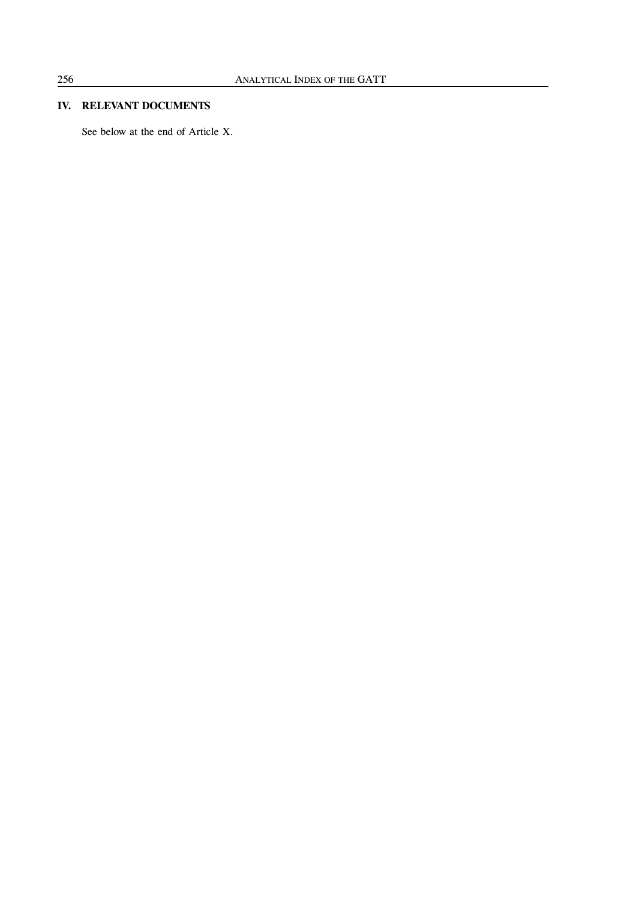## IV. RELEVANT DOCUMENTS

See below at the end of Article X.